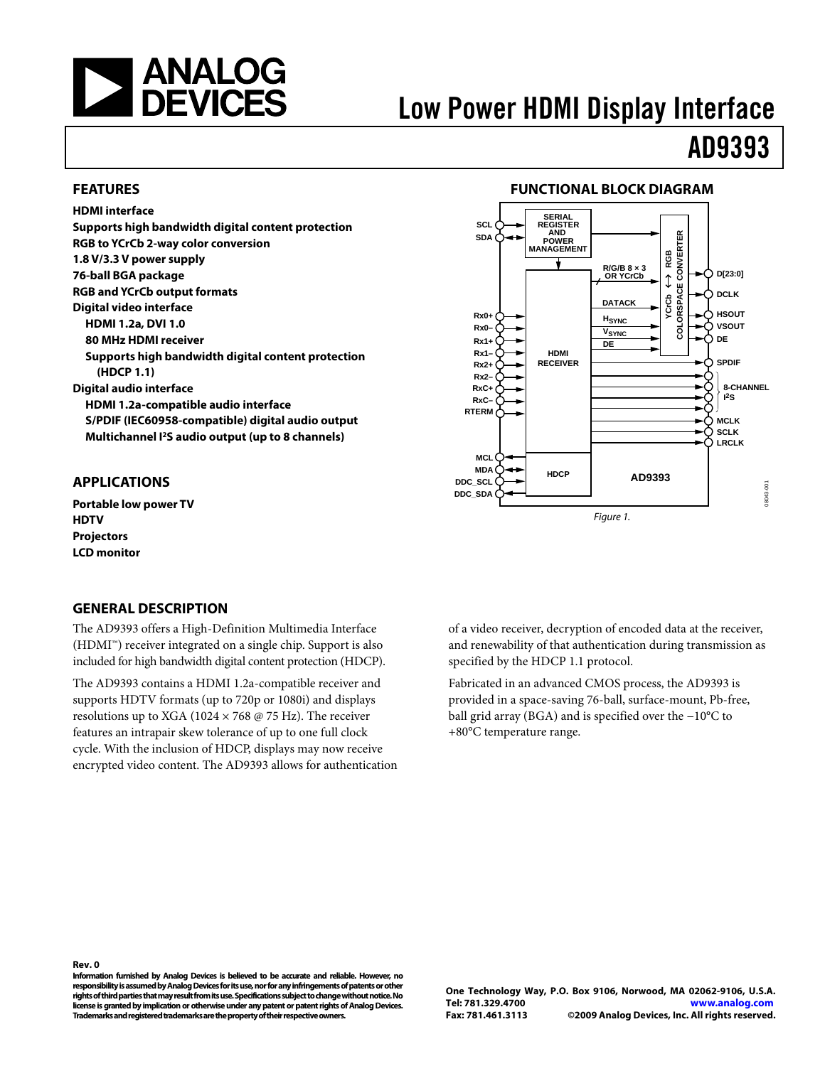# Low Power HDMI Display Interface

# AD9393

## FEATURES

**HDMI interface**
**Supports high bandwidth digital content protection**
**RGB to YCrCb 2-way color conversion**
**1.8 V/3.3 V power supply**
**76-ball BGA package**
**RGB and YCrCb output formats**
**Digital video interface**

- **HDMI 1.2a, DVI 1.0**
- **80 MHz HDMI receiver**
- **Supports high bandwidth digital content protection (HDCP 1.1)**

**Digital audio interface**

- **HDMI 1.2a-compatible audio interface**
- **S/PDIF (IEC60958-compatible) digital audio output**
- **Multichannel I²S audio output (up to 8 channels)**

## APPLICATIONS

**Portable low power TV**
**HDTV**
**Projectors**
**LCD monitor**

## FUNCTIONAL BLOCK DIAGRAM

Figure 1.

## GENERAL DESCRIPTION

The AD9393 offers a High-Definition Multimedia Interface (HDMI™) receiver integrated on a single chip. Support is also included for high bandwidth digital content protection (HDCP).

The AD9393 contains a HDMI 1.2a-compatible receiver and supports HDTV formats (up to 720p or 1080i) and displays resolutions up to XGA (1024 × 768 @ 75 Hz). The receiver features an intrapair skew tolerance of up to one full clock cycle. With the inclusion of HDCP, displays may now receive encrypted video content. The AD9393 allows for authentication of a video receiver, decryption of encoded data at the receiver, and renewability of that authentication during transmission as specified by the HDCP 1.1 protocol.

Fabricated in an advanced CMOS process, the AD9393 is provided in a space-saving 76-ball, surface-mount, Pb-free, ball grid array (BGA) and is specified over the −10°C to +80°C temperature range.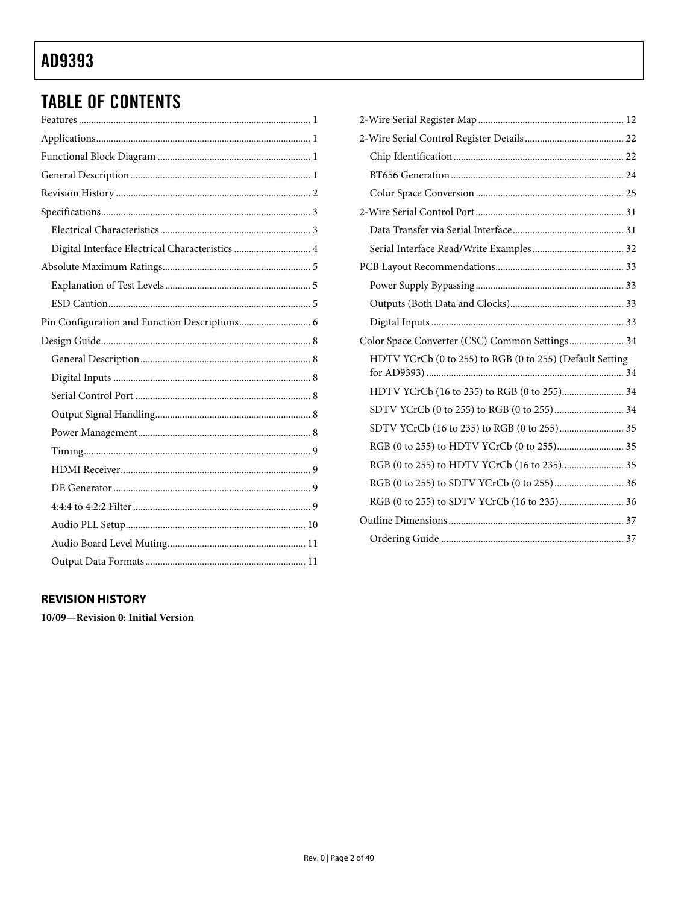## TABLE OF CONTENTS

Features ... 1
Applications ... 1
Functional Block Diagram ... 1
General Description ... 1
Revision History ... 2
Specifications ... 3
- Electrical Characteristics ... 3
- Digital Interface Electrical Characteristics ... 4

Absolute Maximum Ratings ... 5
- Explanation of Test Levels ... 5
- ESD Caution ... 5

Pin Configuration and Function Descriptions ... 6
Design Guide ... 8
- General Description ... 8
- Digital Inputs ... 8
- Serial Control Port ... 8
- Output Signal Handling ... 8
- Power Management ... 8
- Timing ... 9
- HDMI Receiver ... 9
- DE Generator ... 9
- 4:4:4 to 4:2:2 Filter ... 9
- Audio PLL Setup ... 10
- Audio Board Level Muting ... 11
- Output Data Formats ... 11

2-Wire Serial Register Map ... 12
2-Wire Serial Control Register Details ... 22
- Chip Identification ... 22
- BT656 Generation ... 24
- Color Space Conversion ... 25

2-Wire Serial Control Port ... 31
- Data Transfer via Serial Interface ... 31
- Serial Interface Read/Write Examples ... 32

PCB Layout Recommendations ... 33
- Power Supply Bypassing ... 33
- Outputs (Both Data and Clocks) ... 33
- Digital Inputs ... 33

Color Space Converter (CSC) Common Settings ... 34
- HDTV YCrCb (0 to 255) to RGB (0 to 255) (Default Setting for AD9393) ... 34
- HDTV YCrCb (16 to 235) to RGB (0 to 255) ... 34
- SDTV YCrCb (0 to 255) to RGB (0 to 255) ... 34
- SDTV YCrCb (16 to 235) to RGB (0 to 255) ... 35
- RGB (0 to 255) to HDTV YCrCb (0 to 255) ... 35
- RGB (0 to 255) to HDTV YCrCb (16 to 235) ... 35
- RGB (0 to 255) to SDTV YCrCb (0 to 255) ... 36
- RGB (0 to 255) to SDTV YCrCb (16 to 235) ... 36

Outline Dimensions ... 37
- Ordering Guide ... 37

### REVISION HISTORY

**10/09—Revision 0: Initial Version**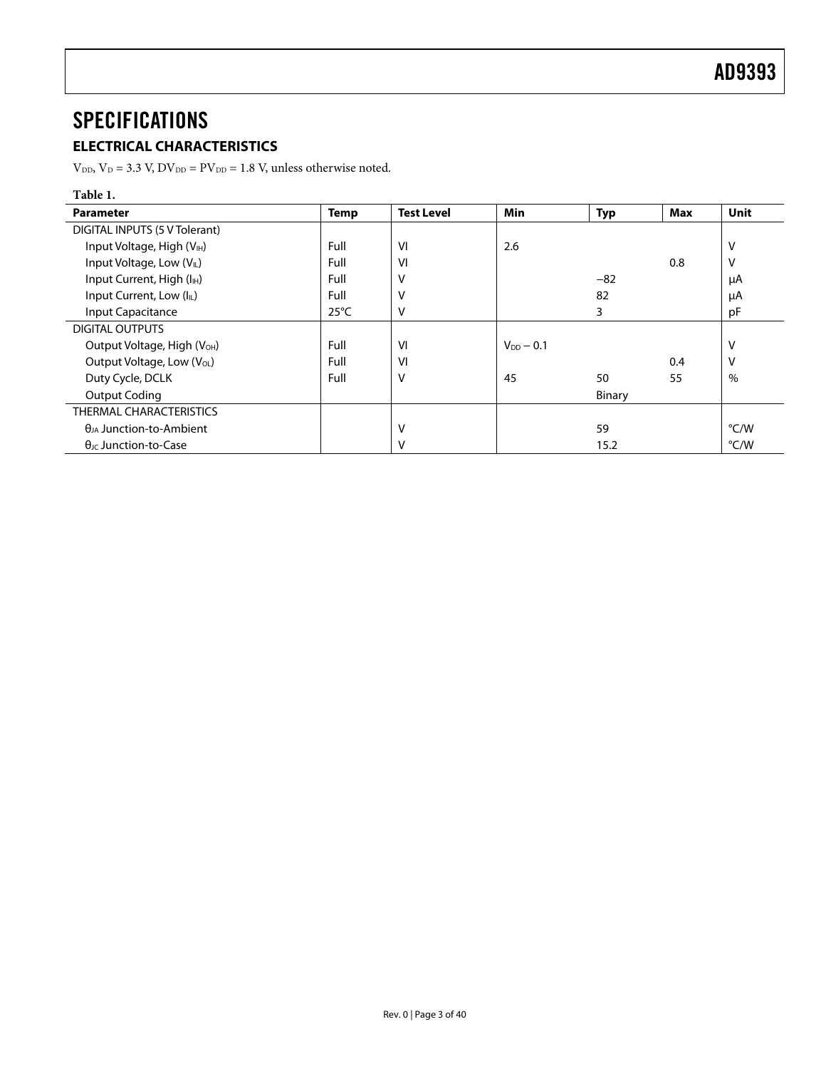## SPECIFICATIONS

### ELECTRICAL CHARACTERISTICS

$V_{DD}$, $V_D$ = 3.3 V, $DV_{DD}$ = $PV_{DD}$ = 1.8 V, unless otherwise noted.

**Table 1.**

| Parameter | Temp | Test Level | Min | Typ | Max | Unit |
|---|---|---|---|---|---|---|
| DIGITAL INPUTS (5 V Tolerant) | | | | | | |
| Input Voltage, High ($V_{IH}$) | Full | VI | 2.6 | | | V |
| Input Voltage, Low ($V_{IL}$) | Full | VI | | | 0.8 | V |
| Input Current, High ($I_{IH}$) | Full | V | | −82 | | µA |
| Input Current, Low ($I_{IL}$) | Full | V | | 82 | | µA |
| Input Capacitance | 25°C | V | | 3 | | pF |
| DIGITAL OUTPUTS | | | | | | |
| Output Voltage, High ($V_{OH}$) | Full | VI | $V_{DD}$ − 0.1 | | | V |
| Output Voltage, Low ($V_{OL}$) | Full | VI | | | 0.4 | V |
| Duty Cycle, DCLK | Full | V | 45 | 50 | 55 | % |
| Output Coding | | | | Binary | | |
| THERMAL CHARACTERISTICS | | | | | | |
| $\theta_{JA}$ Junction-to-Ambient | | V | | 59 | | °C/W |
| $\theta_{JC}$ Junction-to-Case | | V | | 15.2 | | °C/W |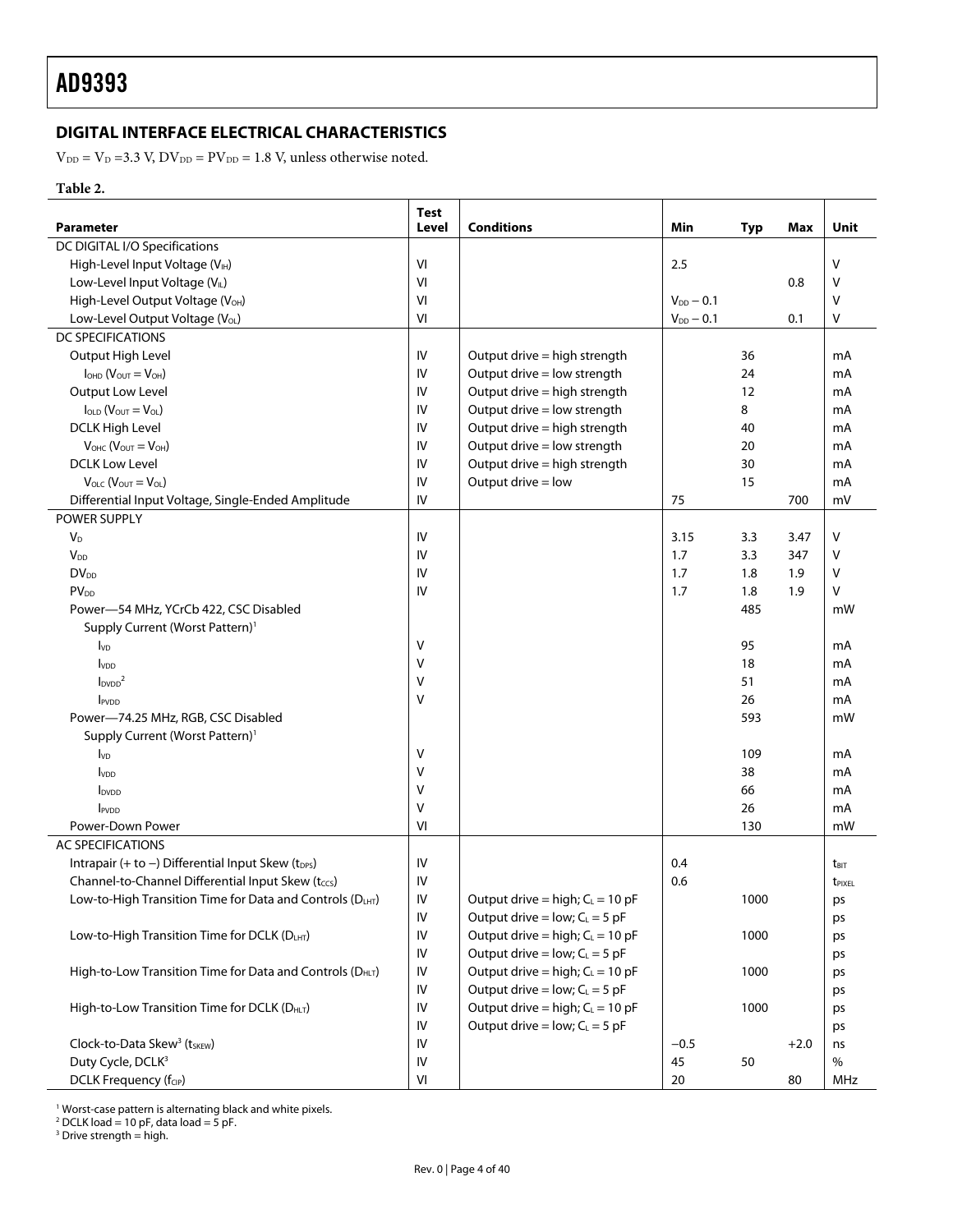## DIGITAL INTERFACE ELECTRICAL CHARACTERISTICS

$V_{DD} = V_D = 3.3$ V, $DV_{DD} = PV_{DD} = 1.8$ V, unless otherwise noted.

**Table 2.**

| Parameter | Test Level | Conditions | Min | Typ | Max | Unit |
|---|---|---|---|---|---|---|
| DC DIGITAL I/O Specifications | | | | | | |
| High-Level Input Voltage ($V_{IH}$) | VI | | 2.5 | | | V |
| Low-Level Input Voltage ($V_{IL}$) | VI | | | | 0.8 | V |
| High-Level Output Voltage ($V_{OH}$) | VI | | $V_{DD} - 0.1$ | | | V |
| Low-Level Output Voltage ($V_{OL}$) | VI | | $V_{DD} - 0.1$ | | 0.1 | V |
| DC SPECIFICATIONS | | | | | | |
| Output High Level | IV | Output drive = high strength | | 36 | | mA |
| $I_{OHD}$ ($V_{OUT} = V_{OH}$) | IV | Output drive = low strength | | 24 | | mA |
| Output Low Level | IV | Output drive = high strength | | 12 | | mA |
| $I_{OLD}$ ($V_{OUT} = V_{OL}$) | IV | Output drive = low strength | | 8 | | mA |
| DCLK High Level | IV | Output drive = high strength | | 40 | | mA |
| $V_{OHC}$ ($V_{OUT} = V_{OH}$) | IV | Output drive = low strength | | 20 | | mA |
| DCLK Low Level | IV | Output drive = high strength | | 30 | | mA |
| $V_{OLC}$ ($V_{OUT} = V_{OL}$) | IV | Output drive = low | | 15 | | mA |
| Differential Input Voltage, Single-Ended Amplitude | IV | | 75 | | 700 | mV |
| POWER SUPPLY | | | | | | |
| $V_D$ | IV | | 3.15 | 3.3 | 3.47 | V |
| $V_{DD}$ | IV | | 1.7 | 3.3 | 347 | V |
| $DV_{DD}$ | IV | | 1.7 | 1.8 | 1.9 | V |
| $PV_{DD}$ | IV | | 1.7 | 1.8 | 1.9 | V |
| Power—54 MHz, YCrCb 422, CSC Disabled | | | | 485 | | mW |
| Supply Current (Worst Pattern)[1] | | | | | | |
| $I_{VD}$ | V | | | 95 | | mA |
| $I_{VDD}$ | V | | | 18 | | mA |
| $I_{DVDD}$[2] | V | | | 51 | | mA |
| $I_{PVDD}$ | V | | | 26 | | mA |
| Power—74.25 MHz, RGB, CSC Disabled | | | | 593 | | mW |
| Supply Current (Worst Pattern)[1] | | | | | | |
| $I_{VD}$ | V | | | 109 | | mA |
| $I_{VDD}$ | V | | | 38 | | mA |
| $I_{DVDD}$ | V | | | 66 | | mA |
| $I_{PVDD}$ | V | | | 26 | | mA |
| Power-Down Power | VI | | | 130 | | mW |
| AC SPECIFICATIONS | | | | | | |
| Intrapair (+ to −) Differential Input Skew ($t_{DPS}$) | IV | | 0.4 | | | $t_{BIT}$ |
| Channel-to-Channel Differential Input Skew ($t_{CCS}$) | IV | | 0.6 | | | $t_{PIXEL}$ |
| Low-to-High Transition Time for Data and Controls ($D_{LHT}$) | IV | Output drive = high; $C_L$ = 10 pF | | 1000 | | ps |
| | IV | Output drive = low; $C_L$ = 5 pF | | | | ps |
| Low-to-High Transition Time for DCLK ($D_{LHT}$) | IV | Output drive = high; $C_L$ = 10 pF | | 1000 | | ps |
| | IV | Output drive = low; $C_L$ = 5 pF | | | | ps |
| High-to-Low Transition Time for Data and Controls ($D_{HLT}$) | IV | Output drive = high; $C_L$ = 10 pF | | 1000 | | ps |
| | IV | Output drive = low; $C_L$ = 5 pF | | | | ps |
| High-to-Low Transition Time for DCLK ($D_{HLT}$) | IV | Output drive = high; $C_L$ = 10 pF | | 1000 | | ps |
| | IV | Output drive = low; $C_L$ = 5 pF | | | | ps |
| Clock-to-Data Skew[3] ($t_{SKEW}$) | IV | | −0.5 | | +2.0 | ns |
| Duty Cycle, DCLK[3] | IV | | 45 | 50 | | % |
| DCLK Frequency ($f_{CIP}$) | VI | | 20 | | 80 | MHz |

[1] Worst-case pattern is alternating black and white pixels.
[2] DCLK load = 10 pF, data load = 5 pF.
[3] Drive strength = high.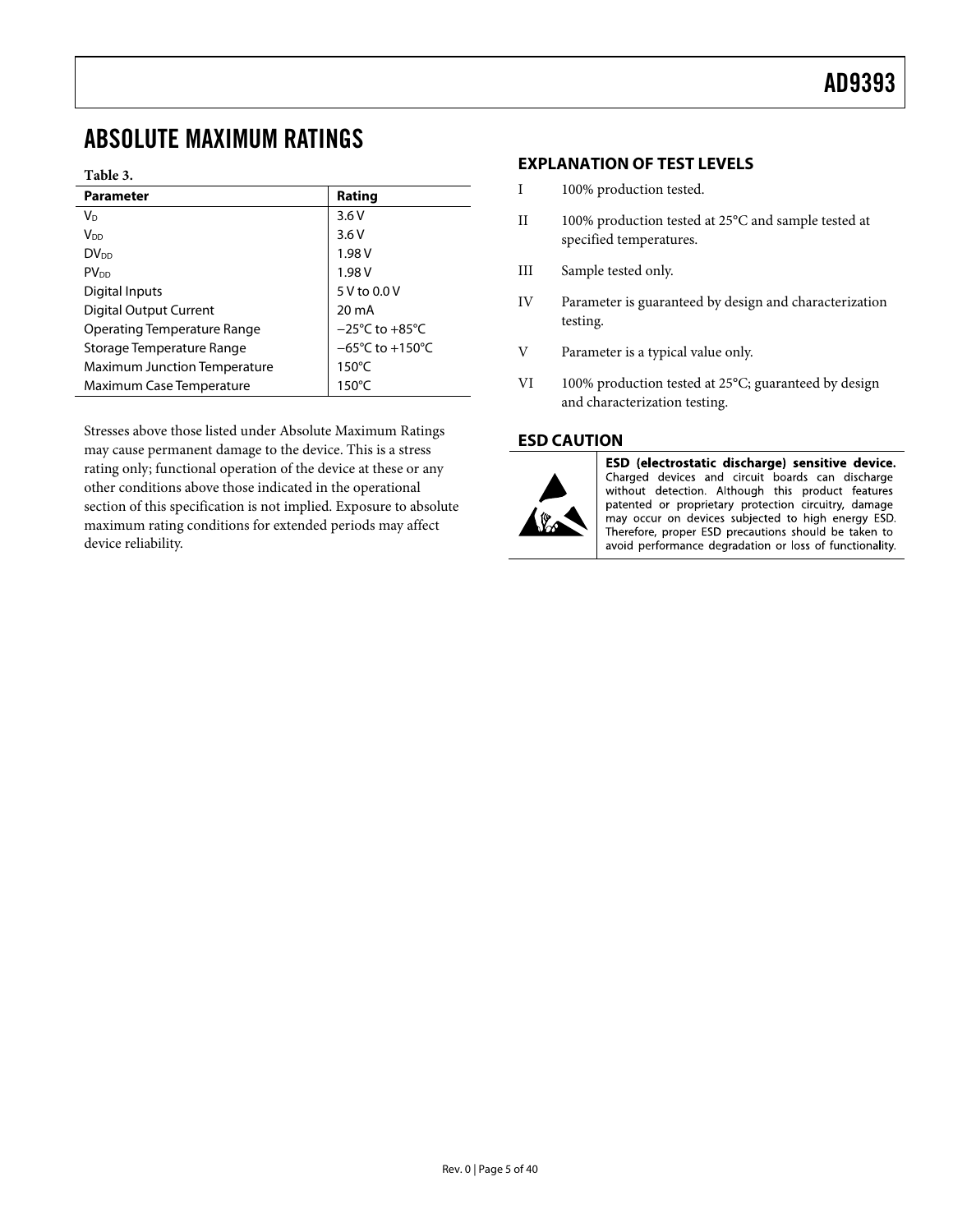## ABSOLUTE MAXIMUM RATINGS

**Table 3.**

| Parameter | Rating |
|---|---|
| $V_D$ | 3.6 V |
| $V_{DD}$ | 3.6 V |
| $DV_{DD}$ | 1.98 V |
| $PV_{DD}$ | 1.98 V |
| Digital Inputs | 5 V to 0.0 V |
| Digital Output Current | 20 mA |
| Operating Temperature Range | −25°C to +85°C |
| Storage Temperature Range | −65°C to +150°C |
| Maximum Junction Temperature | 150°C |
| Maximum Case Temperature | 150°C |

Stresses above those listed under Absolute Maximum Ratings may cause permanent damage to the device. This is a stress rating only; functional operation of the device at these or any other conditions above those indicated in the operational section of this specification is not implied. Exposure to absolute maximum rating conditions for extended periods may affect device reliability.

### EXPLANATION OF TEST LEVELS

- I 100% production tested.
- II 100% production tested at 25°C and sample tested at specified temperatures.
- III Sample tested only.
- IV Parameter is guaranteed by design and characterization testing.
- V Parameter is a typical value only.
- VI 100% production tested at 25°C; guaranteed by design and characterization testing.

### ESD CAUTION

**ESD (electrostatic discharge) sensitive device.** Charged devices and circuit boards can discharge without detection. Although this product features patented or proprietary protection circuitry, damage may occur on devices subjected to high energy ESD. Therefore, proper ESD precautions should be taken to avoid performance degradation or loss of functionality.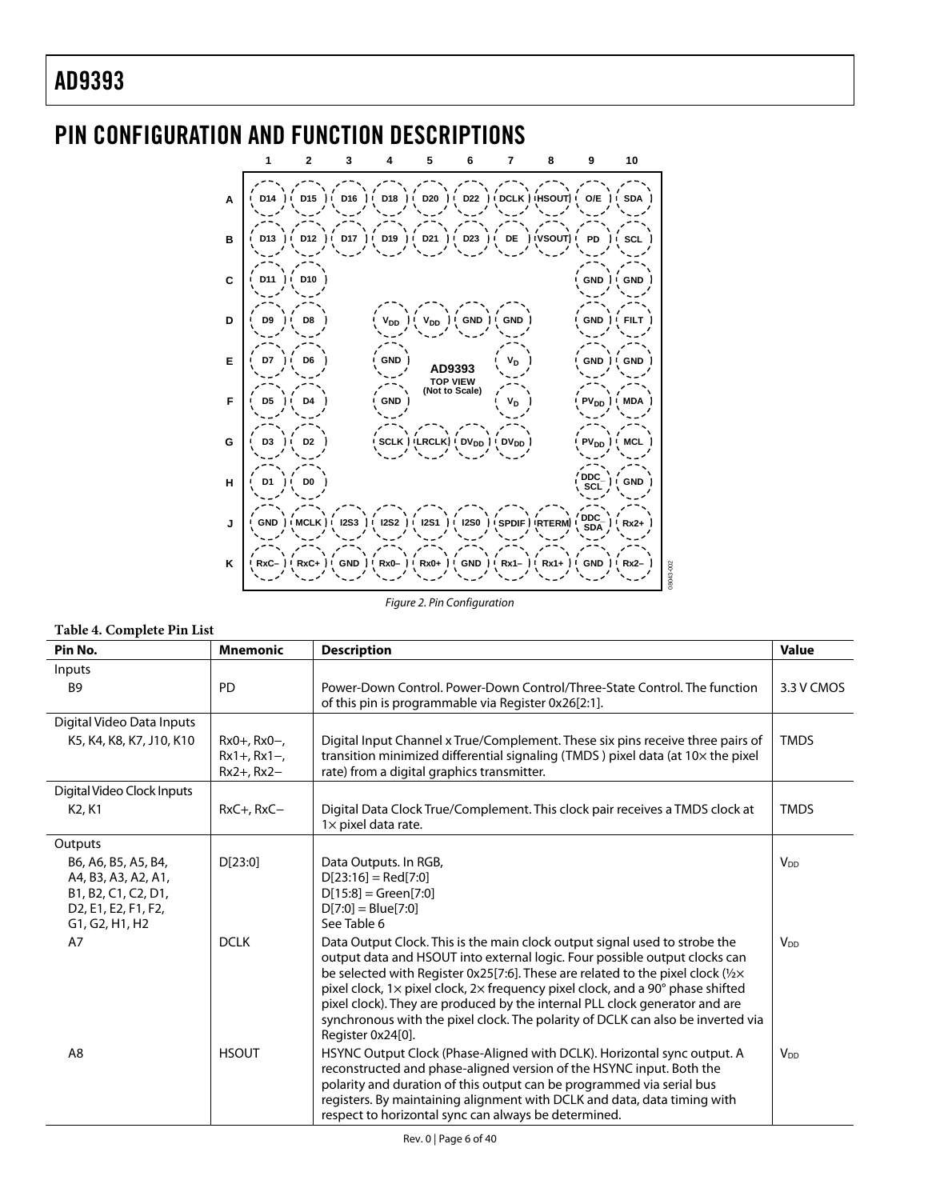# PIN CONFIGURATION AND FUNCTION DESCRIPTIONS

|   | 1 | 2 | 3 | 4 | 5 | 6 | 7 | 8 | 9 | 10 |
|---|---|---|---|---|---|---|---|---|---|---|
| A | D14 | D15 | D16 | D18 | D20 | D22 | DCLK | HSOUT | O/E | SDA |
| B | D13 | D12 | D17 | D19 | D21 | D23 | DE | VSOUT | PD | SCL |
| C | D11 | D10 | | | | | | | GND | GND |
| D | D9 | D8 | | $V_{DD}$ | $V_{DD}$ | GND | GND | | GND | FILT |
| E | D7 | D6 | | GND | | | $V_D$ | | GND | GND |
| F | D5 | D4 | | GND | | | $V_D$ | | $PV_{DD}$ | MDA |
| G | D3 | D2 | | SCLK | LRCLK | $DV_{DD}$ | $DV_{DD}$ | | $PV_{DD}$ | MCL |
| H | D1 | D0 | | | | | | | DDC_SCL | GND |
| J | GND | MCLK | I2S3 | I2S2 | I2S1 | I2S0 | SPDIF | RTERM | DDC_SDA | Rx2+ |
| K | RxC– | RxC+ | GND | Rx0– | Rx0+ | GND | Rx1– | Rx1+ | GND | Rx2– |

AD9393 TOP VIEW (Not to Scale)

Figure 2. Pin Configuration

**Table 4. Complete Pin List**

| Pin No. | Mnemonic | Description | Value |
|---|---|---|---|
| Inputs | | | |
| B9 | PD | Power-Down Control. Power-Down Control/Three-State Control. The function of this pin is programmable via Register 0x26[2:1]. | 3.3 V CMOS |
| Digital Video Data Inputs | | | |
| K5, K4, K8, K7, J10, K10 | Rx0+, Rx0−, Rx1+, Rx1−, Rx2+, Rx2− | Digital Input Channel x True/Complement. These six pins receive three pairs of transition minimized differential signaling (TMDS ) pixel data (at 10× the pixel rate) from a digital graphics transmitter. | TMDS |
| Digital Video Clock Inputs | | | |
| K2, K1 | RxC+, RxC− | Digital Data Clock True/Complement. This clock pair receives a TMDS clock at 1× pixel data rate. | TMDS |
| Outputs | | | |
| B6, A6, B5, A5, B4, A4, B3, A3, A2, A1, B1, B2, C1, C2, D1, D2, E1, E2, F1, F2, G1, G2, H1, H2 | D[23:0] | Data Outputs. In RGB, D[23:16] = Red[7:0] D[15:8] = Green[7:0] D[7:0] = Blue[7:0] See Table 6 | $V_{DD}$ |
| A7 | DCLK | Data Output Clock. This is the main clock output signal used to strobe the output data and HSOUT into external logic. Four possible output clocks can be selected with Register 0x25[7:6]. These are related to the pixel clock (½× pixel clock, 1× pixel clock, 2× frequency pixel clock, and a 90° phase shifted pixel clock). They are produced by the internal PLL clock generator and are synchronous with the pixel clock. The polarity of DCLK can also be inverted via Register 0x24[0]. | $V_{DD}$ |
| A8 | HSOUT | HSYNC Output Clock (Phase-Aligned with DCLK). Horizontal sync output. A reconstructed and phase-aligned version of the HSYNC input. Both the polarity and duration of this output can be programmed via serial bus registers. By maintaining alignment with DCLK and data, data timing with respect to horizontal sync can always be determined. | $V_{DD}$ |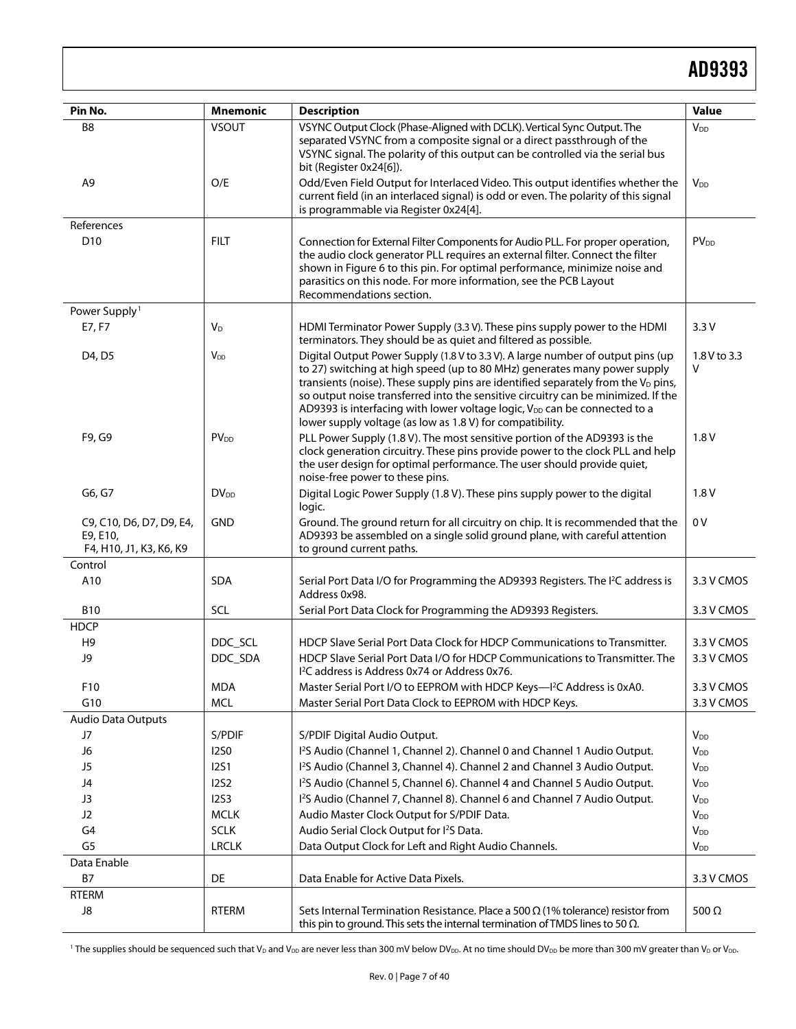| Pin No. | Mnemonic | Description | Value |
|---|---|---|---|
| B8 | VSOUT | VSYNC Output Clock (Phase-Aligned with DCLK). Vertical Sync Output. The separated VSYNC from a composite signal or a direct passthrough of the VSYNC signal. The polarity of this output can be controlled via the serial bus bit (Register 0x24[6]). | $V_{DD}$ |
| A9 | O/E | Odd/Even Field Output for Interlaced Video. This output identifies whether the current field (in an interlaced signal) is odd or even. The polarity of this signal is programmable via Register 0x24[4]. | $V_{DD}$ |
| References | | | |
| D10 | FILT | Connection for External Filter Components for Audio PLL. For proper operation, the audio clock generator PLL requires an external filter. Connect the filter shown in Figure 6 to this pin. For optimal performance, minimize noise and parasitics on this node. For more information, see the PCB Layout Recommendations section. | $PV_{DD}$ |
| Power Supply[1] | | | |
| E7, F7 | $V_D$ | HDMI Terminator Power Supply (3.3 V). These pins supply power to the HDMI terminators. They should be as quiet and filtered as possible. | 3.3 V |
| D4, D5 | $V_{DD}$ | Digital Output Power Supply (1.8 V to 3.3 V). A large number of output pins (up to 27) switching at high speed (up to 80 MHz) generates many power supply transients (noise). These supply pins are identified separately from the $V_D$ pins, so output noise transferred into the sensitive circuitry can be minimized. If the AD9393 is interfacing with lower voltage logic, $V_{DD}$ can be connected to a lower supply voltage (as low as 1.8 V) for compatibility. | 1.8 V to 3.3 V |
| F9, G9 | $PV_{DD}$ | PLL Power Supply (1.8 V). The most sensitive portion of the AD9393 is the clock generation circuitry. These pins provide power to the clock PLL and help the user design for optimal performance. The user should provide quiet, noise-free power to these pins. | 1.8 V |
| G6, G7 | $DV_{DD}$ | Digital Logic Power Supply (1.8 V). These pins supply power to the digital logic. | 1.8 V |
| C9, C10, D6, D7, D9, E4, E9, E10, F4, H10, J1, K3, K6, K9 | GND | Ground. The ground return for all circuitry on chip. It is recommended that the AD9393 be assembled on a single solid ground plane, with careful attention to ground current paths. | 0 V |
| Control | | | |
| A10 | SDA | Serial Port Data I/O for Programming the AD9393 Registers. The I²C address is Address 0x98. | 3.3 V CMOS |
| B10 | SCL | Serial Port Data Clock for Programming the AD9393 Registers. | 3.3 V CMOS |
| HDCP | | | |
| H9 | DDC_SCL | HDCP Slave Serial Port Data Clock for HDCP Communications to Transmitter. | 3.3 V CMOS |
| J9 | DDC_SDA | HDCP Slave Serial Port Data I/O for HDCP Communications to Transmitter. The I²C address is Address 0x74 or Address 0x76. | 3.3 V CMOS |
| F10 | MDA | Master Serial Port I/O to EEPROM with HDCP Keys—I²C Address is 0xA0. | 3.3 V CMOS |
| G10 | MCL | Master Serial Port Data Clock to EEPROM with HDCP Keys. | 3.3 V CMOS |
| Audio Data Outputs | | | |
| J7 | S/PDIF | S/PDIF Digital Audio Output. | $V_{DD}$ |
| J6 | I2S0 | I²S Audio (Channel 1, Channel 2). Channel 0 and Channel 1 Audio Output. | $V_{DD}$ |
| J5 | I2S1 | I²S Audio (Channel 3, Channel 4). Channel 2 and Channel 3 Audio Output. | $V_{DD}$ |
| J4 | I2S2 | I²S Audio (Channel 5, Channel 6). Channel 4 and Channel 5 Audio Output. | $V_{DD}$ |
| J3 | I2S3 | I²S Audio (Channel 7, Channel 8). Channel 6 and Channel 7 Audio Output. | $V_{DD}$ |
| J2 | MCLK | Audio Master Clock Output for S/PDIF Data. | $V_{DD}$ |
| G4 | SCLK | Audio Serial Clock Output for I²S Data. | $V_{DD}$ |
| G5 | LRCLK | Data Output Clock for Left and Right Audio Channels. | $V_{DD}$ |
| Data Enable | | | |
| B7 | DE | Data Enable for Active Data Pixels. | 3.3 V CMOS |
| RTERM | | | |
| J8 | RTERM | Sets Internal Termination Resistance. Place a 500 Ω (1% tolerance) resistor from this pin to ground. This sets the internal termination of TMDS lines to 50 Ω. | 500 Ω |

[1] The supplies should be sequenced such that $V_D$ and $V_{DD}$ are never less than 300 mV below $DV_{DD}$. At no time should $DV_{DD}$ be more than 300 mV greater than $V_D$ or $V_{DD}$.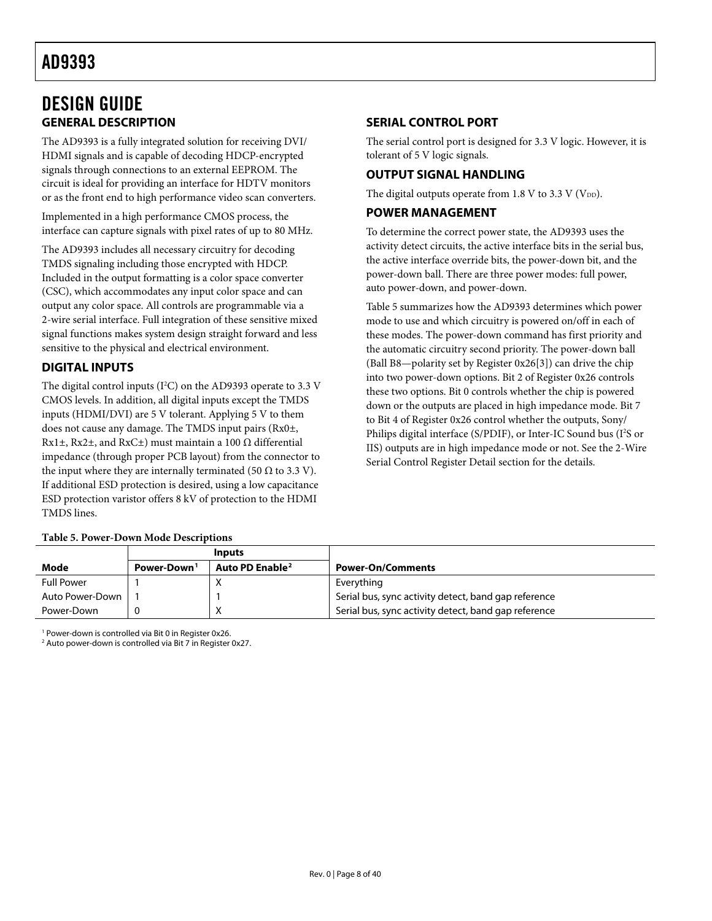# DESIGN GUIDE

## GENERAL DESCRIPTION

The AD9393 is a fully integrated solution for receiving DVI/ HDMI signals and is capable of decoding HDCP-encrypted signals through connections to an external EEPROM. The circuit is ideal for providing an interface for HDTV monitors or as the front end to high performance video scan converters.

Implemented in a high performance CMOS process, the interface can capture signals with pixel rates of up to 80 MHz.

The AD9393 includes all necessary circuitry for decoding TMDS signaling including those encrypted with HDCP. Included in the output formatting is a color space converter (CSC), which accommodates any input color space and can output any color space. All controls are programmable via a 2-wire serial interface. Full integration of these sensitive mixed signal functions makes system design straight forward and less sensitive to the physical and electrical environment.

## DIGITAL INPUTS

The digital control inputs ($I^2C$) on the AD9393 operate to 3.3 V CMOS levels. In addition, all digital inputs except the TMDS inputs (HDMI/DVI) are 5 V tolerant. Applying 5 V to them does not cause any damage. The TMDS input pairs (Rx0±, Rx1±, Rx2±, and RxC±) must maintain a 100 Ω differential impedance (through proper PCB layout) from the connector to the input where they are internally terminated (50 Ω to 3.3 V). If additional ESD protection is desired, using a low capacitance ESD protection varistor offers 8 kV of protection to the HDMI TMDS lines.

## SERIAL CONTROL PORT

The serial control port is designed for 3.3 V logic. However, it is tolerant of 5 V logic signals.

## OUTPUT SIGNAL HANDLING

The digital outputs operate from 1.8 V to 3.3 V ($V_{DD}$).

## POWER MANAGEMENT

To determine the correct power state, the AD9393 uses the activity detect circuits, the active interface bits in the serial bus, the active interface override bits, the power-down bit, and the power-down ball. There are three power modes: full power, auto power-down, and power-down.

Table 5 summarizes how the AD9393 determines which power mode to use and which circuitry is powered on/off in each of these modes. The power-down command has first priority and the automatic circuitry second priority. The power-down ball (Ball B8—polarity set by Register 0x26[3]) can drive the chip into two power-down options. Bit 2 of Register 0x26 controls these two options. Bit 0 controls whether the chip is powered down or the outputs are placed in high impedance mode. Bit 7 to Bit 4 of Register 0x26 control whether the outputs, Sony/ Philips digital interface (S/PDIF), or Inter-IC Sound bus ($I^2S$ or IIS) outputs are in high impedance mode or not. See the 2-Wire Serial Control Register Detail section for the details.

**Table 5. Power-Down Mode Descriptions**

| | Inputs | | |
|---|---|---|---|
| **Mode** | **Power-Down[1]** | **Auto PD Enable[2]** | **Power-On/Comments** |
| Full Power | 1 | X | Everything |
| Auto Power-Down | 1 | 1 | Serial bus, sync activity detect, band gap reference |
| Power-Down | 0 | X | Serial bus, sync activity detect, band gap reference |

[1] Power-down is controlled via Bit 0 in Register 0x26.
[2] Auto power-down is controlled via Bit 7 in Register 0x27.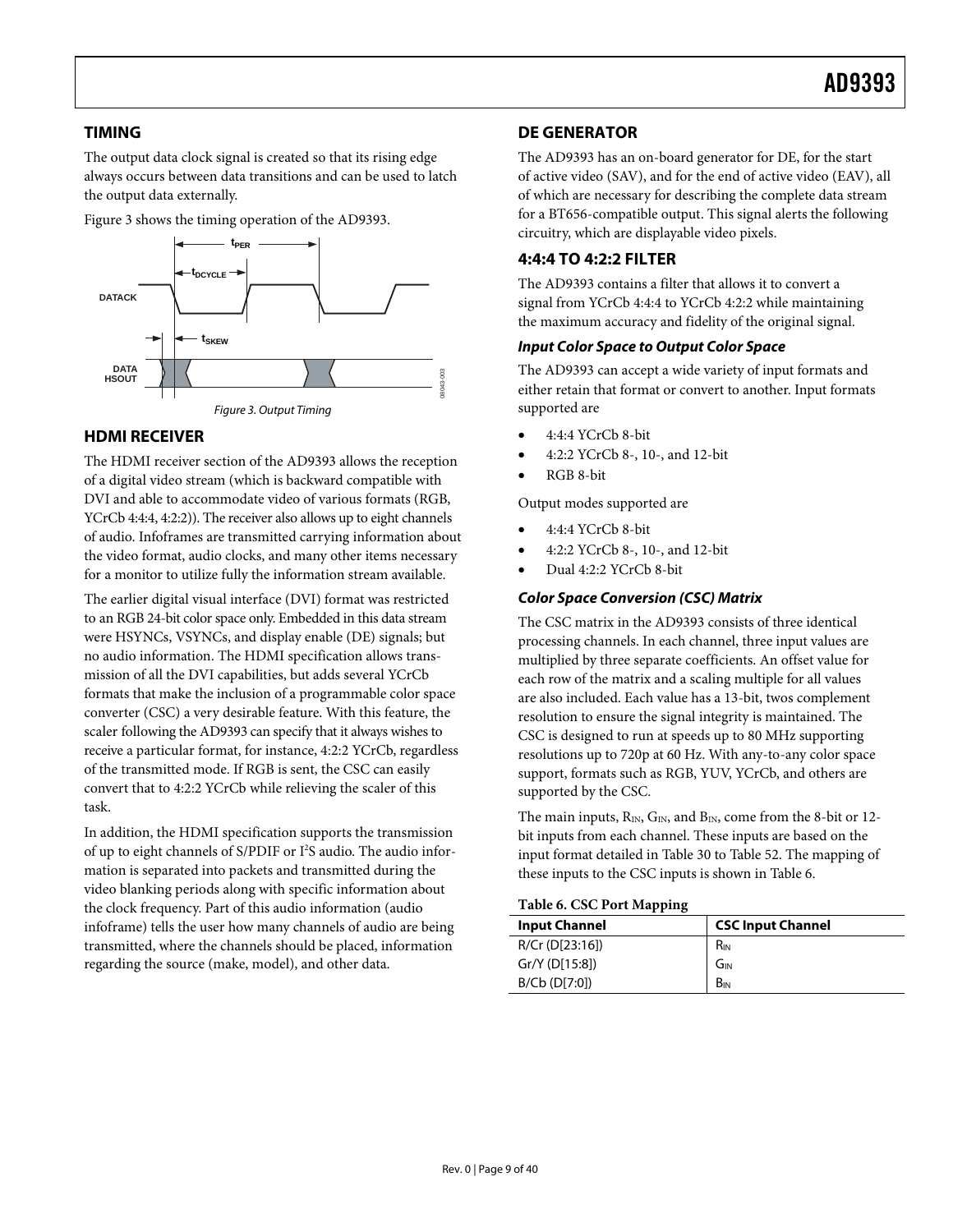## TIMING

The output data clock signal is created so that its rising edge always occurs between data transitions and can be used to latch the output data externally.

Figure 3 shows the timing operation of the AD9393.

Figure 3. Output Timing

## HDMI RECEIVER

The HDMI receiver section of the AD9393 allows the reception of a digital video stream (which is backward compatible with DVI and able to accommodate video of various formats (RGB, YCrCb 4:4:4, 4:2:2)). The receiver also allows up to eight channels of audio. Infoframes are transmitted carrying information about the video format, audio clocks, and many other items necessary for a monitor to utilize fully the information stream available.

The earlier digital visual interface (DVI) format was restricted to an RGB 24-bit color space only. Embedded in this data stream were HSYNCs, VSYNCs, and display enable (DE) signals; but no audio information. The HDMI specification allows transmission of all the DVI capabilities, but adds several YCrCb formats that make the inclusion of a programmable color space converter (CSC) a very desirable feature. With this feature, the scaler following the AD9393 can specify that it always wishes to receive a particular format, for instance, 4:2:2 YCrCb, regardless of the transmitted mode. If RGB is sent, the CSC can easily convert that to 4:2:2 YCrCb while relieving the scaler of this task.

In addition, the HDMI specification supports the transmission of up to eight channels of S/PDIF or I$^2$S audio. The audio information is separated into packets and transmitted during the video blanking periods along with specific information about the clock frequency. Part of this audio information (audio infoframe) tells the user how many channels of audio are being transmitted, where the channels should be placed, information regarding the source (make, model), and other data.

## DE GENERATOR

The AD9393 has an on-board generator for DE, for the start of active video (SAV), and for the end of active video (EAV), all of which are necessary for describing the complete data stream for a BT656-compatible output. This signal alerts the following circuitry, which are displayable video pixels.

## 4:4:4 TO 4:2:2 FILTER

The AD9393 contains a filter that allows it to convert a signal from YCrCb 4:4:4 to YCrCb 4:2:2 while maintaining the maximum accuracy and fidelity of the original signal.

### *Input Color Space to Output Color Space*

The AD9393 can accept a wide variety of input formats and either retain that format or convert to another. Input formats supported are

- 4:4:4 YCrCb 8-bit
- 4:2:2 YCrCb 8-, 10-, and 12-bit
- RGB 8-bit

Output modes supported are

- 4:4:4 YCrCb 8-bit
- 4:2:2 YCrCb 8-, 10-, and 12-bit
- Dual 4:2:2 YCrCb 8-bit

### *Color Space Conversion (CSC) Matrix*

The CSC matrix in the AD9393 consists of three identical processing channels. In each channel, three input values are multiplied by three separate coefficients. An offset value for each row of the matrix and a scaling multiple for all values are also included. Each value has a 13-bit, twos complement resolution to ensure the signal integrity is maintained. The CSC is designed to run at speeds up to 80 MHz supporting resolutions up to 720p at 60 Hz. With any-to-any color space support, formats such as RGB, YUV, YCrCb, and others are supported by the CSC.

The main inputs, $R_{IN}$, $G_{IN}$, and $B_{IN}$, come from the 8-bit or 12-bit inputs from each channel. These inputs are based on the input format detailed in Table 30 to Table 52. The mapping of these inputs to the CSC inputs is shown in Table 6.

**Table 6. CSC Port Mapping**

| Input Channel | CSC Input Channel |
|---|---|
| R/Cr (D[23:16]) | $R_{IN}$ |
| Gr/Y (D[15:8]) | $G_{IN}$ |
| B/Cb (D[7:0]) | $B_{IN}$ |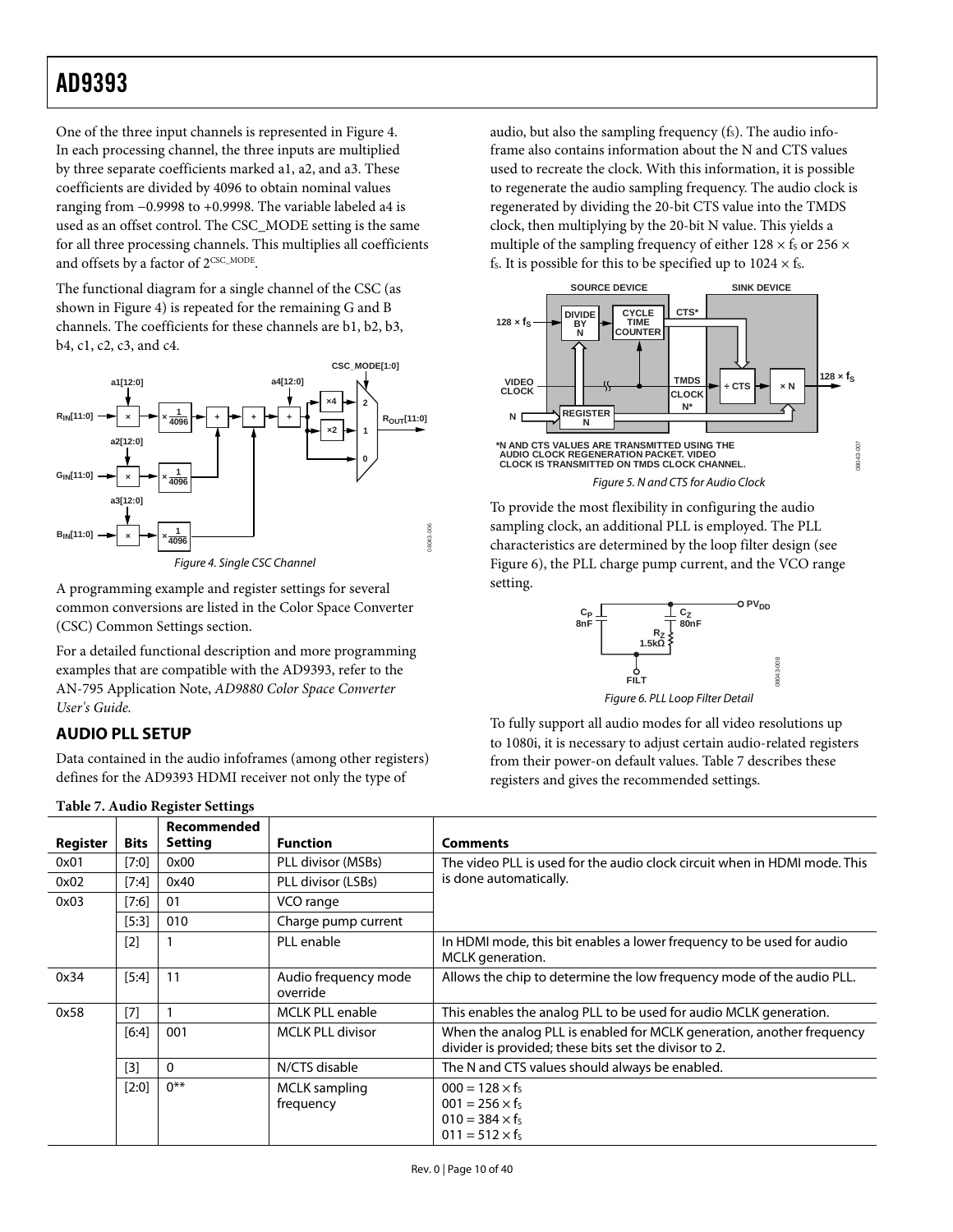One of the three input channels is represented in Figure 4. In each processing channel, the three inputs are multiplied by three separate coefficients marked a1, a2, and a3. These coefficients are divided by 4096 to obtain nominal values ranging from −0.9998 to +0.9998. The variable labeled a4 is used as an offset control. The CSC_MODE setting is the same for all three processing channels. This multiplies all coefficients and offsets by a factor of $2^{CSC\_MODE}$.

The functional diagram for a single channel of the CSC (as shown in Figure 4) is repeated for the remaining G and B channels. The coefficients for these channels are b1, b2, b3, b4, c1, c2, c3, and c4.

*Figure 4. Single CSC Channel*

A programming example and register settings for several common conversions are listed in the Color Space Converter (CSC) Common Settings section.

For a detailed functional description and more programming examples that are compatible with the AD9393, refer to the AN-795 Application Note, *AD9880 Color Space Converter User's Guide.*

## AUDIO PLL SETUP

Data contained in the audio infoframes (among other registers) defines for the AD9393 HDMI receiver not only the type of audio, but also the sampling frequency ($f_S$). The audio infoframe also contains information about the N and CTS values used to recreate the clock. With this information, it is possible to regenerate the audio sampling frequency. The audio clock is regenerated by dividing the 20-bit CTS value into the TMDS clock, then multiplying by the 20-bit N value. This yields a multiple of the sampling frequency of either $128 \times f_S$ or $256 \times f_S$. It is possible for this to be specified up to $1024 \times f_S$.

*Figure 5. N and CTS for Audio Clock*

To provide the most flexibility in configuring the audio sampling clock, an additional PLL is employed. The PLL characteristics are determined by the loop filter design (see Figure 6), the PLL charge pump current, and the VCO range setting.

*Figure 6. PLL Loop Filter Detail*

To fully support all audio modes for all video resolutions up to 1080i, it is necessary to adjust certain audio-related registers from their power-on default values. Table 7 describes these registers and gives the recommended settings.

**Table 7. Audio Register Settings**

| Register | Bits | Recommended Setting | Function | Comments |
|---|---|---|---|---|
| 0x01 | [7:0] | 0x00 | PLL divisor (MSBs) | The video PLL is used for the audio clock circuit when in HDMI mode. This is done automatically. |
| 0x02 | [7:4] | 0x40 | PLL divisor (LSBs) | |
| 0x03 | [7:6] | 01 | VCO range | |
| | [5:3] | 010 | Charge pump current | |
| | [2] | 1 | PLL enable | In HDMI mode, this bit enables a lower frequency to be used for audio MCLK generation. |
| 0x34 | [5:4] | 11 | Audio frequency mode override | Allows the chip to determine the low frequency mode of the audio PLL. |
| 0x58 | [7] | 1 | MCLK PLL enable | This enables the analog PLL to be used for audio MCLK generation. |
| | [6:4] | 001 | MCLK PLL divisor | When the analog PLL is enabled for MCLK generation, another frequency divider is provided; these bits set the divisor to 2. |
| | [3] | 0 | N/CTS disable | The N and CTS values should always be enabled. |
| | [2:0] | 0** | MCLK sampling frequency | 000 = $128 \times f_S$<br>001 = $256 \times f_S$<br>010 = $384 \times f_S$<br>011 = $512 \times f_S$ |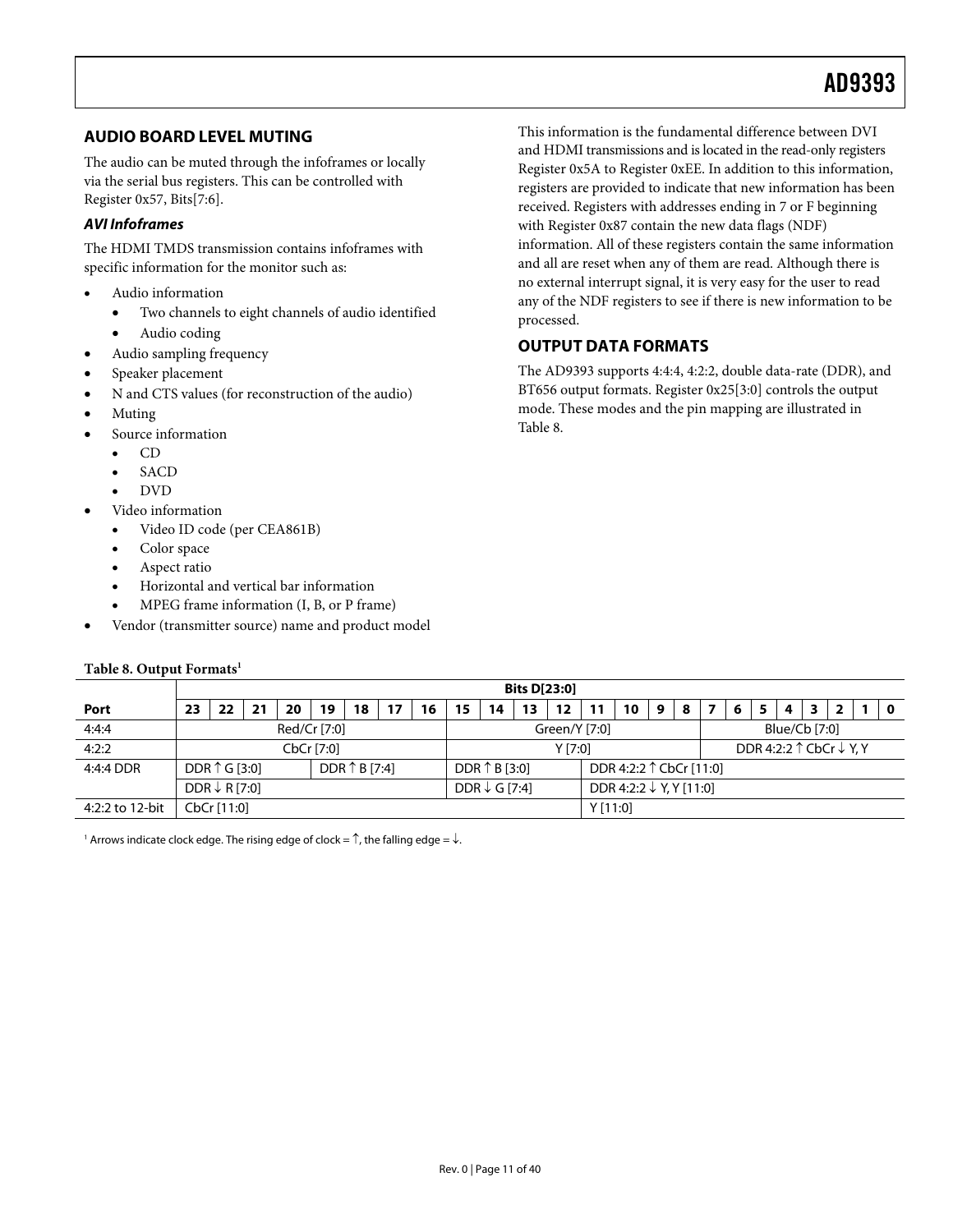## AUDIO BOARD LEVEL MUTING

The audio can be muted through the infoframes or locally via the serial bus registers. This can be controlled with Register 0x57, Bits[7:6].

### *AVI Infoframes*

The HDMI TMDS transmission contains infoframes with specific information for the monitor such as:

- Audio information
  - Two channels to eight channels of audio identified
  - Audio coding
- Audio sampling frequency
- Speaker placement
- N and CTS values (for reconstruction of the audio)
- Muting
- Source information
  - CD
  - SACD
  - DVD
- Video information
  - Video ID code (per CEA861B)
  - Color space
  - Aspect ratio
  - Horizontal and vertical bar information
  - MPEG frame information (I, B, or P frame)
- Vendor (transmitter source) name and product model

This information is the fundamental difference between DVI and HDMI transmissions and is located in the read-only registers Register 0x5A to Register 0xEE. In addition to this information, registers are provided to indicate that new information has been received. Registers with addresses ending in 7 or F beginning with Register 0x87 contain the new data flags (NDF) information. All of these registers contain the same information and all are reset when any of them are read. Although there is no external interrupt signal, it is very easy for the user to read any of the NDF registers to see if there is new information to be processed.

## OUTPUT DATA FORMATS

The AD9393 supports 4:4:4, 4:2:2, double data-rate (DDR), and BT656 output formats. Register 0x25[3:0] controls the output mode. These modes and the pin mapping are illustrated in Table 8.

**Table 8. Output Formats**[1]

| | Bits D[23:0] | | | | | | | | | | | | | | | | | | | | | | | |
|---|---|---|---|---|---|---|---|---|---|---|---|---|---|---|---|---|---|---|---|---|---|---|---|---|
| **Port** | **23** | **22** | **21** | **20** | **19** | **18** | **17** | **16** | **15** | **14** | **13** | **12** | **11** | **10** | **9** | **8** | **7** | **6** | **5** | **4** | **3** | **2** | **1** | **0** |
| 4:4:4 | Red/Cr [7:0] | | | | | | | | Green/Y [7:0] | | | | | | | | Blue/Cb [7:0] | | | | | | | |
| 4:2:2 | CbCr [7:0] | | | | | | | | Y [7:0] | | | | | | | | DDR 4:2:2 ↑ CbCr ↓ Y, Y | | | | | | | |
| 4:4:4 DDR | DDR ↑ G [3:0] | | | | DDR ↑ B [7:4] | | | | DDR ↑ B [3:0] | | | | DDR 4:2:2 ↑ CbCr [11:0] | | | | | | | | | | | |
| | DDR ↓ R [7:0] | | | | | | | | DDR ↓ G [7:4] | | | | DDR 4:2:2 ↓ Y, Y [11:0] | | | | | | | | | | | |
| 4:2:2 to 12-bit | CbCr [11:0] | | | | | | | | | | | | Y [11:0] | | | | | | | | | | | |

[1] Arrows indicate clock edge. The rising edge of clock = ↑, the falling edge = ↓.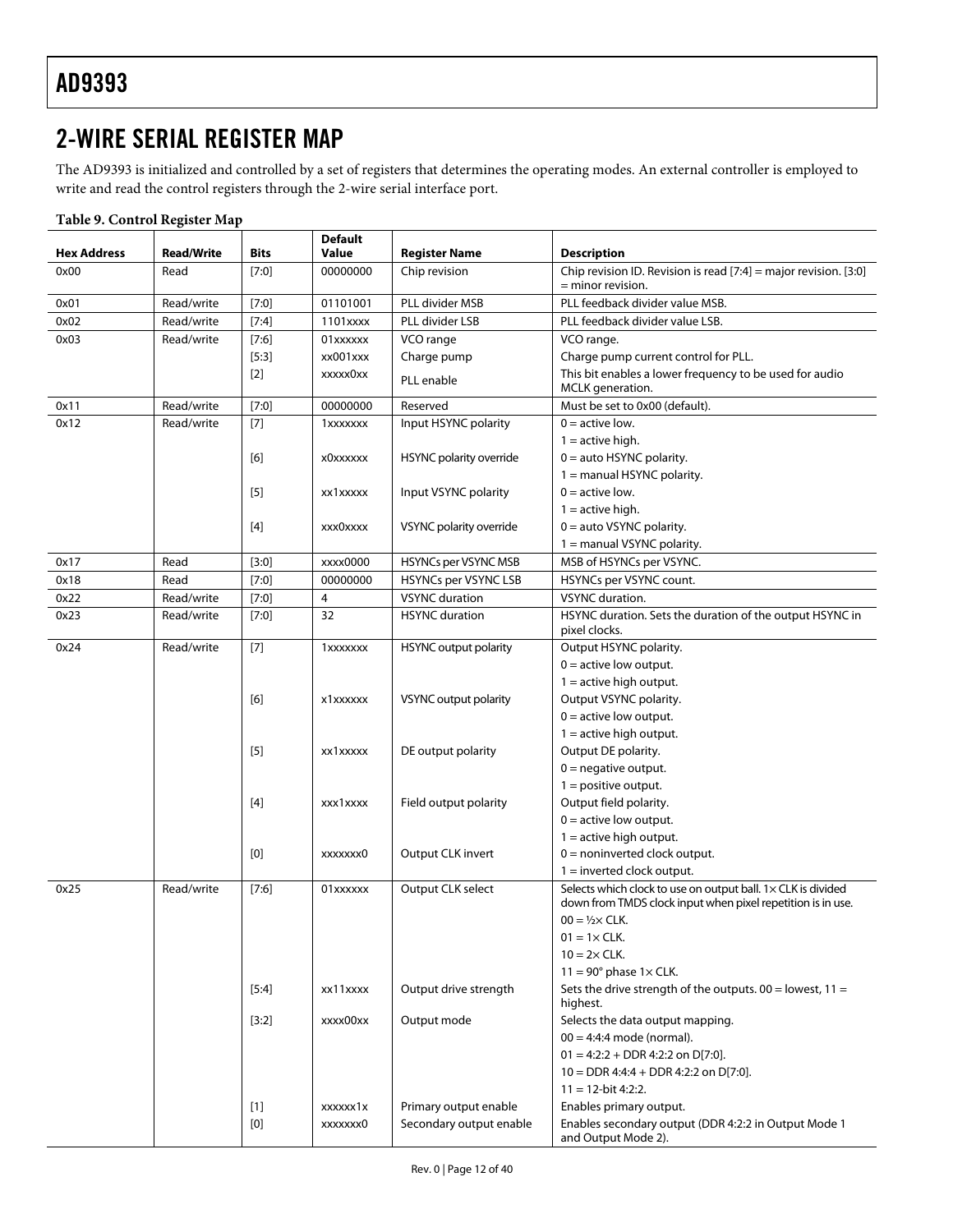# 2-WIRE SERIAL REGISTER MAP

The AD9393 is initialized and controlled by a set of registers that determines the operating modes. An external controller is employed to write and read the control registers through the 2-wire serial interface port.

**Table 9. Control Register Map**

| Hex Address | Read/Write | Bits | Default Value | Register Name | Description |
|---|---|---|---|---|---|
| 0x00 | Read | [7:0] | 00000000 | Chip revision | Chip revision ID. Revision is read [7:4] = major revision. [3:0] = minor revision. |
| 0x01 | Read/write | [7:0] | 01101001 | PLL divider MSB | PLL feedback divider value MSB. |
| 0x02 | Read/write | [7:4] | 1101xxxx | PLL divider LSB | PLL feedback divider value LSB. |
| 0x03 | Read/write | [7:6] | 01xxxxxx | VCO range | VCO range. |
| | | [5:3] | xx001xxx | Charge pump | Charge pump current control for PLL. |
| | | [2] | xxxxx0xx | PLL enable | This bit enables a lower frequency to be used for audio MCLK generation. |
| 0x11 | Read/write | [7:0] | 00000000 | Reserved | Must be set to 0x00 (default). |
| 0x12 | Read/write | [7] | 1xxxxxxx | Input HSYNC polarity | 0 = active low. |
| | | | | | 1 = active high. |
| | | [6] | x0xxxxxx | HSYNC polarity override | 0 = auto HSYNC polarity. |
| | | | | | 1 = manual HSYNC polarity. |
| | | [5] | xx1xxxxx | Input VSYNC polarity | 0 = active low. |
| | | | | | 1 = active high. |
| | | [4] | xxx0xxxx | VSYNC polarity override | 0 = auto VSYNC polarity. |
| | | | | | 1 = manual VSYNC polarity. |
| 0x17 | Read | [3:0] | xxxx0000 | HSYNCs per VSYNC MSB | MSB of HSYNCs per VSYNC. |
| 0x18 | Read | [7:0] | 00000000 | HSYNCs per VSYNC LSB | HSYNCs per VSYNC count. |
| 0x22 | Read/write | [7:0] | 4 | VSYNC duration | VSYNC duration. |
| 0x23 | Read/write | [7:0] | 32 | HSYNC duration | HSYNC duration. Sets the duration of the output HSYNC in pixel clocks. |
| 0x24 | Read/write | [7] | 1xxxxxxx | HSYNC output polarity | Output HSYNC polarity. |
| | | | | | 0 = active low output. |
| | | | | | 1 = active high output. |
| | | [6] | x1xxxxxx | VSYNC output polarity | Output VSYNC polarity. |
| | | | | | 0 = active low output. |
| | | | | | 1 = active high output. |
| | | [5] | xx1xxxxx | DE output polarity | Output DE polarity. |
| | | | | | 0 = negative output. |
| | | | | | 1 = positive output. |
| | | [4] | xxx1xxxx | Field output polarity | Output field polarity. |
| | | | | | 0 = active low output. |
| | | | | | 1 = active high output. |
| | | [0] | xxxxxxx0 | Output CLK invert | 0 = noninverted clock output. |
| | | | | | 1 = inverted clock output. |
| 0x25 | Read/write | [7:6] | 01xxxxxx | Output CLK select | Selects which clock to use on output ball. 1× CLK is divided down from TMDS clock input when pixel repetition is in use. |
| | | | | | 00 = ½× CLK. |
| | | | | | 01 = 1× CLK. |
| | | | | | 10 = 2× CLK. |
| | | | | | 11 = 90° phase 1× CLK. |
| | | [5:4] | xx11xxxx | Output drive strength | Sets the drive strength of the outputs. 00 = lowest, 11 = highest. |
| | | [3:2] | xxxx00xx | Output mode | Selects the data output mapping. |
| | | | | | 00 = 4:4:4 mode (normal). |
| | | | | | 01 = 4:2:2 + DDR 4:2:2 on D[7:0]. |
| | | | | | 10 = DDR 4:4:4 + DDR 4:2:2 on D[7:0]. |
| | | | | | 11 = 12-bit 4:2:2. |
| | | [1] | xxxxxx1x | Primary output enable | Enables primary output. |
| | | [0] | xxxxxxx0 | Secondary output enable | Enables secondary output (DDR 4:2:2 in Output Mode 1 and Output Mode 2). |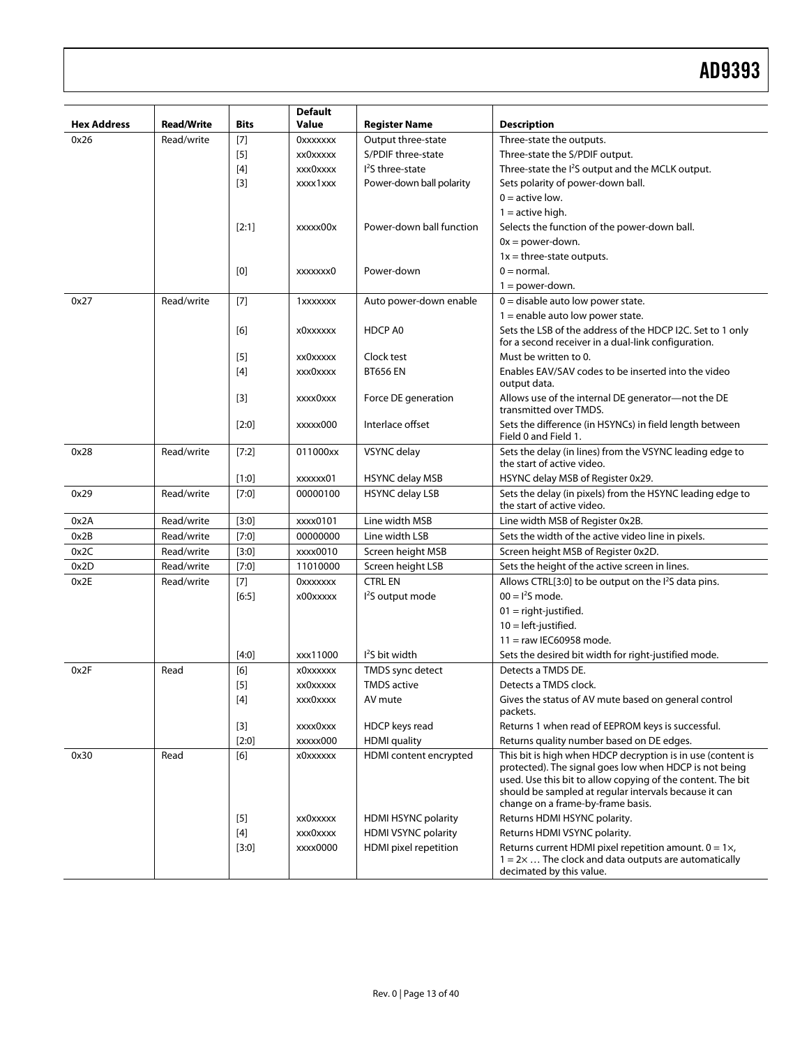| Hex Address | Read/Write | Bits | Default Value | Register Name | Description |
|---|---|---|---|---|---|
| 0x26 | Read/write | [7] | 0xxxxxxx | Output three-state | Three-state the outputs. |
| | | [5] | xx0xxxxx | S/PDIF three-state | Three-state the S/PDIF output. |
| | | [4] | xxx0xxxx | I²S three-state | Three-state the I²S output and the MCLK output. |
| | | [3] | xxxx1xxx | Power-down ball polarity | Sets polarity of power-down ball. |
| | | | | | 0 = active low. |
| | | | | | 1 = active high. |
| | | [2:1] | xxxxx00x | Power-down ball function | Selects the function of the power-down ball. |
| | | | | | 0x = power-down. |
| | | | | | 1x = three-state outputs. |
| | | [0] | xxxxxxx0 | Power-down | 0 = normal. |
| | | | | | 1 = power-down. |
| 0x27 | Read/write | [7] | 1xxxxxxx | Auto power-down enable | 0 = disable auto low power state. |
| | | | | | 1 = enable auto low power state. |
| | | [6] | x0xxxxxx | HDCP A0 | Sets the LSB of the address of the HDCP I2C. Set to 1 only for a second receiver in a dual-link configuration. |
| | | [5] | xx0xxxxx | Clock test | Must be written to 0. |
| | | [4] | xxx0xxxx | BT656 EN | Enables EAV/SAV codes to be inserted into the video output data. |
| | | [3] | xxxx0xxx | Force DE generation | Allows use of the internal DE generator—not the DE transmitted over TMDS. |
| | | [2:0] | xxxxx000 | Interlace offset | Sets the difference (in HSYNCs) in field length between Field 0 and Field 1. |
| 0x28 | Read/write | [7:2] | 011000xx | VSYNC delay | Sets the delay (in lines) from the VSYNC leading edge to the start of active video. |
| | | [1:0] | xxxxxx01 | HSYNC delay MSB | HSYNC delay MSB of Register 0x29. |
| 0x29 | Read/write | [7:0] | 00000100 | HSYNC delay LSB | Sets the delay (in pixels) from the HSYNC leading edge to the start of active video. |
| 0x2A | Read/write | [3:0] | xxxx0101 | Line width MSB | Line width MSB of Register 0x2B. |
| 0x2B | Read/write | [7:0] | 00000000 | Line width LSB | Sets the width of the active video line in pixels. |
| 0x2C | Read/write | [3:0] | xxxx0010 | Screen height MSB | Screen height MSB of Register 0x2D. |
| 0x2D | Read/write | [7:0] | 11010000 | Screen height LSB | Sets the height of the active screen in lines. |
| 0x2E | Read/write | [7] | 0xxxxxxx | CTRL EN | Allows CTRL[3:0] to be output on the I²S data pins. |
| | | [6:5] | x00xxxxx | I²S output mode | 00 = I²S mode. |
| | | | | | 01 = right-justified. |
| | | | | | 10 = left-justified. |
| | | | | | 11 = raw IEC60958 mode. |
| | | [4:0] | xxx11000 | I²S bit width | Sets the desired bit width for right-justified mode. |
| 0x2F | Read | [6] | x0xxxxxx | TMDS sync detect | Detects a TMDS DE. |
| | | [5] | xx0xxxxx | TMDS active | Detects a TMDS clock. |
| | | [4] | xxx0xxxx | AV mute | Gives the status of AV mute based on general control packets. |
| | | [3] | xxxx0xxx | HDCP keys read | Returns 1 when read of EEPROM keys is successful. |
| | | [2:0] | xxxxx000 | HDMI quality | Returns quality number based on DE edges. |
| 0x30 | Read | [6] | x0xxxxxx | HDMI content encrypted | This bit is high when HDCP decryption is in use (content is protected). The signal goes low when HDCP is not being used. Use this bit to allow copying of the content. The bit should be sampled at regular intervals because it can change on a frame-by-frame basis. |
| | | [5] | xx0xxxxx | HDMI HSYNC polarity | Returns HDMI HSYNC polarity. |
| | | [4] | xxx0xxxx | HDMI VSYNC polarity | Returns HDMI VSYNC polarity. |
| | | [3:0] | xxxx0000 | HDMI pixel repetition | Returns current HDMI pixel repetition amount. 0 = 1×, 1 = 2× … The clock and data outputs are automatically decimated by this value. |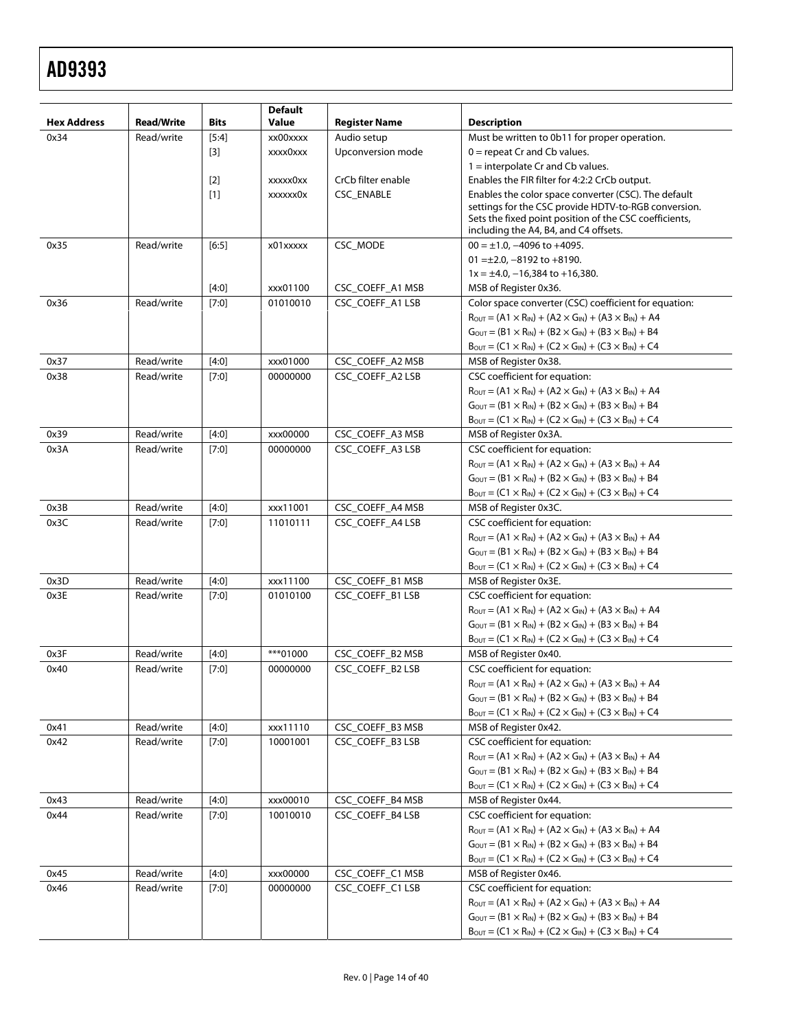| Hex Address | Read/Write | Bits | Default Value | Register Name | Description |
|---|---|---|---|---|---|
| 0x34 | Read/write | [5:4] | xx00xxxx | Audio setup | Must be written to 0b11 for proper operation. |
| | | [3] | xxxx0xxx | Upconversion mode | 0 = repeat Cr and Cb values. |
| | | | | | 1 = interpolate Cr and Cb values. |
| | | [2] | xxxxx0xx | CrCb filter enable | Enables the FIR filter for 4:2:2 CrCb output. |
| | | [1] | xxxxxx0x | CSC_ENABLE | Enables the color space converter (CSC). The default settings for the CSC provide HDTV-to-RGB conversion. Sets the fixed point position of the CSC coefficients, including the A4, B4, and C4 offsets. |
| 0x35 | Read/write | [6:5] | x01xxxxx | CSC_MODE | 00 = ±1.0, −4096 to +4095. |
| | | | | | 01 =±2.0, −8192 to +8190. |
| | | | | | 1x = ±4.0, −16,384 to +16,380. |
| | | [4:0] | xxx01100 | CSC_COEFF_A1 MSB | MSB of Register 0x36. |
| 0x36 | Read/write | [7:0] | 01010010 | CSC_COEFF_A1 LSB | Color space converter (CSC) coefficient for equation: |
| | | | | | $R_{OUT} = (A1 \times R_{IN}) + (A2 \times G_{IN}) + (A3 \times B_{IN}) + A4$ |
| | | | | | $G_{OUT} = (B1 \times R_{IN}) + (B2 \times G_{IN}) + (B3 \times B_{IN}) + B4$ |
| | | | | | $B_{OUT} = (C1 \times R_{IN}) + (C2 \times G_{IN}) + (C3 \times B_{IN}) + C4$ |
| 0x37 | Read/write | [4:0] | xxx01000 | CSC_COEFF_A2 MSB | MSB of Register 0x38. |
| 0x38 | Read/write | [7:0] | 00000000 | CSC_COEFF_A2 LSB | CSC coefficient for equation: |
| | | | | | $R_{OUT} = (A1 \times R_{IN}) + (A2 \times G_{IN}) + (A3 \times B_{IN}) + A4$ |
| | | | | | $G_{OUT} = (B1 \times R_{IN}) + (B2 \times G_{IN}) + (B3 \times B_{IN}) + B4$ |
| | | | | | $B_{OUT} = (C1 \times R_{IN}) + (C2 \times G_{IN}) + (C3 \times B_{IN}) + C4$ |
| 0x39 | Read/write | [4:0] | xxx00000 | CSC_COEFF_A3 MSB | MSB of Register 0x3A. |
| 0x3A | Read/write | [7:0] | 00000000 | CSC_COEFF_A3 LSB | CSC coefficient for equation: |
| | | | | | $R_{OUT} = (A1 \times R_{IN}) + (A2 \times G_{IN}) + (A3 \times B_{IN}) + A4$ |
| | | | | | $G_{OUT} = (B1 \times R_{IN}) + (B2 \times G_{IN}) + (B3 \times B_{IN}) + B4$ |
| | | | | | $B_{OUT} = (C1 \times R_{IN}) + (C2 \times G_{IN}) + (C3 \times B_{IN}) + C4$ |
| 0x3B | Read/write | [4:0] | xxx11001 | CSC_COEFF_A4 MSB | MSB of Register 0x3C. |
| 0x3C | Read/write | [7:0] | 11010111 | CSC_COEFF_A4 LSB | CSC coefficient for equation: |
| | | | | | $R_{OUT} = (A1 \times R_{IN}) + (A2 \times G_{IN}) + (A3 \times B_{IN}) + A4$ |
| | | | | | $G_{OUT} = (B1 \times R_{IN}) + (B2 \times G_{IN}) + (B3 \times B_{IN}) + B4$ |
| | | | | | $B_{OUT} = (C1 \times R_{IN}) + (C2 \times G_{IN}) + (C3 \times B_{IN}) + C4$ |
| 0x3D | Read/write | [4:0] | xxx11100 | CSC_COEFF_B1 MSB | MSB of Register 0x3E. |
| 0x3E | Read/write | [7:0] | 01010100 | CSC_COEFF_B1 LSB | CSC coefficient for equation: |
| | | | | | $R_{OUT} = (A1 \times R_{IN}) + (A2 \times G_{IN}) + (A3 \times B_{IN}) + A4$ |
| | | | | | $G_{OUT} = (B1 \times R_{IN}) + (B2 \times G_{IN}) + (B3 \times B_{IN}) + B4$ |
| | | | | | $B_{OUT} = (C1 \times R_{IN}) + (C2 \times G_{IN}) + (C3 \times B_{IN}) + C4$ |
| 0x3F | Read/write | [4:0] | ***01000 | CSC_COEFF_B2 MSB | MSB of Register 0x40. |
| 0x40 | Read/write | [7:0] | 00000000 | CSC_COEFF_B2 LSB | CSC coefficient for equation: |
| | | | | | $R_{OUT} = (A1 \times R_{IN}) + (A2 \times G_{IN}) + (A3 \times B_{IN}) + A4$ |
| | | | | | $G_{OUT} = (B1 \times R_{IN}) + (B2 \times G_{IN}) + (B3 \times B_{IN}) + B4$ |
| | | | | | $B_{OUT} = (C1 \times R_{IN}) + (C2 \times G_{IN}) + (C3 \times B_{IN}) + C4$ |
| 0x41 | Read/write | [4:0] | xxx11110 | CSC_COEFF_B3 MSB | MSB of Register 0x42. |
| 0x42 | Read/write | [7:0] | 10001001 | CSC_COEFF_B3 LSB | CSC coefficient for equation: |
| | | | | | $R_{OUT} = (A1 \times R_{IN}) + (A2 \times G_{IN}) + (A3 \times B_{IN}) + A4$ |
| | | | | | $G_{OUT} = (B1 \times R_{IN}) + (B2 \times G_{IN}) + (B3 \times B_{IN}) + B4$ |
| | | | | | $B_{OUT} = (C1 \times R_{IN}) + (C2 \times G_{IN}) + (C3 \times B_{IN}) + C4$ |
| 0x43 | Read/write | [4:0] | xxx00010 | CSC_COEFF_B4 MSB | MSB of Register 0x44. |
| 0x44 | Read/write | [7:0] | 10010010 | CSC_COEFF_B4 LSB | CSC coefficient for equation: |
| | | | | | $R_{OUT} = (A1 \times R_{IN}) + (A2 \times G_{IN}) + (A3 \times B_{IN}) + A4$ |
| | | | | | $G_{OUT} = (B1 \times R_{IN}) + (B2 \times G_{IN}) + (B3 \times B_{IN}) + B4$ |
| | | | | | $B_{OUT} = (C1 \times R_{IN}) + (C2 \times G_{IN}) + (C3 \times B_{IN}) + C4$ |
| 0x45 | Read/write | [4:0] | xxx00000 | CSC_COEFF_C1 MSB | MSB of Register 0x46. |
| 0x46 | Read/write | [7:0] | 00000000 | CSC_COEFF_C1 LSB | CSC coefficient for equation: |
| | | | | | $R_{OUT} = (A1 \times R_{IN}) + (A2 \times G_{IN}) + (A3 \times B_{IN}) + A4$ |
| | | | | | $G_{OUT} = (B1 \times R_{IN}) + (B2 \times G_{IN}) + (B3 \times B_{IN}) + B4$ |
| | | | | | $B_{OUT} = (C1 \times R_{IN}) + (C2 \times G_{IN}) + (C3 \times B_{IN}) + C4$ |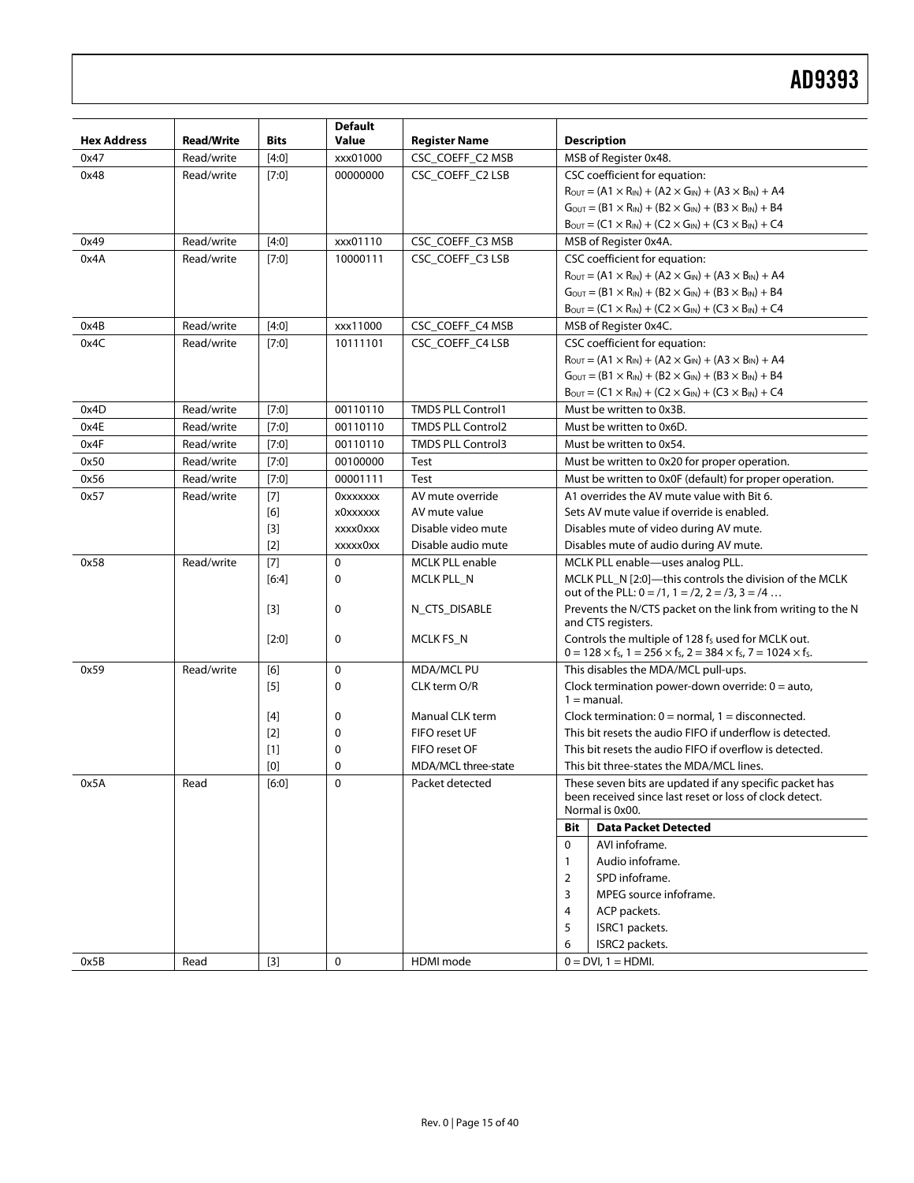| Hex Address | Read/Write | Bits | Default Value | Register Name | Description |
|---|---|---|---|---|---|
| 0x47 | Read/write | [4:0] | xxx01000 | CSC_COEFF_C2 MSB | MSB of Register 0x48. |
| 0x48 | Read/write | [7:0] | 00000000 | CSC_COEFF_C2 LSB | CSC coefficient for equation: $R_{OUT} = (A1 \times R_{IN}) + (A2 \times G_{IN}) + (A3 \times B_{IN}) + A4$ $G_{OUT} = (B1 \times R_{IN}) + (B2 \times G_{IN}) + (B3 \times B_{IN}) + B4$ $B_{OUT} = (C1 \times R_{IN}) + (C2 \times G_{IN}) + (C3 \times B_{IN}) + C4$ |
| 0x49 | Read/write | [4:0] | xxx01110 | CSC_COEFF_C3 MSB | MSB of Register 0x4A. |
| 0x4A | Read/write | [7:0] | 10000111 | CSC_COEFF_C3 LSB | CSC coefficient for equation: $R_{OUT} = (A1 \times R_{IN}) + (A2 \times G_{IN}) + (A3 \times B_{IN}) + A4$ $G_{OUT} = (B1 \times R_{IN}) + (B2 \times G_{IN}) + (B3 \times B_{IN}) + B4$ $B_{OUT} = (C1 \times R_{IN}) + (C2 \times G_{IN}) + (C3 \times B_{IN}) + C4$ |
| 0x4B | Read/write | [4:0] | xxx11000 | CSC_COEFF_C4 MSB | MSB of Register 0x4C. |
| 0x4C | Read/write | [7:0] | 10111101 | CSC_COEFF_C4 LSB | CSC coefficient for equation: $R_{OUT} = (A1 \times R_{IN}) + (A2 \times G_{IN}) + (A3 \times B_{IN}) + A4$ $G_{OUT} = (B1 \times R_{IN}) + (B2 \times G_{IN}) + (B3 \times B_{IN}) + B4$ $B_{OUT} = (C1 \times R_{IN}) + (C2 \times G_{IN}) + (C3 \times B_{IN}) + C4$ |
| 0x4D | Read/write | [7:0] | 00110110 | TMDS PLL Control1 | Must be written to 0x3B. |
| 0x4E | Read/write | [7:0] | 00110110 | TMDS PLL Control2 | Must be written to 0x6D. |
| 0x4F | Read/write | [7:0] | 00110110 | TMDS PLL Control3 | Must be written to 0x54. |
| 0x50 | Read/write | [7:0] | 00100000 | Test | Must be written to 0x20 for proper operation. |
| 0x56 | Read/write | [7:0] | 00001111 | Test | Must be written to 0x0F (default) for proper operation. |
| 0x57 | Read/write | [7] | 0xxxxxxx | AV mute override | A1 overrides the AV mute value with Bit 6. |
| | | [6] | x0xxxxxx | AV mute value | Sets AV mute value if override is enabled. |
| | | [3] | xxxx0xxx | Disable video mute | Disables mute of video during AV mute. |
| | | [2] | xxxxx0xx | Disable audio mute | Disables mute of audio during AV mute. |
| 0x58 | Read/write | [7] | 0 | MCLK PLL enable | MCLK PLL enable—uses analog PLL. |
| | | [6:4] | 0 | MCLK PLL_N | MCLK PLL_N [2:0]—this controls the division of the MCLK out of the PLL: 0 = /1, 1 = /2, 2 = /3, 3 = /4 … |
| | | [3] | 0 | N_CTS_DISABLE | Prevents the N/CTS packet on the link from writing to the N and CTS registers. |
| | | [2:0] | 0 | MCLK FS_N | Controls the multiple of 128 $f_S$ used for MCLK out. $0 = 128 \times f_S$, $1 = 256 \times f_S$, $2 = 384 \times f_S$, $7 = 1024 \times f_S$. |
| 0x59 | Read/write | [6] | 0 | MDA/MCL PU | This disables the MDA/MCL pull-ups. |
| | | [5] | 0 | CLK term O/R | Clock termination power-down override: 0 = auto, 1 = manual. |
| | | [4] | 0 | Manual CLK term | Clock termination: 0 = normal, 1 = disconnected. |
| | | [2] | 0 | FIFO reset UF | This bit resets the audio FIFO if underflow is detected. |
| | | [1] | 0 | FIFO reset OF | This bit resets the audio FIFO if overflow is detected. |
| | | [0] | 0 | MDA/MCL three-state | This bit three-states the MDA/MCL lines. |
| 0x5A | Read | [6:0] | 0 | Packet detected | These seven bits are updated if any specific packet has been received since last reset or loss of clock detect. Normal is 0x00. **Bit / Data Packet Detected:** 0 = AVI infoframe. 1 = Audio infoframe. 2 = SPD infoframe. 3 = MPEG source infoframe. 4 = ACP packets. 5 = ISRC1 packets. 6 = ISRC2 packets. |
| 0x5B | Read | [3] | 0 | HDMI mode | 0 = DVI, 1 = HDMI. |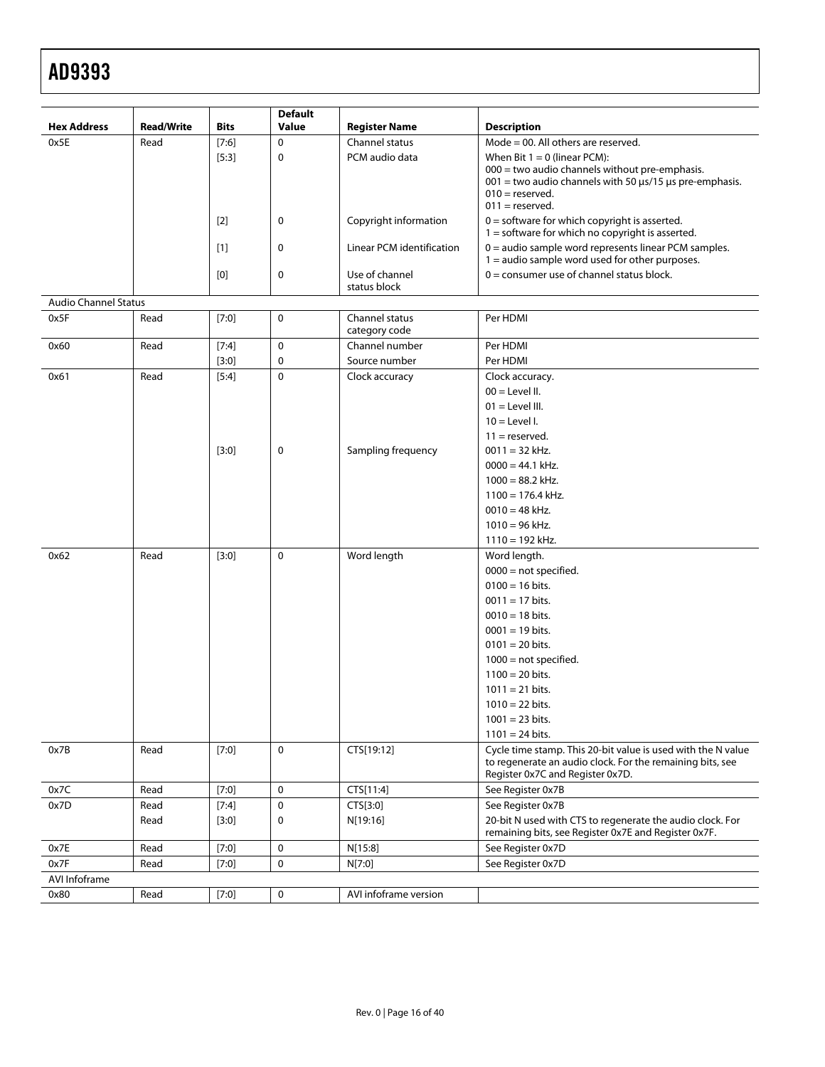| Hex Address | Read/Write | Bits | Default Value | Register Name | Description |
|---|---|---|---|---|---|
| 0x5E | Read | [7:6] | 0 | Channel status | Mode = 00. All others are reserved. |
| | | [5:3] | 0 | PCM audio data | When Bit 1 = 0 (linear PCM): 000 = two audio channels without pre-emphasis. 001 = two audio channels with 50 µs/15 µs pre-emphasis. 010 = reserved. 011 = reserved. |
| | | [2] | 0 | Copyright information | 0 = software for which copyright is asserted. 1 = software for which no copyright is asserted. |
| | | [1] | 0 | Linear PCM identification | 0 = audio sample word represents linear PCM samples. 1 = audio sample word used for other purposes. |
| | | [0] | 0 | Use of channel status block | 0 = consumer use of channel status block. |
| Audio Channel Status | | | | | |
| 0x5F | Read | [7:0] | 0 | Channel status category code | Per HDMI |
| 0x60 | Read | [7:4] | 0 | Channel number | Per HDMI |
| | | [3:0] | 0 | Source number | Per HDMI |
| 0x61 | Read | [5:4] | 0 | Clock accuracy | Clock accuracy. 00 = Level II. 01 = Level III. 10 = Level I. 11 = reserved. |
| | | [3:0] | 0 | Sampling frequency | 0011 = 32 kHz. 0000 = 44.1 kHz. 1000 = 88.2 kHz. 1100 = 176.4 kHz. 0010 = 48 kHz. 1010 = 96 kHz. 1110 = 192 kHz. |
| 0x62 | Read | [3:0] | 0 | Word length | Word length. 0000 = not specified. 0100 = 16 bits. 0011 = 17 bits. 0010 = 18 bits. 0001 = 19 bits. 0101 = 20 bits. 1000 = not specified. 1100 = 20 bits. 1011 = 21 bits. 1010 = 22 bits. 1001 = 23 bits. 1101 = 24 bits. |
| 0x7B | Read | [7:0] | 0 | CTS[19:12] | Cycle time stamp. This 20-bit value is used with the N value to regenerate an audio clock. For the remaining bits, see Register 0x7C and Register 0x7D. |
| 0x7C | Read | [7:0] | 0 | CTS[11:4] | See Register 0x7B |
| 0x7D | Read | [7:4] | 0 | CTS[3:0] | See Register 0x7B |
| | Read | [3:0] | 0 | N[19:16] | 20-bit N used with CTS to regenerate the audio clock. For remaining bits, see Register 0x7E and Register 0x7F. |
| 0x7E | Read | [7:0] | 0 | N[15:8] | See Register 0x7D |
| 0x7F | Read | [7:0] | 0 | N[7:0] | See Register 0x7D |
| AVI Infoframe | | | | | |
| 0x80 | Read | [7:0] | 0 | AVI infoframe version | |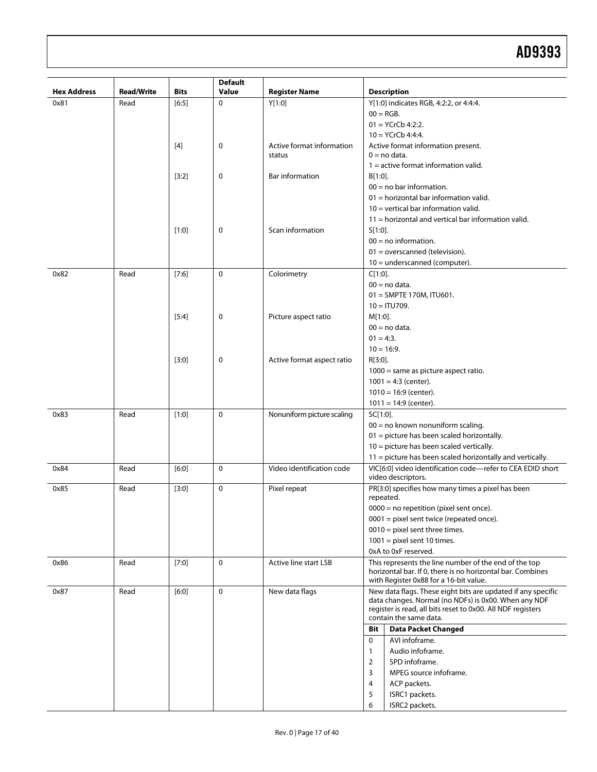| Hex Address | Read/Write | Bits | Default Value | Register Name | Description |
|---|---|---|---|---|---|
| 0x81 | Read | [6:5] | 0 | Y[1:0] | Y[1:0] indicates RGB, 4:2:2, or 4:4:4.<br>00 = RGB.<br>01 = YCrCb 4:2:2.<br>10 = YCrCb 4:4:4. |
| | | [4] | 0 | Active format information status | Active format information present.<br>0 = no data.<br>1 = active format information valid. |
| | | [3:2] | 0 | Bar information | B[1:0].<br>00 = no bar information.<br>01 = horizontal bar information valid.<br>10 = vertical bar information valid.<br>11 = horizontal and vertical bar information valid. |
| | | [1:0] | 0 | Scan information | S[1:0].<br>00 = no information.<br>01 = overscanned (television).<br>10 = underscanned (computer). |
| 0x82 | Read | [7:6] | 0 | Colorimetry | C[1:0].<br>00 = no data.<br>01 = SMPTE 170M, ITU601.<br>10 = ITU709. |
| | | [5:4] | 0 | Picture aspect ratio | M[1:0].<br>00 = no data.<br>01 = 4:3.<br>10 = 16:9. |
| | | [3:0] | 0 | Active format aspect ratio | R[3:0].<br>1000 = same as picture aspect ratio.<br>1001 = 4:3 (center).<br>1010 = 16:9 (center).<br>1011 = 14:9 (center). |
| 0x83 | Read | [1:0] | 0 | Nonuniform picture scaling | SC[1:0].<br>00 = no known nonuniform scaling.<br>01 = picture has been scaled horizontally.<br>10 = picture has been scaled vertically.<br>11 = picture has been scaled horizontally and vertically. |
| 0x84 | Read | [6:0] | 0 | Video identification code | VIC[6:0] video identification code—refer to CEA EDID short video descriptors. |
| 0x85 | Read | [3:0] | 0 | Pixel repeat | PR[3:0] specifies how many times a pixel has been repeated.<br>0000 = no repetition (pixel sent once).<br>0001 = pixel sent twice (repeated once).<br>0010 = pixel sent three times.<br>1001 = pixel sent 10 times.<br>0xA to 0xF reserved. |
| 0x86 | Read | [7:0] | 0 | Active line start LSB | This represents the line number of the end of the top horizontal bar. If 0, there is no horizontal bar. Combines with Register 0x88 for a 16-bit value. |
| 0x87 | Read | [6:0] | 0 | New data flags | New data flags. These eight bits are updated if any specific data changes. Normal (no NDFs) is 0x00. When any NDF register is read, all bits reset to 0x00. All NDF registers contain the same data.<br>**Bit** – **Data Packet Changed**<br>0 – AVI infoframe.<br>1 – Audio infoframe.<br>2 – SPD infoframe.<br>3 – MPEG source infoframe.<br>4 – ACP packets.<br>5 – ISRC1 packets.<br>6 – ISRC2 packets. |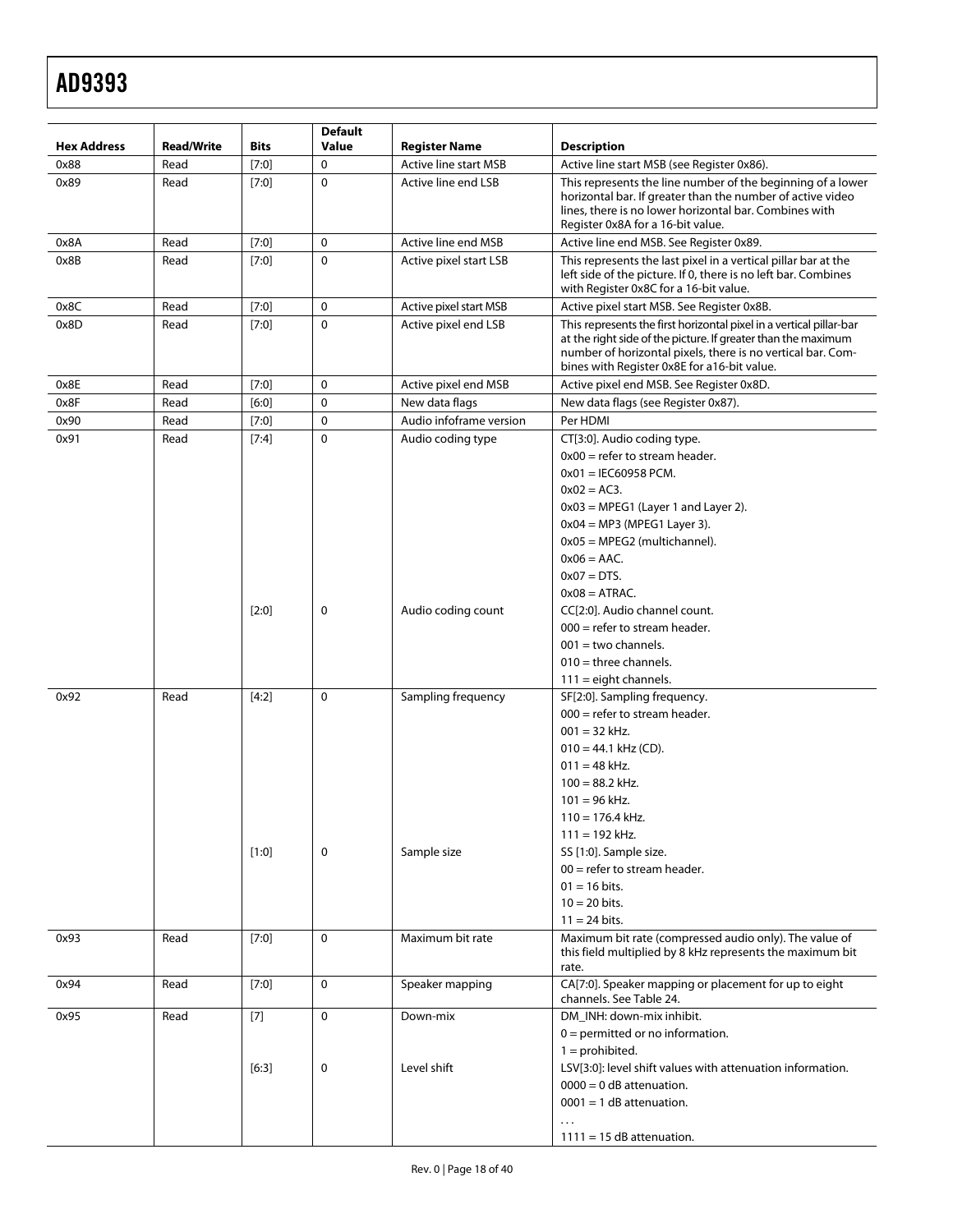| Hex Address | Read/Write | Bits | Default Value | Register Name | Description |
|---|---|---|---|---|---|
| 0x88 | Read | [7:0] | 0 | Active line start MSB | Active line start MSB (see Register 0x86). |
| 0x89 | Read | [7:0] | 0 | Active line end LSB | This represents the line number of the beginning of a lower horizontal bar. If greater than the number of active video lines, there is no lower horizontal bar. Combines with Register 0x8A for a 16-bit value. |
| 0x8A | Read | [7:0] | 0 | Active line end MSB | Active line end MSB. See Register 0x89. |
| 0x8B | Read | [7:0] | 0 | Active pixel start LSB | This represents the last pixel in a vertical pillar bar at the left side of the picture. If 0, there is no left bar. Combines with Register 0x8C for a 16-bit value. |
| 0x8C | Read | [7:0] | 0 | Active pixel start MSB | Active pixel start MSB. See Register 0x8B. |
| 0x8D | Read | [7:0] | 0 | Active pixel end LSB | This represents the first horizontal pixel in a vertical pillar-bar at the right side of the picture. If greater than the maximum number of horizontal pixels, there is no vertical bar. Combines with Register 0x8E for a16-bit value. |
| 0x8E | Read | [7:0] | 0 | Active pixel end MSB | Active pixel end MSB. See Register 0x8D. |
| 0x8F | Read | [6:0] | 0 | New data flags | New data flags (see Register 0x87). |
| 0x90 | Read | [7:0] | 0 | Audio infoframe version | Per HDMI |
| 0x91 | Read | [7:4] | 0 | Audio coding type | CT[3:0]. Audio coding type.<br>0x00 = refer to stream header.<br>0x01 = IEC60958 PCM.<br>0x02 = AC3.<br>0x03 = MPEG1 (Layer 1 and Layer 2).<br>0x04 = MP3 (MPEG1 Layer 3).<br>0x05 = MPEG2 (multichannel).<br>0x06 = AAC.<br>0x07 = DTS.<br>0x08 = ATRAC. |
| | | [2:0] | 0 | Audio coding count | CC[2:0]. Audio channel count.<br>000 = refer to stream header.<br>001 = two channels.<br>010 = three channels.<br>111 = eight channels. |
| 0x92 | Read | [4:2] | 0 | Sampling frequency | SF[2:0]. Sampling frequency.<br>000 = refer to stream header.<br>001 = 32 kHz.<br>010 = 44.1 kHz (CD).<br>011 = 48 kHz.<br>100 = 88.2 kHz.<br>101 = 96 kHz.<br>110 = 176.4 kHz.<br>111 = 192 kHz. |
| | | [1:0] | 0 | Sample size | SS [1:0]. Sample size.<br>00 = refer to stream header.<br>01 = 16 bits.<br>10 = 20 bits.<br>11 = 24 bits. |
| 0x93 | Read | [7:0] | 0 | Maximum bit rate | Maximum bit rate (compressed audio only). The value of this field multiplied by 8 kHz represents the maximum bit rate. |
| 0x94 | Read | [7:0] | 0 | Speaker mapping | CA[7:0]. Speaker mapping or placement for up to eight channels. See Table 24. |
| 0x95 | Read | [7] | 0 | Down-mix | DM_INH: down-mix inhibit.<br>0 = permitted or no information.<br>1 = prohibited. |
| | | [6:3] | 0 | Level shift | LSV[3:0]: level shift values with attenuation information.<br>0000 = 0 dB attenuation.<br>0001 = 1 dB attenuation.<br>. . .<br>1111 = 15 dB attenuation. |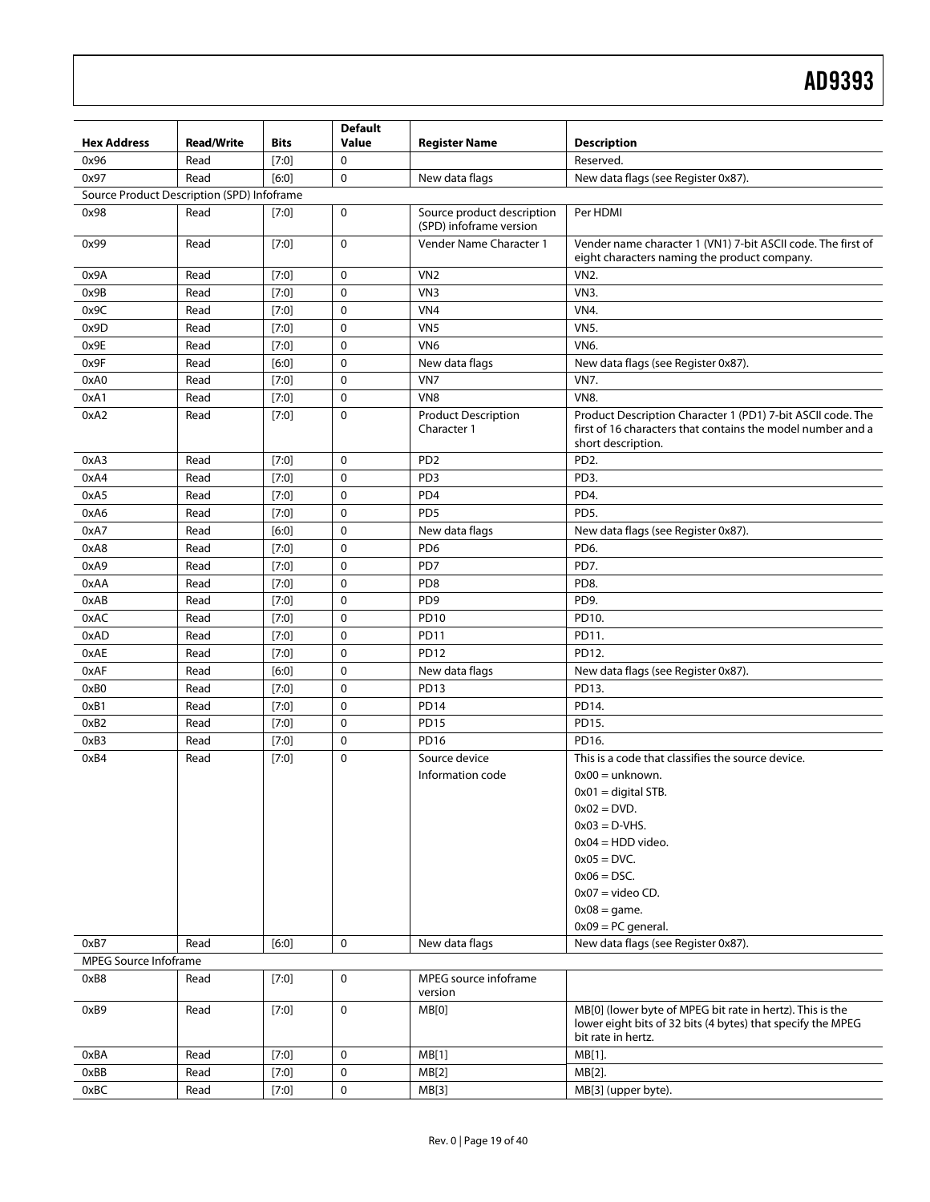| Hex Address | Read/Write | Bits | Default Value | Register Name | Description |
|---|---|---|---|---|---|
| 0x96 | Read | [7:0] | 0 | | Reserved. |
| 0x97 | Read | [6:0] | 0 | New data flags | New data flags (see Register 0x87). |
| Source Product Description (SPD) Infoframe | | | | | |
| 0x98 | Read | [7:0] | 0 | Source product description (SPD) infoframe version | Per HDMI |
| 0x99 | Read | [7:0] | 0 | Vender Name Character 1 | Vender name character 1 (VN1) 7-bit ASCII code. The first of eight characters naming the product company. |
| 0x9A | Read | [7:0] | 0 | VN2 | VN2. |
| 0x9B | Read | [7:0] | 0 | VN3 | VN3. |
| 0x9C | Read | [7:0] | 0 | VN4 | VN4. |
| 0x9D | Read | [7:0] | 0 | VN5 | VN5. |
| 0x9E | Read | [7:0] | 0 | VN6 | VN6. |
| 0x9F | Read | [6:0] | 0 | New data flags | New data flags (see Register 0x87). |
| 0xA0 | Read | [7:0] | 0 | VN7 | VN7. |
| 0xA1 | Read | [7:0] | 0 | VN8 | VN8. |
| 0xA2 | Read | [7:0] | 0 | Product Description Character 1 | Product Description Character 1 (PD1) 7-bit ASCII code. The first of 16 characters that contains the model number and a short description. |
| 0xA3 | Read | [7:0] | 0 | PD2 | PD2. |
| 0xA4 | Read | [7:0] | 0 | PD3 | PD3. |
| 0xA5 | Read | [7:0] | 0 | PD4 | PD4. |
| 0xA6 | Read | [7:0] | 0 | PD5 | PD5. |
| 0xA7 | Read | [6:0] | 0 | New data flags | New data flags (see Register 0x87). |
| 0xA8 | Read | [7:0] | 0 | PD6 | PD6. |
| 0xA9 | Read | [7:0] | 0 | PD7 | PD7. |
| 0xAA | Read | [7:0] | 0 | PD8 | PD8. |
| 0xAB | Read | [7:0] | 0 | PD9 | PD9. |
| 0xAC | Read | [7:0] | 0 | PD10 | PD10. |
| 0xAD | Read | [7:0] | 0 | PD11 | PD11. |
| 0xAE | Read | [7:0] | 0 | PD12 | PD12. |
| 0xAF | Read | [6:0] | 0 | New data flags | New data flags (see Register 0x87). |
| 0xB0 | Read | [7:0] | 0 | PD13 | PD13. |
| 0xB1 | Read | [7:0] | 0 | PD14 | PD14. |
| 0xB2 | Read | [7:0] | 0 | PD15 | PD15. |
| 0xB3 | Read | [7:0] | 0 | PD16 | PD16. |
| 0xB4 | Read | [7:0] | 0 | Source device Information code | This is a code that classifies the source device.<br>0x00 = unknown.<br>0x01 = digital STB.<br>0x02 = DVD.<br>0x03 = D-VHS.<br>0x04 = HDD video.<br>0x05 = DVC.<br>0x06 = DSC.<br>0x07 = video CD.<br>0x08 = game.<br>0x09 = PC general. |
| 0xB7 | Read | [6:0] | 0 | New data flags | New data flags (see Register 0x87). |
| MPEG Source Infoframe | | | | | |
| 0xB8 | Read | [7:0] | 0 | MPEG source infoframe version | |
| 0xB9 | Read | [7:0] | 0 | MB[0] | MB[0] (lower byte of MPEG bit rate in hertz). This is the lower eight bits of 32 bits (4 bytes) that specify the MPEG bit rate in hertz. |
| 0xBA | Read | [7:0] | 0 | MB[1] | MB[1]. |
| 0xBB | Read | [7:0] | 0 | MB[2] | MB[2]. |
| 0xBC | Read | [7:0] | 0 | MB[3] | MB[3] (upper byte). |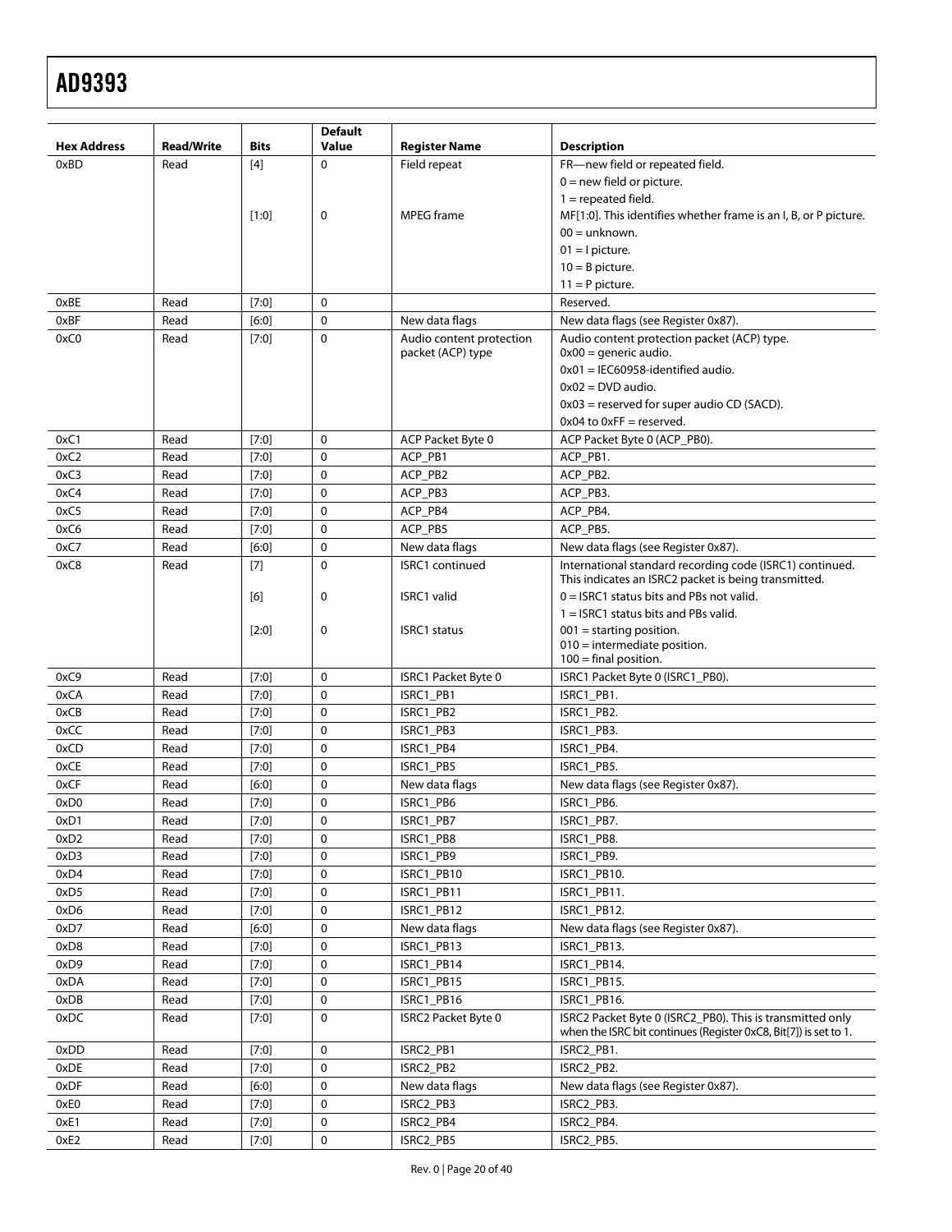| Hex Address | Read/Write | Bits | Default Value | Register Name | Description |
|---|---|---|---|---|---|
| 0xBD | Read | [4] | 0 | Field repeat | FR—new field or repeated field.<br>0 = new field or picture.<br>1 = repeated field. |
| | | [1:0] | 0 | MPEG frame | MF[1:0]. This identifies whether frame is an I, B, or P picture.<br>00 = unknown.<br>01 = I picture.<br>10 = B picture.<br>11 = P picture. |
| 0xBE | Read | [7:0] | 0 | | Reserved. |
| 0xBF | Read | [6:0] | 0 | New data flags | New data flags (see Register 0x87). |
| 0xC0 | Read | [7:0] | 0 | Audio content protection packet (ACP) type | Audio content protection packet (ACP) type.<br>0x00 = generic audio.<br>0x01 = IEC60958-identified audio.<br>0x02 = DVD audio.<br>0x03 = reserved for super audio CD (SACD).<br>0x04 to 0xFF = reserved. |
| 0xC1 | Read | [7:0] | 0 | ACP Packet Byte 0 | ACP Packet Byte 0 (ACP_PB0). |
| 0xC2 | Read | [7:0] | 0 | ACP_PB1 | ACP_PB1. |
| 0xC3 | Read | [7:0] | 0 | ACP_PB2 | ACP_PB2. |
| 0xC4 | Read | [7:0] | 0 | ACP_PB3 | ACP_PB3. |
| 0xC5 | Read | [7:0] | 0 | ACP_PB4 | ACP_PB4. |
| 0xC6 | Read | [7:0] | 0 | ACP_PB5 | ACP_PB5. |
| 0xC7 | Read | [6:0] | 0 | New data flags | New data flags (see Register 0x87). |
| 0xC8 | Read | [7] | 0 | ISRC1 continued | International standard recording code (ISRC1) continued. This indicates an ISRC2 packet is being transmitted. |
| | | [6] | 0 | ISRC1 valid | 0 = ISRC1 status bits and PBs not valid.<br>1 = ISRC1 status bits and PBs valid. |
| | | [2:0] | 0 | ISRC1 status | 001 = starting position.<br>010 = intermediate position.<br>100 = final position. |
| 0xC9 | Read | [7:0] | 0 | ISRC1 Packet Byte 0 | ISRC1 Packet Byte 0 (ISRC1_PB0). |
| 0xCA | Read | [7:0] | 0 | ISRC1_PB1 | ISRC1_PB1. |
| 0xCB | Read | [7:0] | 0 | ISRC1_PB2 | ISRC1_PB2. |
| 0xCC | Read | [7:0] | 0 | ISRC1_PB3 | ISRC1_PB3. |
| 0xCD | Read | [7:0] | 0 | ISRC1_PB4 | ISRC1_PB4. |
| 0xCE | Read | [7:0] | 0 | ISRC1_PB5 | ISRC1_PB5. |
| 0xCF | Read | [6:0] | 0 | New data flags | New data flags (see Register 0x87). |
| 0xD0 | Read | [7:0] | 0 | ISRC1_PB6 | ISRC1_PB6. |
| 0xD1 | Read | [7:0] | 0 | ISRC1_PB7 | ISRC1_PB7. |
| 0xD2 | Read | [7:0] | 0 | ISRC1_PB8 | ISRC1_PB8. |
| 0xD3 | Read | [7:0] | 0 | ISRC1_PB9 | ISRC1_PB9. |
| 0xD4 | Read | [7:0] | 0 | ISRC1_PB10 | ISRC1_PB10. |
| 0xD5 | Read | [7:0] | 0 | ISRC1_PB11 | ISRC1_PB11. |
| 0xD6 | Read | [7:0] | 0 | ISRC1_PB12 | ISRC1_PB12. |
| 0xD7 | Read | [6:0] | 0 | New data flags | New data flags (see Register 0x87). |
| 0xD8 | Read | [7:0] | 0 | ISRC1_PB13 | ISRC1_PB13. |
| 0xD9 | Read | [7:0] | 0 | ISRC1_PB14 | ISRC1_PB14. |
| 0xDA | Read | [7:0] | 0 | ISRC1_PB15 | ISRC1_PB15. |
| 0xDB | Read | [7:0] | 0 | ISRC1_PB16 | ISRC1_PB16. |
| 0xDC | Read | [7:0] | 0 | ISRC2 Packet Byte 0 | ISRC2 Packet Byte 0 (ISRC2_PB0). This is transmitted only when the ISRC bit continues (Register 0xC8, Bit[7]) is set to 1. |
| 0xDD | Read | [7:0] | 0 | ISRC2_PB1 | ISRC2_PB1. |
| 0xDE | Read | [7:0] | 0 | ISRC2_PB2 | ISRC2_PB2. |
| 0xDF | Read | [6:0] | 0 | New data flags | New data flags (see Register 0x87). |
| 0xE0 | Read | [7:0] | 0 | ISRC2_PB3 | ISRC2_PB3. |
| 0xE1 | Read | [7:0] | 0 | ISRC2_PB4 | ISRC2_PB4. |
| 0xE2 | Read | [7:0] | 0 | ISRC2_PB5 | ISRC2_PB5. |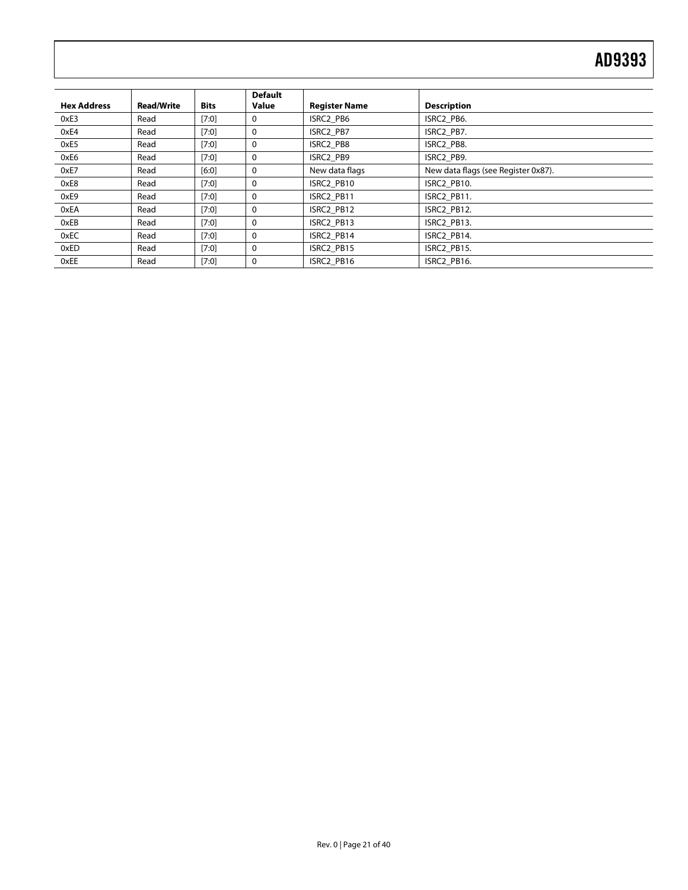| Hex Address | Read/Write | Bits | Default Value | Register Name | Description |
|---|---|---|---|---|---|
| 0xE3 | Read | [7:0] | 0 | ISRC2_PB6 | ISRC2_PB6. |
| 0xE4 | Read | [7:0] | 0 | ISRC2_PB7 | ISRC2_PB7. |
| 0xE5 | Read | [7:0] | 0 | ISRC2_PB8 | ISRC2_PB8. |
| 0xE6 | Read | [7:0] | 0 | ISRC2_PB9 | ISRC2_PB9. |
| 0xE7 | Read | [6:0] | 0 | New data flags | New data flags (see Register 0x87). |
| 0xE8 | Read | [7:0] | 0 | ISRC2_PB10 | ISRC2_PB10. |
| 0xE9 | Read | [7:0] | 0 | ISRC2_PB11 | ISRC2_PB11. |
| 0xEA | Read | [7:0] | 0 | ISRC2_PB12 | ISRC2_PB12. |
| 0xEB | Read | [7:0] | 0 | ISRC2_PB13 | ISRC2_PB13. |
| 0xEC | Read | [7:0] | 0 | ISRC2_PB14 | ISRC2_PB14. |
| 0xED | Read | [7:0] | 0 | ISRC2_PB15 | ISRC2_PB15. |
| 0xEE | Read | [7:0] | 0 | ISRC2_PB16 | ISRC2_PB16. |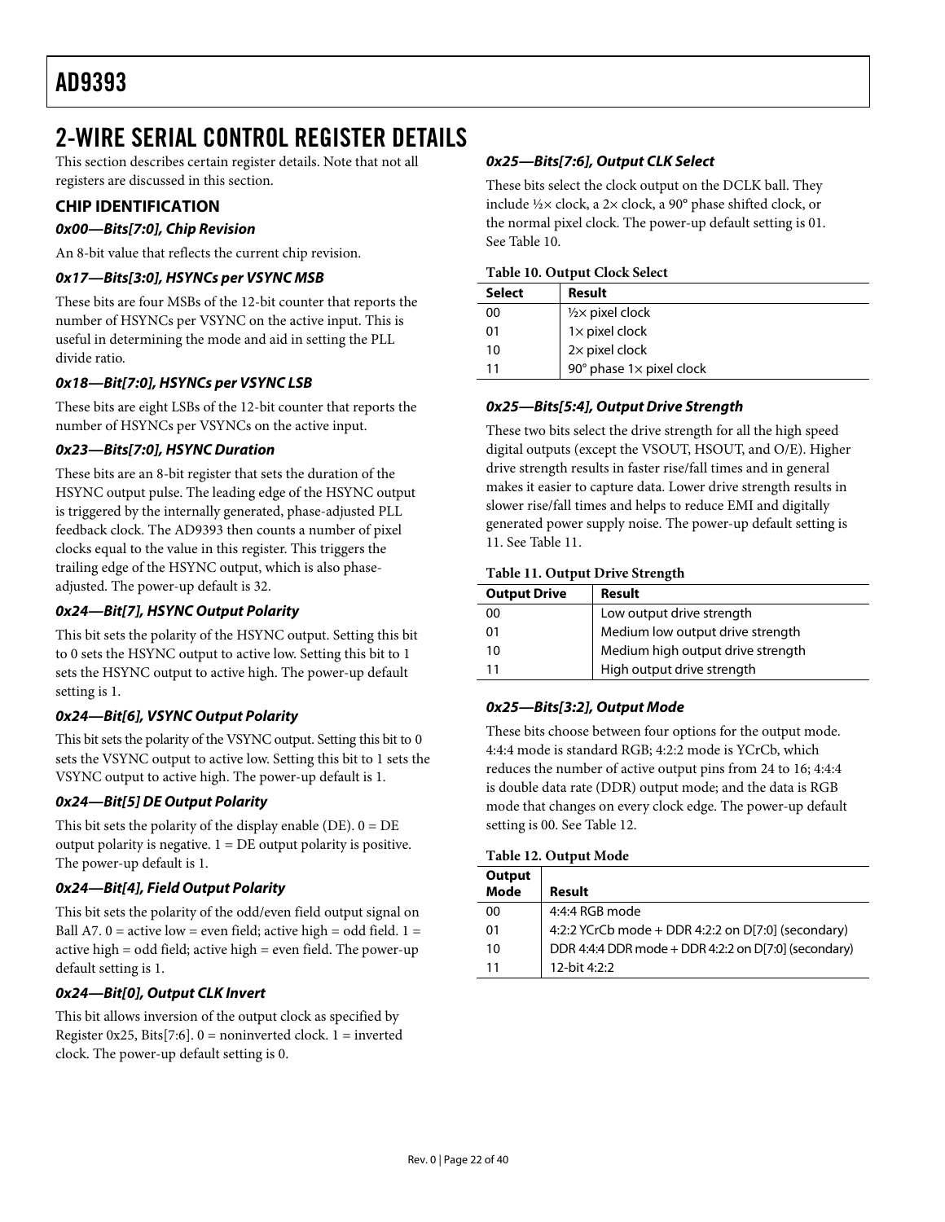# 2-WIRE SERIAL CONTROL REGISTER DETAILS

This section describes certain register details. Note that not all registers are discussed in this section.

## CHIP IDENTIFICATION

### *0x00—Bits[7:0], Chip Revision*

An 8-bit value that reflects the current chip revision.

### *0x17—Bits[3:0], HSYNCs per VSYNC MSB*

These bits are four MSBs of the 12-bit counter that reports the number of HSYNCs per VSYNC on the active input. This is useful in determining the mode and aid in setting the PLL divide ratio.

### *0x18—Bit[7:0], HSYNCs per VSYNC LSB*

These bits are eight LSBs of the 12-bit counter that reports the number of HSYNCs per VSYNCs on the active input.

### *0x23—Bits[7:0], HSYNC Duration*

These bits are an 8-bit register that sets the duration of the HSYNC output pulse. The leading edge of the HSYNC output is triggered by the internally generated, phase-adjusted PLL feedback clock. The AD9393 then counts a number of pixel clocks equal to the value in this register. This triggers the trailing edge of the HSYNC output, which is also phase-adjusted. The power-up default is 32.

### *0x24—Bit[7], HSYNC Output Polarity*

This bit sets the polarity of the HSYNC output. Setting this bit to 0 sets the HSYNC output to active low. Setting this bit to 1 sets the HSYNC output to active high. The power-up default setting is 1.

### *0x24—Bit[6], VSYNC Output Polarity*

This bit sets the polarity of the VSYNC output. Setting this bit to 0 sets the VSYNC output to active low. Setting this bit to 1 sets the VSYNC output to active high. The power-up default is 1.

### *0x24—Bit[5] DE Output Polarity*

This bit sets the polarity of the display enable (DE). 0 = DE output polarity is negative. 1 = DE output polarity is positive. The power-up default is 1.

### *0x24—Bit[4], Field Output Polarity*

This bit sets the polarity of the odd/even field output signal on Ball A7. 0 = active low = even field; active high = odd field. 1 = active high = odd field; active high = even field. The power-up default setting is 1.

### *0x24—Bit[0], Output CLK Invert*

This bit allows inversion of the output clock as specified by Register 0x25, Bits[7:6]. 0 = noninverted clock. 1 = inverted clock. The power-up default setting is 0.

### *0x25—Bits[7:6], Output CLK Select*

These bits select the clock output on the DCLK ball. They include ½× clock, a 2× clock, a 90° phase shifted clock, or the normal pixel clock. The power-up default setting is 01. See Table 10.

**Table 10. Output Clock Select**

| Select | Result |
|---|---|
| 00 | ½× pixel clock |
| 01 | 1× pixel clock |
| 10 | 2× pixel clock |
| 11 | 90° phase 1× pixel clock |

### *0x25—Bits[5:4], Output Drive Strength*

These two bits select the drive strength for all the high speed digital outputs (except the VSOUT, HSOUT, and O/E). Higher drive strength results in faster rise/fall times and in general makes it easier to capture data. Lower drive strength results in slower rise/fall times and helps to reduce EMI and digitally generated power supply noise. The power-up default setting is 11. See Table 11.

**Table 11. Output Drive Strength**

| Output Drive | Result |
|---|---|
| 00 | Low output drive strength |
| 01 | Medium low output drive strength |
| 10 | Medium high output drive strength |
| 11 | High output drive strength |

### *0x25—Bits[3:2], Output Mode*

These bits choose between four options for the output mode. 4:4:4 mode is standard RGB; 4:2:2 mode is YCrCb, which reduces the number of active output pins from 24 to 16; 4:4:4 is double data rate (DDR) output mode; and the data is RGB mode that changes on every clock edge. The power-up default setting is 00. See Table 12.

**Table 12. Output Mode**

| Output Mode | Result |
|---|---|
| 00 | 4:4:4 RGB mode |
| 01 | 4:2:2 YCrCb mode + DDR 4:2:2 on D[7:0] (secondary) |
| 10 | DDR 4:4:4 DDR mode + DDR 4:2:2 on D[7:0] (secondary) |
| 11 | 12-bit 4:2:2 |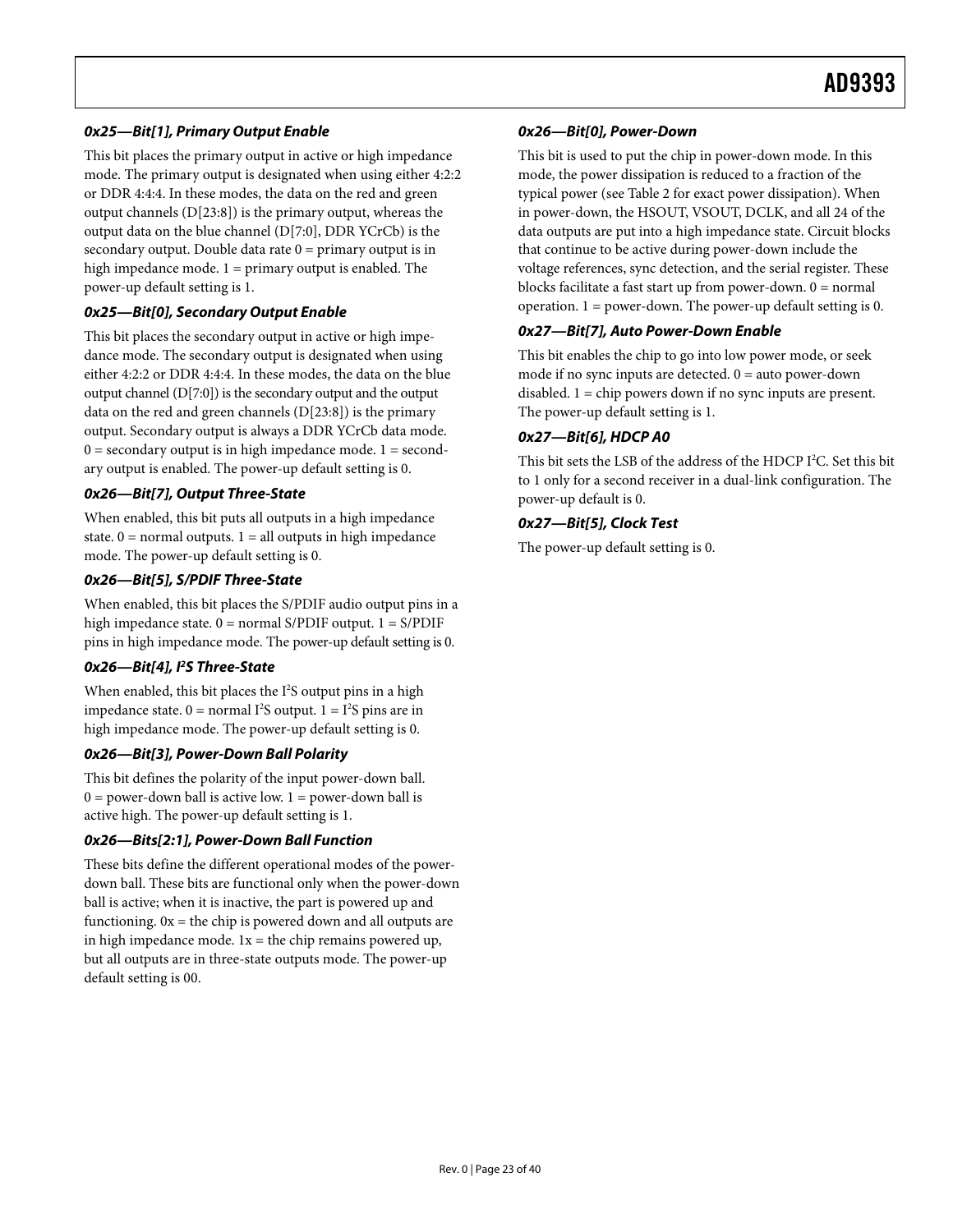#### 0x25—Bit[1], Primary Output Enable

This bit places the primary output in active or high impedance mode. The primary output is designated when using either 4:2:2 or DDR 4:4:4. In these modes, the data on the red and green output channels (D[23:8]) is the primary output, whereas the output data on the blue channel (D[7:0], DDR YCrCb) is the secondary output. Double data rate 0 = primary output is in high impedance mode. 1 = primary output is enabled. The power-up default setting is 1.

#### 0x25—Bit[0], Secondary Output Enable

This bit places the secondary output in active or high impedance mode. The secondary output is designated when using either 4:2:2 or DDR 4:4:4. In these modes, the data on the blue output channel (D[7:0]) is the secondary output and the output data on the red and green channels (D[23:8]) is the primary output. Secondary output is always a DDR YCrCb data mode. 0 = secondary output is in high impedance mode. 1 = secondary output is enabled. The power-up default setting is 0.

#### 0x26—Bit[7], Output Three-State

When enabled, this bit puts all outputs in a high impedance state. 0 = normal outputs. 1 = all outputs in high impedance mode. The power-up default setting is 0.

#### 0x26—Bit[5], S/PDIF Three-State

When enabled, this bit places the S/PDIF audio output pins in a high impedance state. 0 = normal S/PDIF output. 1 = S/PDIF pins in high impedance mode. The power-up default setting is 0.

#### 0x26—Bit[4], I²S Three-State

When enabled, this bit places the I²S output pins in a high impedance state. 0 = normal I²S output. 1 = I²S pins are in high impedance mode. The power-up default setting is 0.

#### 0x26—Bit[3], Power-Down Ball Polarity

This bit defines the polarity of the input power-down ball. 0 = power-down ball is active low. 1 = power-down ball is active high. The power-up default setting is 1.

#### 0x26—Bits[2:1], Power-Down Ball Function

These bits define the different operational modes of the power-down ball. These bits are functional only when the power-down ball is active; when it is inactive, the part is powered up and functioning. 0x = the chip is powered down and all outputs are in high impedance mode. 1x = the chip remains powered up, but all outputs are in three-state outputs mode. The power-up default setting is 00.

#### 0x26—Bit[0], Power-Down

This bit is used to put the chip in power-down mode. In this mode, the power dissipation is reduced to a fraction of the typical power (see Table 2 for exact power dissipation). When in power-down, the HSOUT, VSOUT, DCLK, and all 24 of the data outputs are put into a high impedance state. Circuit blocks that continue to be active during power-down include the voltage references, sync detection, and the serial register. These blocks facilitate a fast start up from power-down. 0 = normal operation. 1 = power-down. The power-up default setting is 0.

#### 0x27—Bit[7], Auto Power-Down Enable

This bit enables the chip to go into low power mode, or seek mode if no sync inputs are detected. 0 = auto power-down disabled. 1 = chip powers down if no sync inputs are present. The power-up default setting is 1.

#### 0x27—Bit[6], HDCP A0

This bit sets the LSB of the address of the HDCP I²C. Set this bit to 1 only for a second receiver in a dual-link configuration. The power-up default is 0.

#### 0x27—Bit[5], Clock Test

The power-up default setting is 0.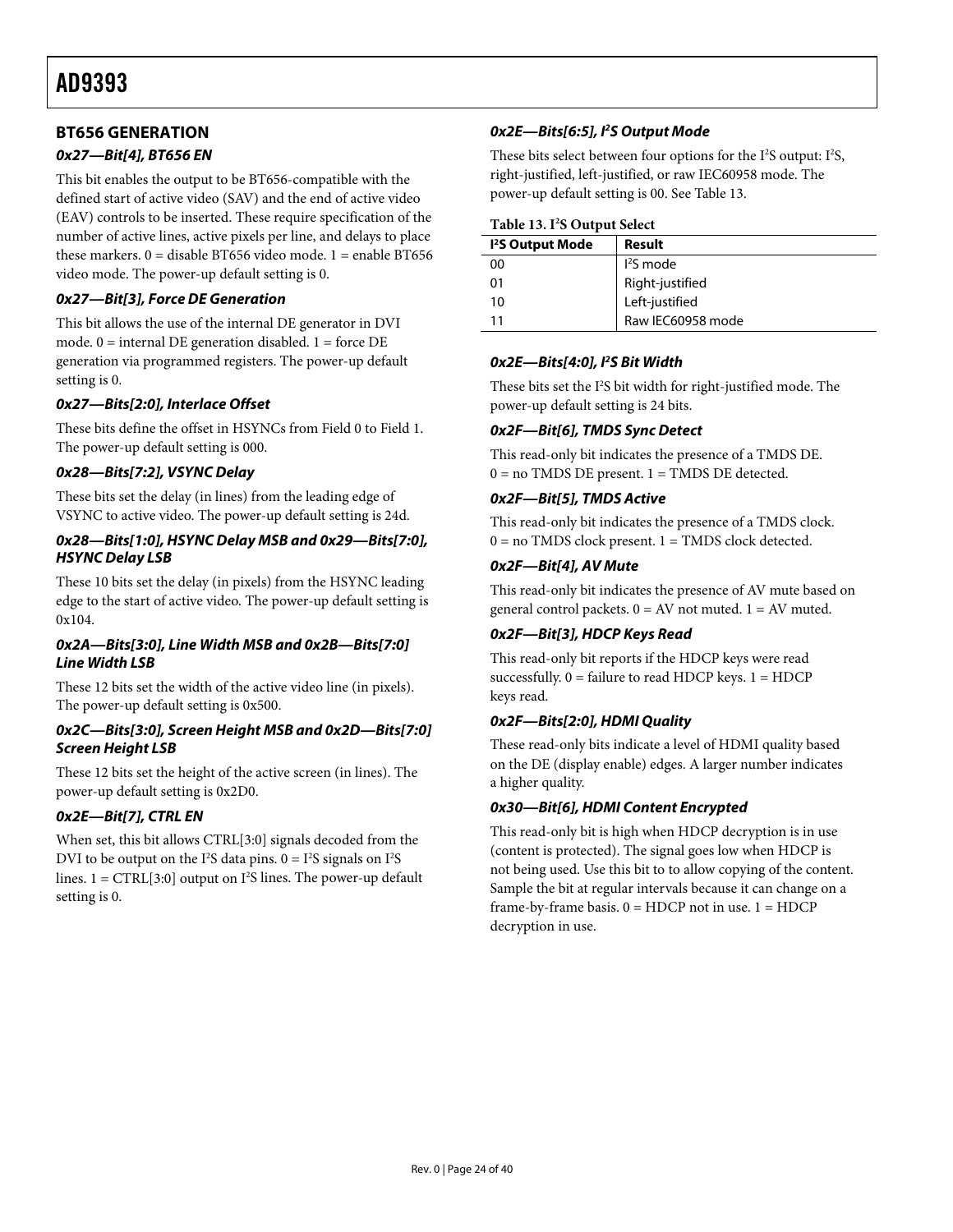## BT656 GENERATION

### *0x27—Bit[4], BT656 EN*

This bit enables the output to be BT656-compatible with the defined start of active video (SAV) and the end of active video (EAV) controls to be inserted. These require specification of the number of active lines, active pixels per line, and delays to place these markers. 0 = disable BT656 video mode. 1 = enable BT656 video mode. The power-up default setting is 0.

### *0x27—Bit[3], Force DE Generation*

This bit allows the use of the internal DE generator in DVI mode. 0 = internal DE generation disabled. 1 = force DE generation via programmed registers. The power-up default setting is 0.

### *0x27—Bits[2:0], Interlace Offset*

These bits define the offset in HSYNCs from Field 0 to Field 1. The power-up default setting is 000.

### *0x28—Bits[7:2], VSYNC Delay*

These bits set the delay (in lines) from the leading edge of VSYNC to active video. The power-up default setting is 24d.

### *0x28—Bits[1:0], HSYNC Delay MSB and 0x29—Bits[7:0], HSYNC Delay LSB*

These 10 bits set the delay (in pixels) from the HSYNC leading edge to the start of active video. The power-up default setting is 0x104.

### *0x2A—Bits[3:0], Line Width MSB and 0x2B—Bits[7:0] Line Width LSB*

These 12 bits set the width of the active video line (in pixels). The power-up default setting is 0x500.

### *0x2C—Bits[3:0], Screen Height MSB and 0x2D—Bits[7:0] Screen Height LSB*

These 12 bits set the height of the active screen (in lines). The power-up default setting is 0x2D0.

### *0x2E—Bit[7], CTRL EN*

When set, this bit allows CTRL[3:0] signals decoded from the DVI to be output on the I²S data pins. 0 = I²S signals on I²S lines. 1 = CTRL[3:0] output on I²S lines. The power-up default setting is 0.

### *0x2E—Bits[6:5], I²S Output Mode*

These bits select between four options for the I²S output: I²S, right-justified, left-justified, or raw IEC60958 mode. The power-up default setting is 00. See Table 13.

**Table 13. I²S Output Select**

| I²S Output Mode | Result |
|---|---|
| 00 | I²S mode |
| 01 | Right-justified |
| 10 | Left-justified |
| 11 | Raw IEC60958 mode |

### *0x2E—Bits[4:0], I²S Bit Width*

These bits set the I²S bit width for right-justified mode. The power-up default setting is 24 bits.

### *0x2F—Bit[6], TMDS Sync Detect*

This read-only bit indicates the presence of a TMDS DE. 0 = no TMDS DE present. 1 = TMDS DE detected.

### *0x2F—Bit[5], TMDS Active*

This read-only bit indicates the presence of a TMDS clock. 0 = no TMDS clock present. 1 = TMDS clock detected.

### *0x2F—Bit[4], AV Mute*

This read-only bit indicates the presence of AV mute based on general control packets. 0 = AV not muted. 1 = AV muted.

### *0x2F—Bit[3], HDCP Keys Read*

This read-only bit reports if the HDCP keys were read successfully. 0 = failure to read HDCP keys. 1 = HDCP keys read.

### *0x2F—Bits[2:0], HDMI Quality*

These read-only bits indicate a level of HDMI quality based on the DE (display enable) edges. A larger number indicates a higher quality.

### *0x30—Bit[6], HDMI Content Encrypted*

This read-only bit is high when HDCP decryption is in use (content is protected). The signal goes low when HDCP is not being used. Use this bit to to allow copying of the content. Sample the bit at regular intervals because it can change on a frame-by-frame basis. 0 = HDCP not in use. 1 = HDCP decryption in use.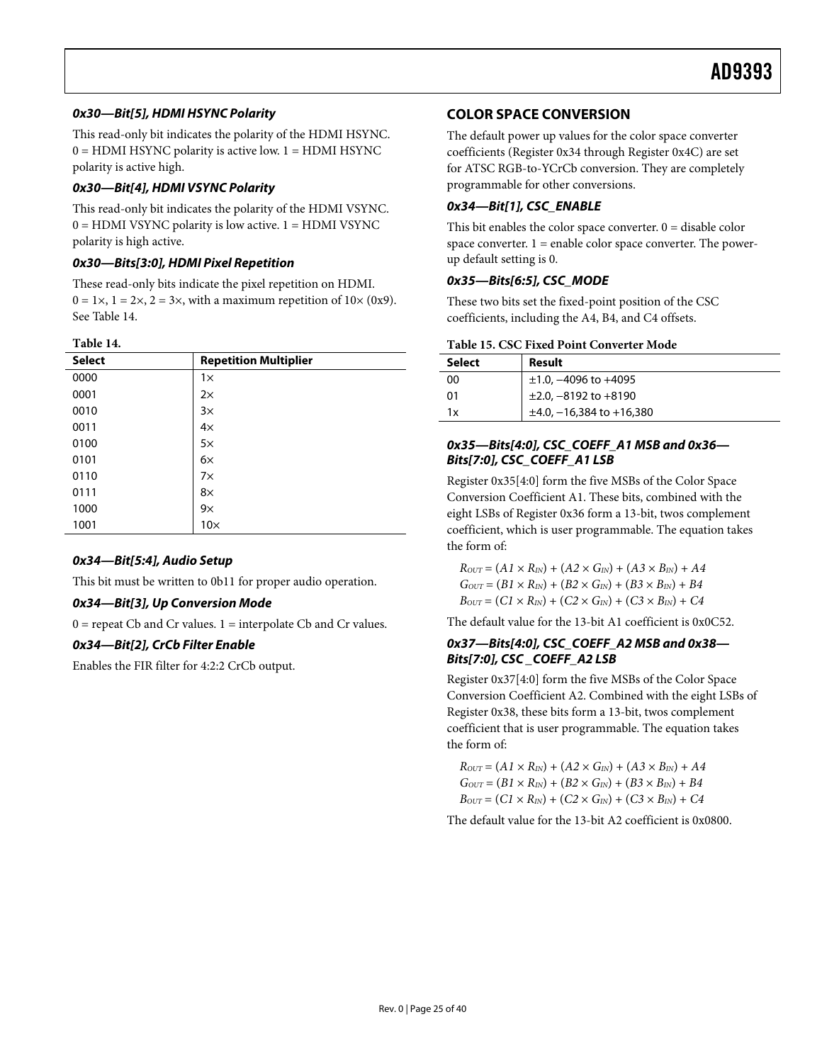#### *0x30—Bit[5], HDMI HSYNC Polarity*

This read-only bit indicates the polarity of the HDMI HSYNC. 0 = HDMI HSYNC polarity is active low. 1 = HDMI HSYNC polarity is active high.

#### *0x30—Bit[4], HDMI VSYNC Polarity*

This read-only bit indicates the polarity of the HDMI VSYNC. 0 = HDMI VSYNC polarity is low active. 1 = HDMI VSYNC polarity is high active.

#### *0x30—Bits[3:0], HDMI Pixel Repetition*

These read-only bits indicate the pixel repetition on HDMI. 0 = 1×, 1 = 2×, 2 = 3×, with a maximum repetition of 10× (0x9). See Table 14.

**Table 14.**

| Select | Repetition Multiplier |
|---|---|
| 0000 | 1× |
| 0001 | 2× |
| 0010 | 3× |
| 0011 | 4× |
| 0100 | 5× |
| 0101 | 6× |
| 0110 | 7× |
| 0111 | 8× |
| 1000 | 9× |
| 1001 | 10× |

#### *0x34—Bit[5:4], Audio Setup*

This bit must be written to 0b11 for proper audio operation.

#### *0x34—Bit[3], Up Conversion Mode*

0 = repeat Cb and Cr values. 1 = interpolate Cb and Cr values.

#### *0x34—Bit[2], CrCb Filter Enable*

Enables the FIR filter for 4:2:2 CrCb output.

## COLOR SPACE CONVERSION

The default power up values for the color space converter coefficients (Register 0x34 through Register 0x4C) are set for ATSC RGB-to-YCrCb conversion. They are completely programmable for other conversions.

#### *0x34—Bit[1], CSC_ENABLE*

This bit enables the color space converter. 0 = disable color space converter. 1 = enable color space converter. The power-up default setting is 0.

#### *0x35—Bits[6:5], CSC_MODE*

These two bits set the fixed-point position of the CSC coefficients, including the A4, B4, and C4 offsets.

**Table 15. CSC Fixed Point Converter Mode**

| Select | Result |
|---|---|
| 00 | ±1.0, −4096 to +4095 |
| 01 | ±2.0, −8192 to +8190 |
| 1x | ±4.0, −16,384 to +16,380 |

#### *0x35—Bits[4:0], CSC_COEFF_A1 MSB and 0x36—Bits[7:0], CSC_COEFF_A1 LSB*

Register 0x35[4:0] form the five MSBs of the Color Space Conversion Coefficient A1. These bits, combined with the eight LSBs of Register 0x36 form a 13-bit, twos complement coefficient, which is user programmable. The equation takes the form of:

$$R_{OUT} = (A1 \times R_{IN}) + (A2 \times G_{IN}) + (A3 \times B_{IN}) + A4$$
$$G_{OUT} = (B1 \times R_{IN}) + (B2 \times G_{IN}) + (B3 \times B_{IN}) + B4$$
$$B_{OUT} = (C1 \times R_{IN}) + (C2 \times G_{IN}) + (C3 \times B_{IN}) + C4$$

The default value for the 13-bit A1 coefficient is 0x0C52.

#### *0x37—Bits[4:0], CSC_COEFF_A2 MSB and 0x38—Bits[7:0], CSC _COEFF_A2 LSB*

Register 0x37[4:0] form the five MSBs of the Color Space Conversion Coefficient A2. Combined with the eight LSBs of Register 0x38, these bits form a 13-bit, twos complement coefficient that is user programmable. The equation takes the form of:

$$R_{OUT} = (A1 \times R_{IN}) + (A2 \times G_{IN}) + (A3 \times B_{IN}) + A4$$
$$G_{OUT} = (B1 \times R_{IN}) + (B2 \times G_{IN}) + (B3 \times B_{IN}) + B4$$
$$B_{OUT} = (C1 \times R_{IN}) + (C2 \times G_{IN}) + (C3 \times B_{IN}) + C4$$

The default value for the 13-bit A2 coefficient is 0x0800.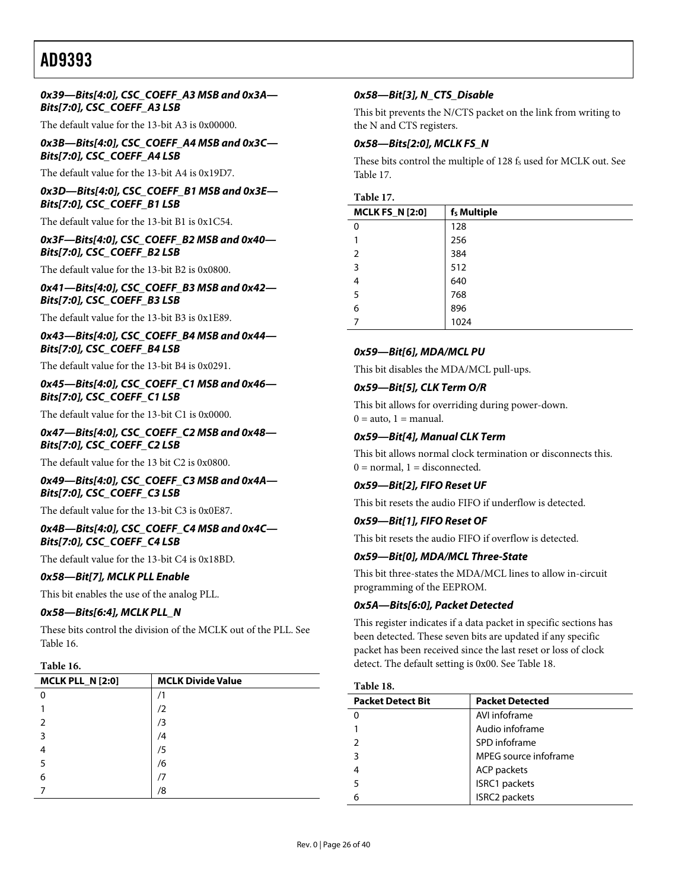#### *0x39—Bits[4:0], CSC_COEFF_A3 MSB and 0x3A—Bits[7:0], CSC_COEFF_A3 LSB*

The default value for the 13-bit A3 is 0x00000.

#### *0x3B—Bits[4:0], CSC_COEFF_A4 MSB and 0x3C—Bits[7:0], CSC_COEFF_A4 LSB*

The default value for the 13-bit A4 is 0x19D7.

#### *0x3D—Bits[4:0], CSC_COEFF_B1 MSB and 0x3E—Bits[7:0], CSC_COEFF_B1 LSB*

The default value for the 13-bit B1 is 0x1C54.

#### *0x3F—Bits[4:0], CSC_COEFF_B2 MSB and 0x40—Bits[7:0], CSC_COEFF_B2 LSB*

The default value for the 13-bit B2 is 0x0800.

#### *0x41—Bits[4:0], CSC_COEFF_B3 MSB and 0x42—Bits[7:0], CSC_COEFF_B3 LSB*

The default value for the 13-bit B3 is 0x1E89.

#### *0x43—Bits[4:0], CSC_COEFF_B4 MSB and 0x44—Bits[7:0], CSC_COEFF_B4 LSB*

The default value for the 13-bit B4 is 0x0291.

#### *0x45—Bits[4:0], CSC_COEFF_C1 MSB and 0x46—Bits[7:0], CSC_COEFF_C1 LSB*

The default value for the 13-bit C1 is 0x0000.

#### *0x47—Bits[4:0], CSC_COEFF_C2 MSB and 0x48—Bits[7:0], CSC_COEFF_C2 LSB*

The default value for the 13 bit C2 is 0x0800.

#### *0x49—Bits[4:0], CSC_COEFF_C3 MSB and 0x4A—Bits[7:0], CSC_COEFF_C3 LSB*

The default value for the 13-bit C3 is 0x0E87.

#### *0x4B—Bits[4:0], CSC_COEFF_C4 MSB and 0x4C—Bits[7:0], CSC_COEFF_C4 LSB*

The default value for the 13-bit C4 is 0x18BD.

#### *0x58—Bit[7], MCLK PLL Enable*

This bit enables the use of the analog PLL.

#### *0x58—Bits[6:4], MCLK PLL_N*

These bits control the division of the MCLK out of the PLL. See Table 16.

**Table 16.**

| MCLK PLL_N [2:0] | MCLK Divide Value |
|---|---|
| 0 | /1 |
| 1 | /2 |
| 2 | /3 |
| 3 | /4 |
| 4 | /5 |
| 5 | /6 |
| 6 | /7 |
| 7 | /8 |

#### *0x58—Bit[3], N_CTS_Disable*

This bit prevents the N/CTS packet on the link from writing to the N and CTS registers.

#### *0x58—Bits[2:0], MCLK FS_N*

These bits control the multiple of 128 $f_S$ used for MCLK out. See Table 17.

**Table 17.**

| MCLK FS_N [2:0] | $f_S$ Multiple |
|---|---|
| 0 | 128 |
| 1 | 256 |
| 2 | 384 |
| 3 | 512 |
| 4 | 640 |
| 5 | 768 |
| 6 | 896 |
| 7 | 1024 |

#### *0x59—Bit[6], MDA/MCL PU*

This bit disables the MDA/MCL pull-ups.

#### *0x59—Bit[5], CLK Term O/R*

This bit allows for overriding during power-down.
0 = auto, 1 = manual.

#### *0x59—Bit[4], Manual CLK Term*

This bit allows normal clock termination or disconnects this.
0 = normal, 1 = disconnected.

#### *0x59—Bit[2], FIFO Reset UF*

This bit resets the audio FIFO if underflow is detected.

#### *0x59—Bit[1], FIFO Reset OF*

This bit resets the audio FIFO if overflow is detected.

#### *0x59—Bit[0], MDA/MCL Three-State*

This bit three-states the MDA/MCL lines to allow in-circuit programming of the EEPROM.

#### *0x5A—Bits[6:0], Packet Detected*

This register indicates if a data packet in specific sections has been detected. These seven bits are updated if any specific packet has been received since the last reset or loss of clock detect. The default setting is 0x00. See Table 18.

**Table 18.**

| Packet Detect Bit | Packet Detected |
|---|---|
| 0 | AVI infoframe |
| 1 | Audio infoframe |
| 2 | SPD infoframe |
| 3 | MPEG source infoframe |
| 4 | ACP packets |
| 5 | ISRC1 packets |
| 6 | ISRC2 packets |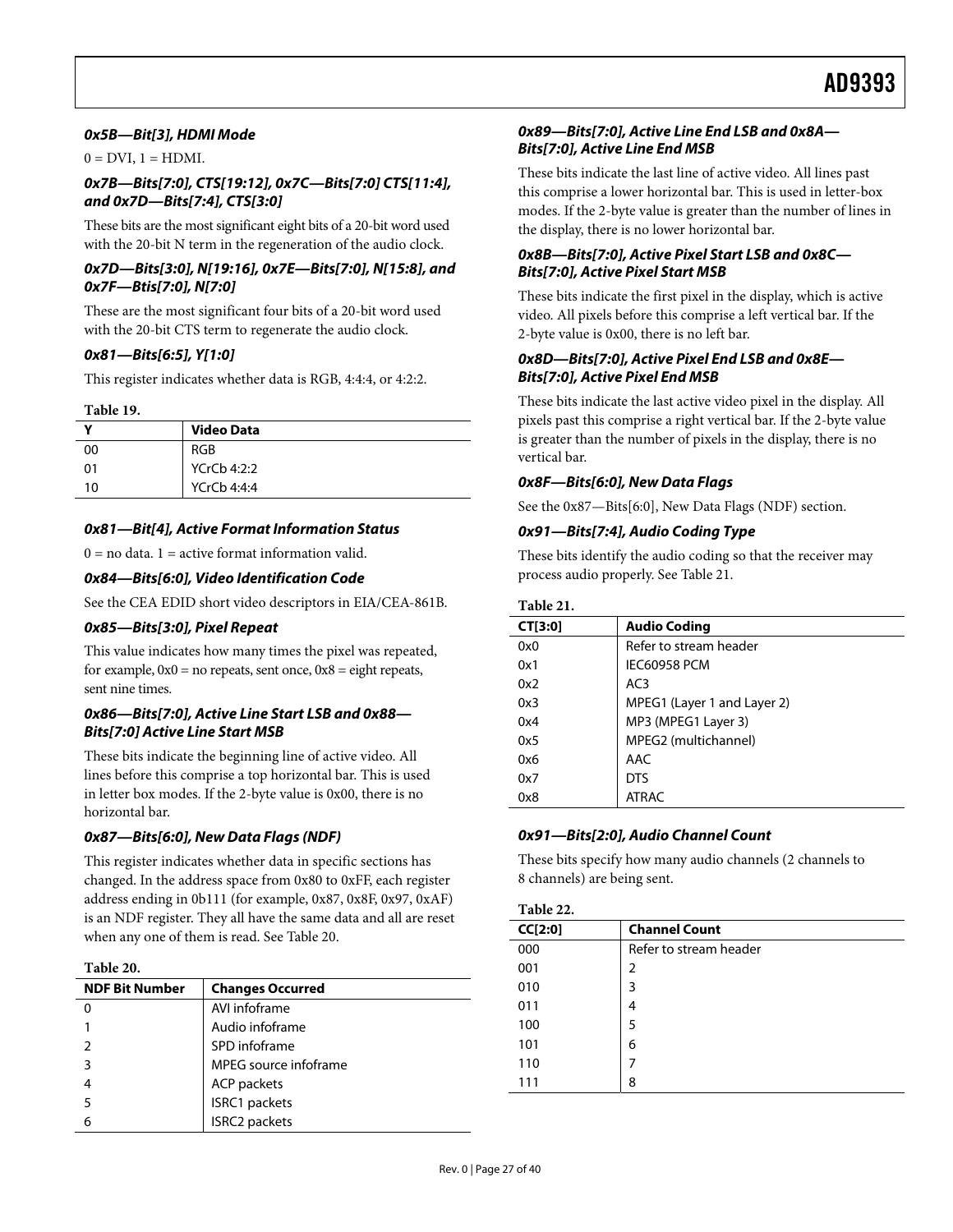### 0x5B—Bit[3], HDMI Mode

0 = DVI, 1 = HDMI.

### 0x7B—Bits[7:0], CTS[19:12], 0x7C—Bits[7:0] CTS[11:4], and 0x7D—Bits[7:4], CTS[3:0]

These bits are the most significant eight bits of a 20-bit word used with the 20-bit N term in the regeneration of the audio clock.

### 0x7D—Bits[3:0], N[19:16], 0x7E—Bits[7:0], N[15:8], and 0x7F—Btis[7:0], N[7:0]

These are the most significant four bits of a 20-bit word used with the 20-bit CTS term to regenerate the audio clock.

### 0x81—Bits[6:5], Y[1:0]

This register indicates whether data is RGB, 4:4:4, or 4:2:2.

**Table 19.**

| Y | Video Data |
|---|---|
| 00 | RGB |
| 01 | YCrCb 4:2:2 |
| 10 | YCrCb 4:4:4 |

### 0x81—Bit[4], Active Format Information Status

0 = no data. 1 = active format information valid.

### 0x84—Bits[6:0], Video Identification Code

See the CEA EDID short video descriptors in EIA/CEA-861B.

### 0x85—Bits[3:0], Pixel Repeat

This value indicates how many times the pixel was repeated, for example, 0x0 = no repeats, sent once, 0x8 = eight repeats, sent nine times.

### 0x86—Bits[7:0], Active Line Start LSB and 0x88—Bits[7:0] Active Line Start MSB

These bits indicate the beginning line of active video. All lines before this comprise a top horizontal bar. This is used in letter box modes. If the 2-byte value is 0x00, there is no horizontal bar.

### 0x87—Bits[6:0], New Data Flags (NDF)

This register indicates whether data in specific sections has changed. In the address space from 0x80 to 0xFF, each register address ending in 0b111 (for example, 0x87, 0x8F, 0x97, 0xAF) is an NDF register. They all have the same data and all are reset when any one of them is read. See Table 20.

**Table 20.**

| NDF Bit Number | Changes Occurred |
|---|---|
| 0 | AVI infoframe |
| 1 | Audio infoframe |
| 2 | SPD infoframe |
| 3 | MPEG source infoframe |
| 4 | ACP packets |
| 5 | ISRC1 packets |
| 6 | ISRC2 packets |

### 0x89—Bits[7:0], Active Line End LSB and 0x8A—Bits[7:0], Active Line End MSB

These bits indicate the last line of active video. All lines past this comprise a lower horizontal bar. This is used in letter-box modes. If the 2-byte value is greater than the number of lines in the display, there is no lower horizontal bar.

### 0x8B—Bits[7:0], Active Pixel Start LSB and 0x8C—Bits[7:0], Active Pixel Start MSB

These bits indicate the first pixel in the display, which is active video. All pixels before this comprise a left vertical bar. If the 2-byte value is 0x00, there is no left bar.

### 0x8D—Bits[7:0], Active Pixel End LSB and 0x8E—Bits[7:0], Active Pixel End MSB

These bits indicate the last active video pixel in the display. All pixels past this comprise a right vertical bar. If the 2-byte value is greater than the number of pixels in the display, there is no vertical bar.

### 0x8F—Bits[6:0], New Data Flags

See the 0x87—Bits[6:0], New Data Flags (NDF) section.

### 0x91—Bits[7:4], Audio Coding Type

These bits identify the audio coding so that the receiver may process audio properly. See Table 21.

**Table 21.**

| CT[3:0] | Audio Coding |
|---|---|
| 0x0 | Refer to stream header |
| 0x1 | IEC60958 PCM |
| 0x2 | AC3 |
| 0x3 | MPEG1 (Layer 1 and Layer 2) |
| 0x4 | MP3 (MPEG1 Layer 3) |
| 0x5 | MPEG2 (multichannel) |
| 0x6 | AAC |
| 0x7 | DTS |
| 0x8 | ATRAC |

### 0x91—Bits[2:0], Audio Channel Count

These bits specify how many audio channels (2 channels to 8 channels) are being sent.

**Table 22.**

| CC[2:0] | Channel Count |
|---|---|
| 000 | Refer to stream header |
| 001 | 2 |
| 010 | 3 |
| 011 | 4 |
| 100 | 5 |
| 101 | 6 |
| 110 | 7 |
| 111 | 8 |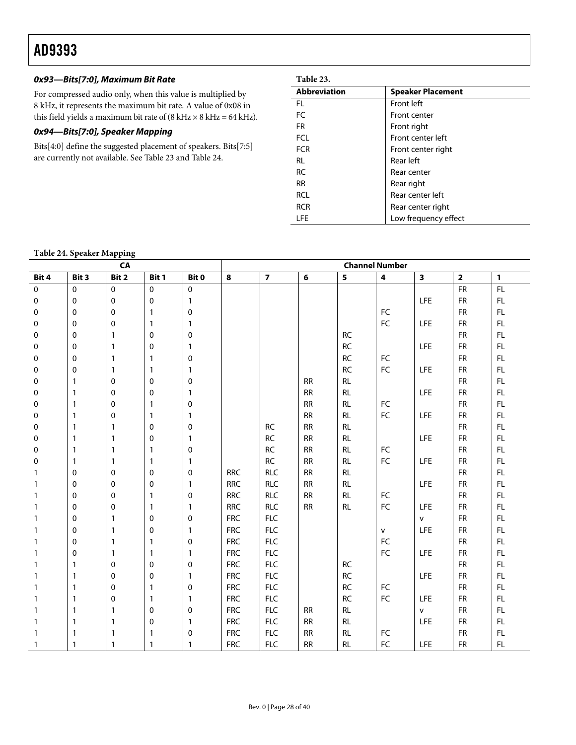#### *0x93—Bits[7:0], Maximum Bit Rate*

For compressed audio only, when this value is multiplied by 8 kHz, it represents the maximum bit rate. A value of 0x08 in this field yields a maximum bit rate of (8 kHz × 8 kHz = 64 kHz).

#### *0x94—Bits[7:0], Speaker Mapping*

Bits[4:0] define the suggested placement of speakers. Bits[7:5] are currently not available. See Table 23 and Table 24.

**Table 23.**

| Abbreviation | Speaker Placement |
| --- | --- |
| FL | Front left |
| FC | Front center |
| FR | Front right |
| FCL | Front center left |
| FCR | Front center right |
| RL | Rear left |
| RC | Rear center |
| RR | Rear right |
| RCL | Rear center left |
| RCR | Rear center right |
| LFE | Low frequency effect |

**Table 24. Speaker Mapping**

| CA | | | | | Channel Number | | | | | | | |
| --- | --- | --- | --- | --- | --- | --- | --- | --- | --- | --- | --- | --- |
| Bit 4 | Bit 3 | Bit 2 | Bit 1 | Bit 0 | 8 | 7 | 6 | 5 | 4 | 3 | 2 | 1 |
| 0 | 0 | 0 | 0 | 0 | | | | | | | FR | FL |
| 0 | 0 | 0 | 0 | 1 | | | | | | LFE | FR | FL |
| 0 | 0 | 0 | 1 | 0 | | | | | FC | | FR | FL |
| 0 | 0 | 0 | 1 | 1 | | | | | FC | LFE | FR | FL |
| 0 | 0 | 1 | 0 | 0 | | | | RC | | | FR | FL |
| 0 | 0 | 1 | 0 | 1 | | | | RC | | LFE | FR | FL |
| 0 | 0 | 1 | 1 | 0 | | | | RC | FC | | FR | FL |
| 0 | 0 | 1 | 1 | 1 | | | | RC | FC | LFE | FR | FL |
| 0 | 1 | 0 | 0 | 0 | | | RR | RL | | | FR | FL |
| 0 | 1 | 0 | 0 | 1 | | | RR | RL | | LFE | FR | FL |
| 0 | 1 | 0 | 1 | 0 | | | RR | RL | FC | | FR | FL |
| 0 | 1 | 0 | 1 | 1 | | | RR | RL | FC | LFE | FR | FL |
| 0 | 1 | 1 | 0 | 0 | | RC | RR | RL | | | FR | FL |
| 0 | 1 | 1 | 0 | 1 | | RC | RR | RL | | LFE | FR | FL |
| 0 | 1 | 1 | 1 | 0 | | RC | RR | RL | FC | | FR | FL |
| 0 | 1 | 1 | 1 | 1 | | RC | RR | RL | FC | LFE | FR | FL |
| 1 | 0 | 0 | 0 | 0 | RRC | RLC | RR | RL | | | FR | FL |
| 1 | 0 | 0 | 0 | 1 | RRC | RLC | RR | RL | | LFE | FR | FL |
| 1 | 0 | 0 | 1 | 0 | RRC | RLC | RR | RL | FC | | FR | FL |
| 1 | 0 | 0 | 1 | 1 | RRC | RLC | RR | RL | FC | LFE | FR | FL |
| 1 | 0 | 1 | 0 | 0 | FRC | FLC | | | | v | FR | FL |
| 1 | 0 | 1 | 0 | 1 | FRC | FLC | | | v | LFE | FR | FL |
| 1 | 0 | 1 | 1 | 0 | FRC | FLC | | | FC | | FR | FL |
| 1 | 0 | 1 | 1 | 1 | FRC | FLC | | | FC | LFE | FR | FL |
| 1 | 1 | 0 | 0 | 0 | FRC | FLC | | RC | | | FR | FL |
| 1 | 1 | 0 | 0 | 1 | FRC | FLC | | RC | | LFE | FR | FL |
| 1 | 1 | 0 | 1 | 0 | FRC | FLC | | RC | FC | | FR | FL |
| 1 | 1 | 0 | 1 | 1 | FRC | FLC | | RC | FC | LFE | FR | FL |
| 1 | 1 | 1 | 0 | 0 | FRC | FLC | RR | RL | | v | FR | FL |
| 1 | 1 | 1 | 0 | 1 | FRC | FLC | RR | RL | | LFE | FR | FL |
| 1 | 1 | 1 | 1 | 0 | FRC | FLC | RR | RL | FC | | FR | FL |
| 1 | 1 | 1 | 1 | 1 | FRC | FLC | RR | RL | FC | LFE | FR | FL |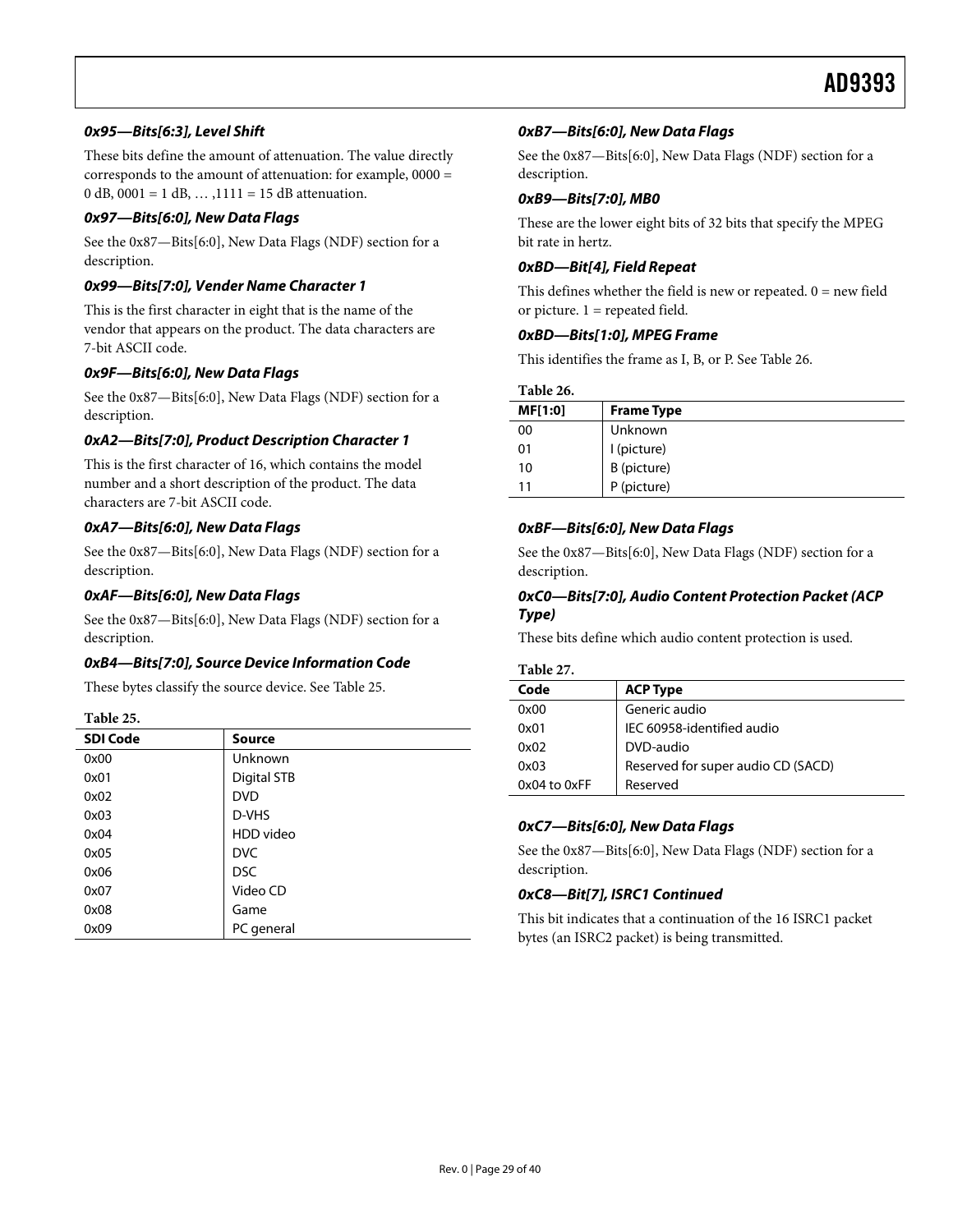#### 0x95—Bits[6:3], Level Shift

These bits define the amount of attenuation. The value directly corresponds to the amount of attenuation: for example, 0000 = 0 dB, 0001 = 1 dB, … ,1111 = 15 dB attenuation.

#### 0x97—Bits[6:0], New Data Flags

See the 0x87—Bits[6:0], New Data Flags (NDF) section for a description.

#### 0x99—Bits[7:0], Vender Name Character 1

This is the first character in eight that is the name of the vendor that appears on the product. The data characters are 7-bit ASCII code.

#### 0x9F—Bits[6:0], New Data Flags

See the 0x87—Bits[6:0], New Data Flags (NDF) section for a description.

#### 0xA2—Bits[7:0], Product Description Character 1

This is the first character of 16, which contains the model number and a short description of the product. The data characters are 7-bit ASCII code.

#### 0xA7—Bits[6:0], New Data Flags

See the 0x87—Bits[6:0], New Data Flags (NDF) section for a description.

#### 0xAF—Bits[6:0], New Data Flags

See the 0x87—Bits[6:0], New Data Flags (NDF) section for a description.

#### 0xB4—Bits[7:0], Source Device Information Code

These bytes classify the source device. See Table 25.

**Table 25.**

| SDI Code | Source |
|---|---|
| 0x00 | Unknown |
| 0x01 | Digital STB |
| 0x02 | DVD |
| 0x03 | D-VHS |
| 0x04 | HDD video |
| 0x05 | DVC |
| 0x06 | DSC |
| 0x07 | Video CD |
| 0x08 | Game |
| 0x09 | PC general |

#### 0xB7—Bits[6:0], New Data Flags

See the 0x87—Bits[6:0], New Data Flags (NDF) section for a description.

#### 0xB9—Bits[7:0], MB0

These are the lower eight bits of 32 bits that specify the MPEG bit rate in hertz.

#### 0xBD—Bit[4], Field Repeat

This defines whether the field is new or repeated. 0 = new field or picture. 1 = repeated field.

#### 0xBD—Bits[1:0], MPEG Frame

This identifies the frame as I, B, or P. See Table 26.

**Table 26.**

| MF[1:0] | Frame Type |
|---|---|
| 00 | Unknown |
| 01 | I (picture) |
| 10 | B (picture) |
| 11 | P (picture) |

#### 0xBF—Bits[6:0], New Data Flags

See the 0x87—Bits[6:0], New Data Flags (NDF) section for a description.

#### 0xC0—Bits[7:0], Audio Content Protection Packet (ACP Type)

These bits define which audio content protection is used.

**Table 27.**

| Code | ACP Type |
|---|---|
| 0x00 | Generic audio |
| 0x01 | IEC 60958-identified audio |
| 0x02 | DVD-audio |
| 0x03 | Reserved for super audio CD (SACD) |
| 0x04 to 0xFF | Reserved |

#### 0xC7—Bits[6:0], New Data Flags

See the 0x87—Bits[6:0], New Data Flags (NDF) section for a description.

#### 0xC8—Bit[7], ISRC1 Continued

This bit indicates that a continuation of the 16 ISRC1 packet bytes (an ISRC2 packet) is being transmitted.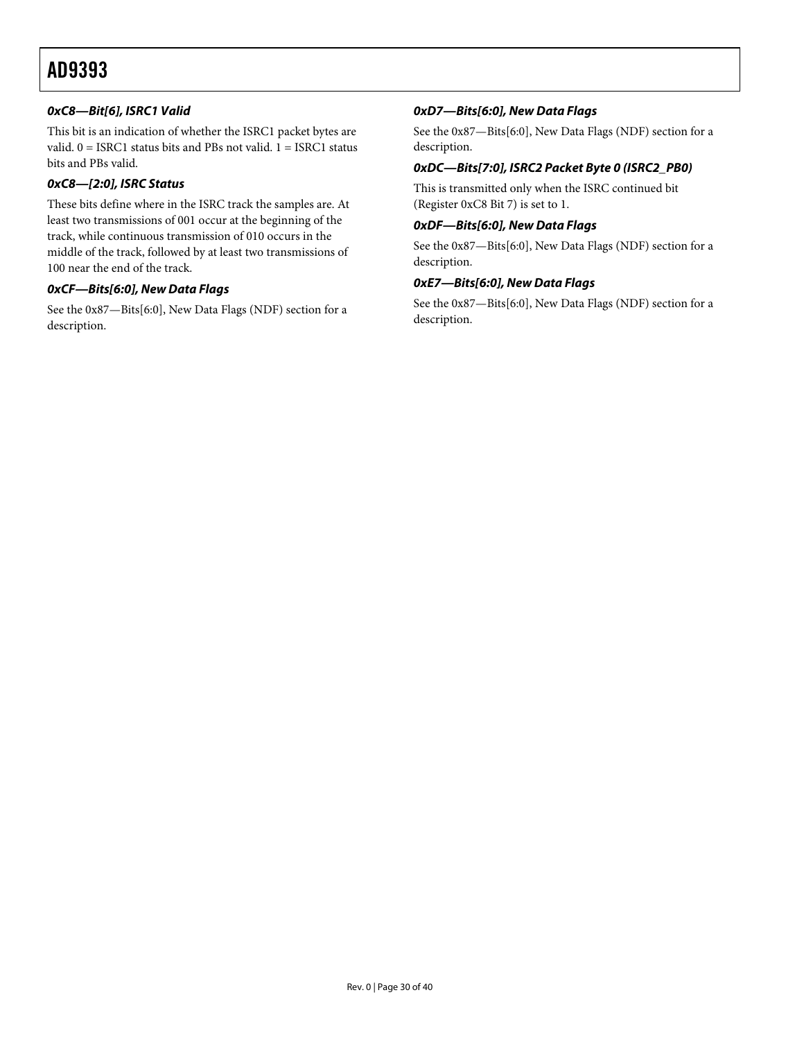#### *0xC8—Bit[6], ISRC1 Valid*

This bit is an indication of whether the ISRC1 packet bytes are valid. 0 = ISRC1 status bits and PBs not valid. 1 = ISRC1 status bits and PBs valid.

#### *0xC8—[2:0], ISRC Status*

These bits define where in the ISRC track the samples are. At least two transmissions of 001 occur at the beginning of the track, while continuous transmission of 010 occurs in the middle of the track, followed by at least two transmissions of 100 near the end of the track.

#### *0xCF—Bits[6:0], New Data Flags*

See the 0x87—Bits[6:0], New Data Flags (NDF) section for a description.

#### *0xD7—Bits[6:0], New Data Flags*

See the 0x87—Bits[6:0], New Data Flags (NDF) section for a description.

#### *0xDC—Bits[7:0], ISRC2 Packet Byte 0 (ISRC2_PB0)*

This is transmitted only when the ISRC continued bit (Register 0xC8 Bit 7) is set to 1.

#### *0xDF—Bits[6:0], New Data Flags*

See the 0x87—Bits[6:0], New Data Flags (NDF) section for a description.

#### *0xE7—Bits[6:0], New Data Flags*

See the 0x87—Bits[6:0], New Data Flags (NDF) section for a description.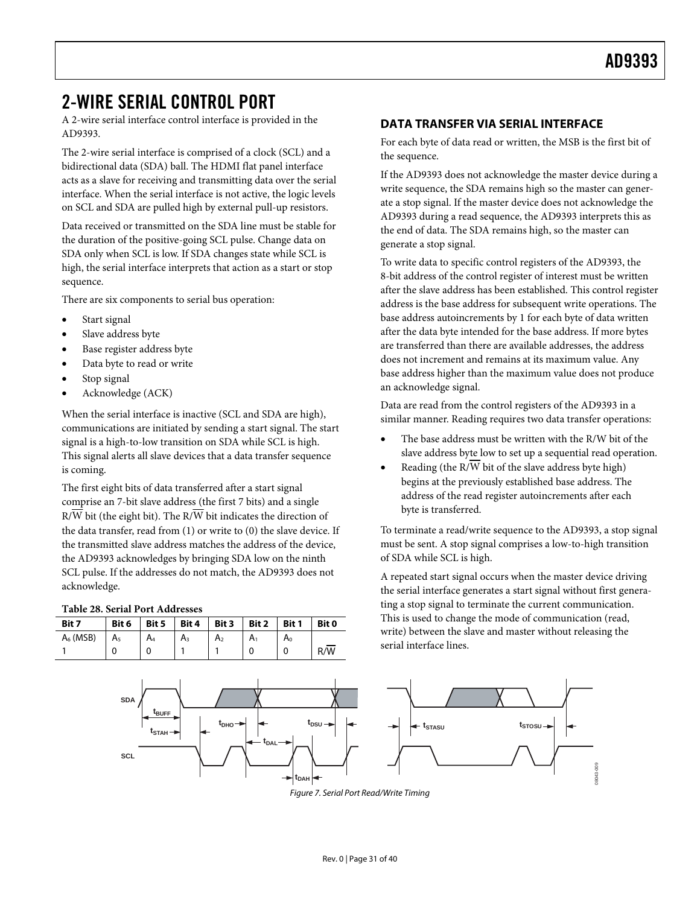## 2-WIRE SERIAL CONTROL PORT

A 2-wire serial interface control interface is provided in the AD9393.

The 2-wire serial interface is comprised of a clock (SCL) and a bidirectional data (SDA) ball. The HDMI flat panel interface acts as a slave for receiving and transmitting data over the serial interface. When the serial interface is not active, the logic levels on SCL and SDA are pulled high by external pull-up resistors.

Data received or transmitted on the SDA line must be stable for the duration of the positive-going SCL pulse. Change data on SDA only when SCL is low. If SDA changes state while SCL is high, the serial interface interprets that action as a start or stop sequence.

There are six components to serial bus operation:

- Start signal
- Slave address byte
- Base register address byte
- Data byte to read or write
- Stop signal
- Acknowledge (ACK)

When the serial interface is inactive (SCL and SDA are high), communications are initiated by sending a start signal. The start signal is a high-to-low transition on SDA while SCL is high. This signal alerts all slave devices that a data transfer sequence is coming.

The first eight bits of data transferred after a start signal comprise an 7-bit slave address (the first 7 bits) and a single $R/\overline{W}$ bit (the eight bit). The $R/\overline{W}$ bit indicates the direction of the data transfer, read from (1) or write to (0) the slave device. If the transmitted slave address matches the address of the device, the AD9393 acknowledges by bringing SDA low on the ninth SCL pulse. If the addresses do not match, the AD9393 does not acknowledge.

**Table 28. Serial Port Addresses**

| Bit 7 | Bit 6 | Bit 5 | Bit 4 | Bit 3 | Bit 2 | Bit 1 | Bit 0 |
|---|---|---|---|---|---|---|---|
| $A_6$ (MSB) | $A_5$ | $A_4$ | $A_3$ | $A_2$ | $A_1$ | $A_0$ | |
| 1 | 0 | 0 | 1 | 1 | 0 | 0 | $R/\overline{W}$ |

### DATA TRANSFER VIA SERIAL INTERFACE

For each byte of data read or written, the MSB is the first bit of the sequence.

If the AD9393 does not acknowledge the master device during a write sequence, the SDA remains high so the master can generate a stop signal. If the master device does not acknowledge the AD9393 during a read sequence, the AD9393 interprets this as the end of data. The SDA remains high, so the master can generate a stop signal.

To write data to specific control registers of the AD9393, the 8-bit address of the control register of interest must be written after the slave address has been established. This control register address is the base address for subsequent write operations. The base address autoincrements by 1 for each byte of data written after the data byte intended for the base address. If more bytes are transferred than there are available addresses, the address does not increment and remains at its maximum value. Any base address higher than the maximum value does not produce an acknowledge signal.

Data are read from the control registers of the AD9393 in a similar manner. Reading requires two data transfer operations:

- The base address must be written with the R/W bit of the slave address byte low to set up a sequential read operation.
- Reading (the $R/\overline{W}$ bit of the slave address byte high) begins at the previously established base address. The address of the read register autoincrements after each byte is transferred.

To terminate a read/write sequence to the AD9393, a stop signal must be sent. A stop signal comprises a low-to-high transition of SDA while SCL is high.

A repeated start signal occurs when the master device driving the serial interface generates a start signal without first generating a stop signal to terminate the current communication. This is used to change the mode of communication (read, write) between the slave and master without releasing the serial interface lines.

*Figure 7. Serial Port Read/Write Timing*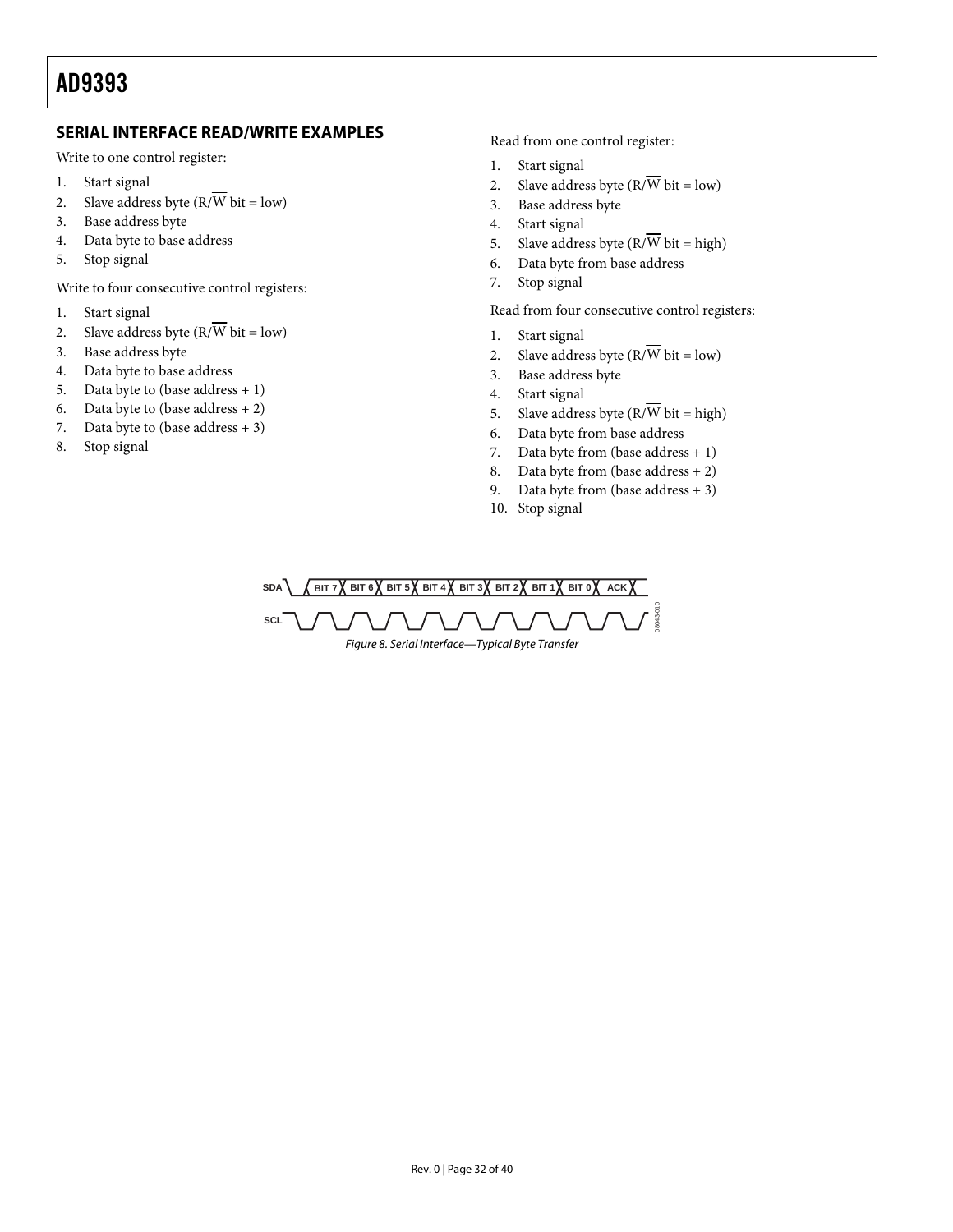## SERIAL INTERFACE READ/WRITE EXAMPLES

Write to one control register:

1. Start signal
2. Slave address byte (R/$\overline{\text{W}}$ bit = low)
3. Base address byte
4. Data byte to base address
5. Stop signal

Write to four consecutive control registers:

1. Start signal
2. Slave address byte (R/$\overline{\text{W}}$ bit = low)
3. Base address byte
4. Data byte to base address
5. Data byte to (base address + 1)
6. Data byte to (base address + 2)
7. Data byte to (base address + 3)
8. Stop signal

Read from one control register:

1. Start signal
2. Slave address byte (R/$\overline{\text{W}}$ bit = low)
3. Base address byte
4. Start signal
5. Slave address byte (R/$\overline{\text{W}}$ bit = high)
6. Data byte from base address
7. Stop signal

Read from four consecutive control registers:

1. Start signal
2. Slave address byte (R/$\overline{\text{W}}$ bit = low)
3. Base address byte
4. Start signal
5. Slave address byte (R/$\overline{\text{W}}$ bit = high)
6. Data byte from base address
7. Data byte from (base address + 1)
8. Data byte from (base address + 2)
9. Data byte from (base address + 3)
10. Stop signal

*Figure 8. Serial Interface—Typical Byte Transfer*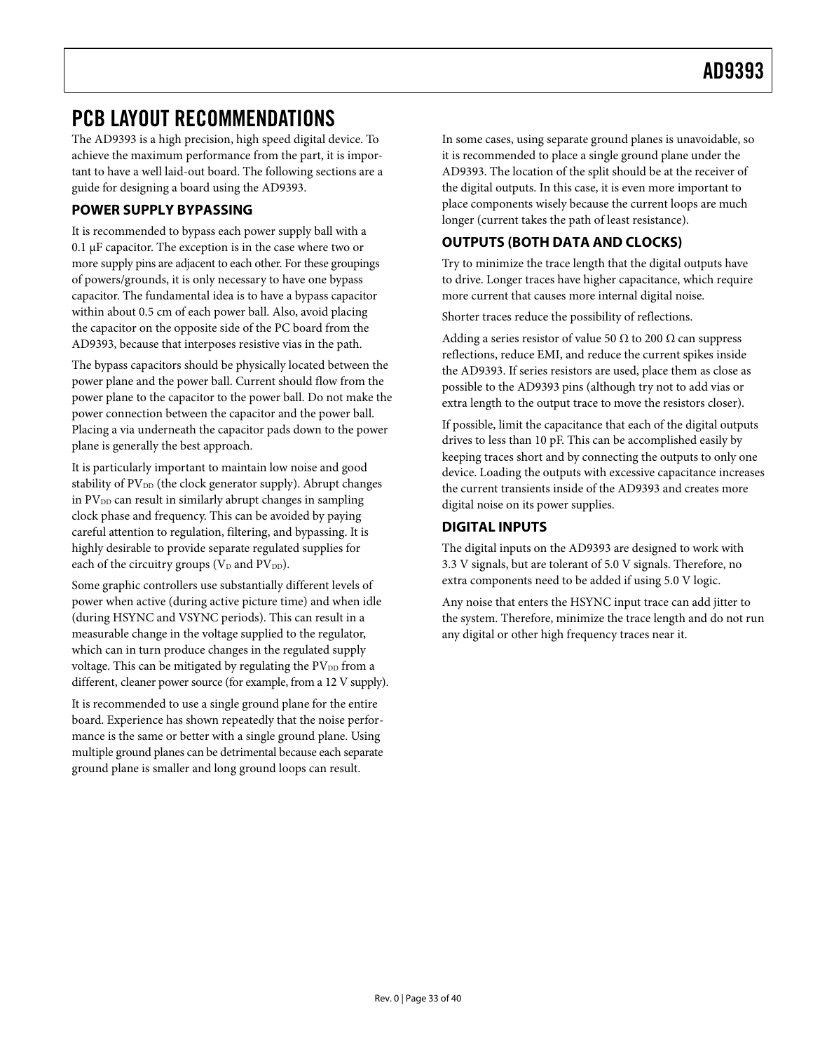# PCB LAYOUT RECOMMENDATIONS

The AD9393 is a high precision, high speed digital device. To achieve the maximum performance from the part, it is important to have a well laid-out board. The following sections are a guide for designing a board using the AD9393.

## POWER SUPPLY BYPASSING

It is recommended to bypass each power supply ball with a 0.1 µF capacitor. The exception is in the case where two or more supply pins are adjacent to each other. For these groupings of powers/grounds, it is only necessary to have one bypass capacitor. The fundamental idea is to have a bypass capacitor within about 0.5 cm of each power ball. Also, avoid placing the capacitor on the opposite side of the PC board from the AD9393, because that interposes resistive vias in the path.

The bypass capacitors should be physically located between the power plane and the power ball. Current should flow from the power plane to the capacitor to the power ball. Do not make the power connection between the capacitor and the power ball. Placing a via underneath the capacitor pads down to the power plane is generally the best approach.

It is particularly important to maintain low noise and good stability of $PV_{DD}$ (the clock generator supply). Abrupt changes in $PV_{DD}$ can result in similarly abrupt changes in sampling clock phase and frequency. This can be avoided by paying careful attention to regulation, filtering, and bypassing. It is highly desirable to provide separate regulated supplies for each of the circuitry groups ($V_D$ and $PV_{DD}$).

Some graphic controllers use substantially different levels of power when active (during active picture time) and when idle (during HSYNC and VSYNC periods). This can result in a measurable change in the voltage supplied to the regulator, which can in turn produce changes in the regulated supply voltage. This can be mitigated by regulating the $PV_{DD}$ from a different, cleaner power source (for example, from a 12 V supply).

It is recommended to use a single ground plane for the entire board. Experience has shown repeatedly that the noise performance is the same or better with a single ground plane. Using multiple ground planes can be detrimental because each separate ground plane is smaller and long ground loops can result.

In some cases, using separate ground planes is unavoidable, so it is recommended to place a single ground plane under the AD9393. The location of the split should be at the receiver of the digital outputs. In this case, it is even more important to place components wisely because the current loops are much longer (current takes the path of least resistance).

## OUTPUTS (BOTH DATA AND CLOCKS)

Try to minimize the trace length that the digital outputs have to drive. Longer traces have higher capacitance, which require more current that causes more internal digital noise.

Shorter traces reduce the possibility of reflections.

Adding a series resistor of value 50 Ω to 200 Ω can suppress reflections, reduce EMI, and reduce the current spikes inside the AD9393. If series resistors are used, place them as close as possible to the AD9393 pins (although try not to add vias or extra length to the output trace to move the resistors closer).

If possible, limit the capacitance that each of the digital outputs drives to less than 10 pF. This can be accomplished easily by keeping traces short and by connecting the outputs to only one device. Loading the outputs with excessive capacitance increases the current transients inside of the AD9393 and creates more digital noise on its power supplies.

## DIGITAL INPUTS

The digital inputs on the AD9393 are designed to work with 3.3 V signals, but are tolerant of 5.0 V signals. Therefore, no extra components need to be added if using 5.0 V logic.

Any noise that enters the HSYNC input trace can add jitter to the system. Therefore, minimize the trace length and do not run any digital or other high frequency traces near it.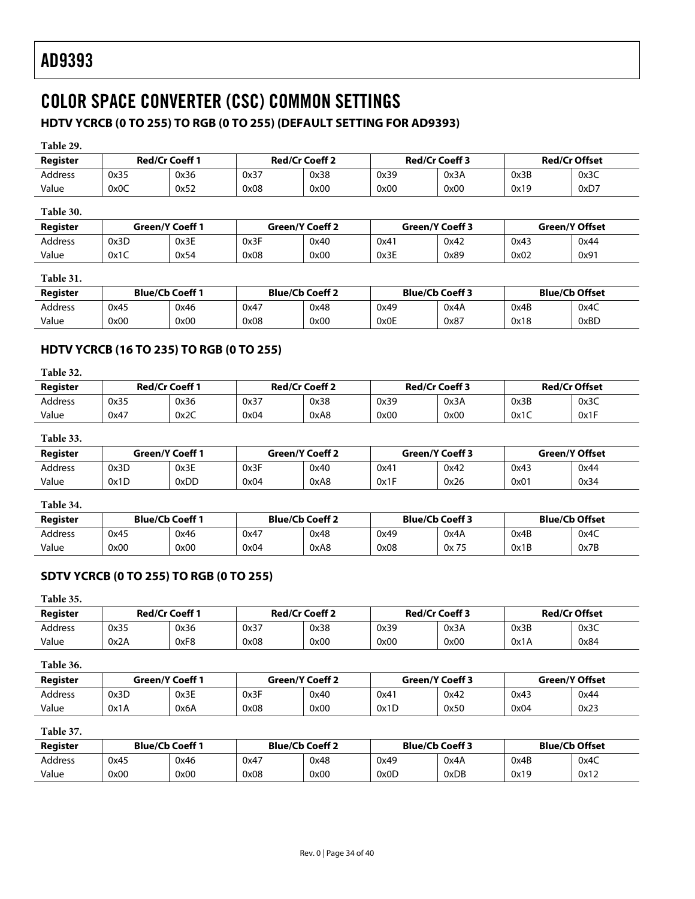# COLOR SPACE CONVERTER (CSC) COMMON SETTINGS

## HDTV YCRCB (0 TO 255) TO RGB (0 TO 255) (DEFAULT SETTING FOR AD9393)

**Table 29.**

| Register | Red/Cr Coeff 1 | | Red/Cr Coeff 2 | | Red/Cr Coeff 3 | | Red/Cr Offset | |
|---|---|---|---|---|---|---|---|---|
| Address | 0x35 | 0x36 | 0x37 | 0x38 | 0x39 | 0x3A | 0x3B | 0x3C |
| Value | 0x0C | 0x52 | 0x08 | 0x00 | 0x00 | 0x00 | 0x19 | 0xD7 |

**Table 30.**

| Register | Green/Y Coeff 1 | | Green/Y Coeff 2 | | Green/Y Coeff 3 | | Green/Y Offset | |
|---|---|---|---|---|---|---|---|---|
| Address | 0x3D | 0x3E | 0x3F | 0x40 | 0x41 | 0x42 | 0x43 | 0x44 |
| Value | 0x1C | 0x54 | 0x08 | 0x00 | 0x3E | 0x89 | 0x02 | 0x91 |

**Table 31.**

| Register | Blue/Cb Coeff 1 | | Blue/Cb Coeff 2 | | Blue/Cb Coeff 3 | | Blue/Cb Offset | |
|---|---|---|---|---|---|---|---|---|
| Address | 0x45 | 0x46 | 0x47 | 0x48 | 0x49 | 0x4A | 0x4B | 0x4C |
| Value | 0x00 | 0x00 | 0x08 | 0x00 | 0x0E | 0x87 | 0x18 | 0xBD |

## HDTV YCRCB (16 TO 235) TO RGB (0 TO 255)

**Table 32.**

| Register | Red/Cr Coeff 1 | | Red/Cr Coeff 2 | | Red/Cr Coeff 3 | | Red/Cr Offset | |
|---|---|---|---|---|---|---|---|---|
| Address | 0x35 | 0x36 | 0x37 | 0x38 | 0x39 | 0x3A | 0x3B | 0x3C |
| Value | 0x47 | 0x2C | 0x04 | 0xA8 | 0x00 | 0x00 | 0x1C | 0x1F |

**Table 33.**

| Register | Green/Y Coeff 1 | | Green/Y Coeff 2 | | Green/Y Coeff 3 | | Green/Y Offset | |
|---|---|---|---|---|---|---|---|---|
| Address | 0x3D | 0x3E | 0x3F | 0x40 | 0x41 | 0x42 | 0x43 | 0x44 |
| Value | 0x1D | 0xDD | 0x04 | 0xA8 | 0x1F | 0x26 | 0x01 | 0x34 |

**Table 34.**

| Register | Blue/Cb Coeff 1 | | Blue/Cb Coeff 2 | | Blue/Cb Coeff 3 | | Blue/Cb Offset | |
|---|---|---|---|---|---|---|---|---|
| Address | 0x45 | 0x46 | 0x47 | 0x48 | 0x49 | 0x4A | 0x4B | 0x4C |
| Value | 0x00 | 0x00 | 0x04 | 0xA8 | 0x08 | 0x 75 | 0x1B | 0x7B |

## SDTV YCRCB (0 TO 255) TO RGB (0 TO 255)

**Table 35.**

| Register | Red/Cr Coeff 1 | | Red/Cr Coeff 2 | | Red/Cr Coeff 3 | | Red/Cr Offset | |
|---|---|---|---|---|---|---|---|---|
| Address | 0x35 | 0x36 | 0x37 | 0x38 | 0x39 | 0x3A | 0x3B | 0x3C |
| Value | 0x2A | 0xF8 | 0x08 | 0x00 | 0x00 | 0x00 | 0x1A | 0x84 |

**Table 36.**

| Register | Green/Y Coeff 1 | | Green/Y Coeff 2 | | Green/Y Coeff 3 | | Green/Y Offset | |
|---|---|---|---|---|---|---|---|---|
| Address | 0x3D | 0x3E | 0x3F | 0x40 | 0x41 | 0x42 | 0x43 | 0x44 |
| Value | 0x1A | 0x6A | 0x08 | 0x00 | 0x1D | 0x50 | 0x04 | 0x23 |

**Table 37.**

| Register | Blue/Cb Coeff 1 | | Blue/Cb Coeff 2 | | Blue/Cb Coeff 3 | | Blue/Cb Offset | |
|---|---|---|---|---|---|---|---|---|
| Address | 0x45 | 0x46 | 0x47 | 0x48 | 0x49 | 0x4A | 0x4B | 0x4C |
| Value | 0x00 | 0x00 | 0x08 | 0x00 | 0x0D | 0xDB | 0x19 | 0x12 |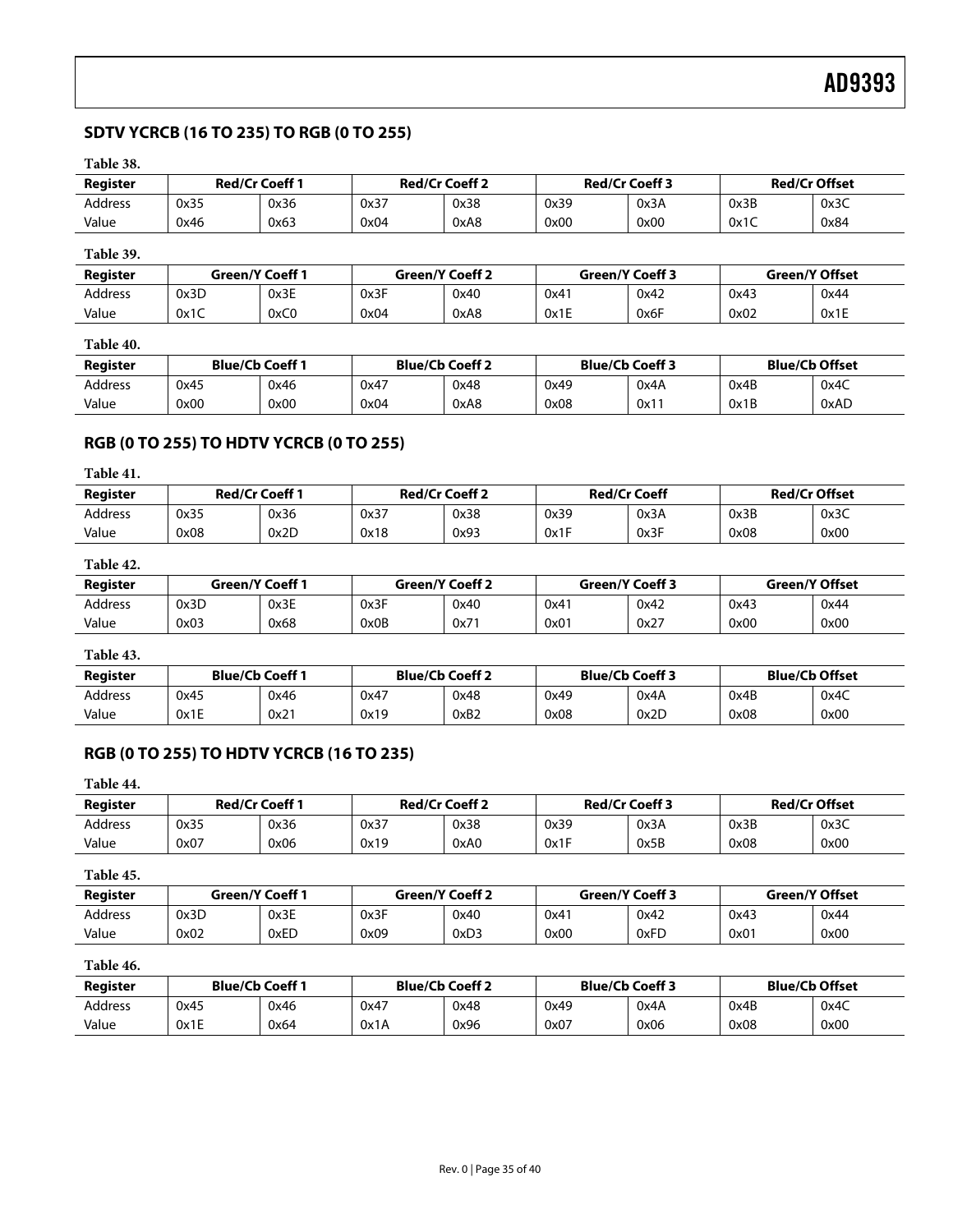## SDTV YCRCB (16 TO 235) TO RGB (0 TO 255)

**Table 38.**

| Register | Red/Cr Coeff 1 | | Red/Cr Coeff 2 | | Red/Cr Coeff 3 | | Red/Cr Offset | |
|---|---|---|---|---|---|---|---|---|
| Address | 0x35 | 0x36 | 0x37 | 0x38 | 0x39 | 0x3A | 0x3B | 0x3C |
| Value | 0x46 | 0x63 | 0x04 | 0xA8 | 0x00 | 0x00 | 0x1C | 0x84 |

**Table 39.**

| Register | Green/Y Coeff 1 | | Green/Y Coeff 2 | | Green/Y Coeff 3 | | Green/Y Offset | |
|---|---|---|---|---|---|---|---|---|
| Address | 0x3D | 0x3E | 0x3F | 0x40 | 0x41 | 0x42 | 0x43 | 0x44 |
| Value | 0x1C | 0xC0 | 0x04 | 0xA8 | 0x1E | 0x6F | 0x02 | 0x1E |

**Table 40.**

| Register | Blue/Cb Coeff 1 | | Blue/Cb Coeff 2 | | Blue/Cb Coeff 3 | | Blue/Cb Offset | |
|---|---|---|---|---|---|---|---|---|
| Address | 0x45 | 0x46 | 0x47 | 0x48 | 0x49 | 0x4A | 0x4B | 0x4C |
| Value | 0x00 | 0x00 | 0x04 | 0xA8 | 0x08 | 0x11 | 0x1B | 0xAD |

## RGB (0 TO 255) TO HDTV YCRCB (0 TO 255)

**Table 41.**

| Register | Red/Cr Coeff 1 | | Red/Cr Coeff 2 | | Red/Cr Coeff | | Red/Cr Offset | |
|---|---|---|---|---|---|---|---|---|
| Address | 0x35 | 0x36 | 0x37 | 0x38 | 0x39 | 0x3A | 0x3B | 0x3C |
| Value | 0x08 | 0x2D | 0x18 | 0x93 | 0x1F | 0x3F | 0x08 | 0x00 |

**Table 42.**

| Register | Green/Y Coeff 1 | | Green/Y Coeff 2 | | Green/Y Coeff 3 | | Green/Y Offset | |
|---|---|---|---|---|---|---|---|---|
| Address | 0x3D | 0x3E | 0x3F | 0x40 | 0x41 | 0x42 | 0x43 | 0x44 |
| Value | 0x03 | 0x68 | 0x0B | 0x71 | 0x01 | 0x27 | 0x00 | 0x00 |

**Table 43.**

| Register | Blue/Cb Coeff 1 | | Blue/Cb Coeff 2 | | Blue/Cb Coeff 3 | | Blue/Cb Offset | |
|---|---|---|---|---|---|---|---|---|
| Address | 0x45 | 0x46 | 0x47 | 0x48 | 0x49 | 0x4A | 0x4B | 0x4C |
| Value | 0x1E | 0x21 | 0x19 | 0xB2 | 0x08 | 0x2D | 0x08 | 0x00 |

## RGB (0 TO 255) TO HDTV YCRCB (16 TO 235)

**Table 44.**

| Register | Red/Cr Coeff 1 | | Red/Cr Coeff 2 | | Red/Cr Coeff 3 | | Red/Cr Offset | |
|---|---|---|---|---|---|---|---|---|
| Address | 0x35 | 0x36 | 0x37 | 0x38 | 0x39 | 0x3A | 0x3B | 0x3C |
| Value | 0x07 | 0x06 | 0x19 | 0xA0 | 0x1F | 0x5B | 0x08 | 0x00 |

**Table 45.**

| Register | Green/Y Coeff 1 | | Green/Y Coeff 2 | | Green/Y Coeff 3 | | Green/Y Offset | |
|---|---|---|---|---|---|---|---|---|
| Address | 0x3D | 0x3E | 0x3F | 0x40 | 0x41 | 0x42 | 0x43 | 0x44 |
| Value | 0x02 | 0xED | 0x09 | 0xD3 | 0x00 | 0xFD | 0x01 | 0x00 |

**Table 46.**

| Register | Blue/Cb Coeff 1 | | Blue/Cb Coeff 2 | | Blue/Cb Coeff 3 | | Blue/Cb Offset | |
|---|---|---|---|---|---|---|---|---|
| Address | 0x45 | 0x46 | 0x47 | 0x48 | 0x49 | 0x4A | 0x4B | 0x4C |
| Value | 0x1E | 0x64 | 0x1A | 0x96 | 0x07 | 0x06 | 0x08 | 0x00 |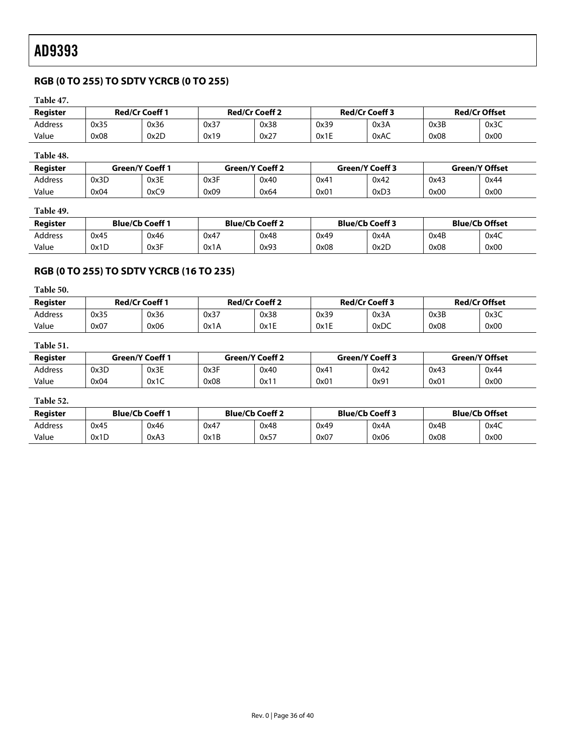## RGB (0 TO 255) TO SDTV YCRCB (0 TO 255)

**Table 47.**

| Register | Red/Cr Coeff 1 | | Red/Cr Coeff 2 | | Red/Cr Coeff 3 | | Red/Cr Offset | |
|---|---|---|---|---|---|---|---|---|
| Address | 0x35 | 0x36 | 0x37 | 0x38 | 0x39 | 0x3A | 0x3B | 0x3C |
| Value | 0x08 | 0x2D | 0x19 | 0x27 | 0x1E | 0xAC | 0x08 | 0x00 |

**Table 48.**

| Register | Green/Y Coeff 1 | | Green/Y Coeff 2 | | Green/Y Coeff 3 | | Green/Y Offset | |
|---|---|---|---|---|---|---|---|---|
| Address | 0x3D | 0x3E | 0x3F | 0x40 | 0x41 | 0x42 | 0x43 | 0x44 |
| Value | 0x04 | 0xC9 | 0x09 | 0x64 | 0x01 | 0xD3 | 0x00 | 0x00 |

**Table 49.**

| Register | Blue/Cb Coeff 1 | | Blue/Cb Coeff 2 | | Blue/Cb Coeff 3 | | Blue/Cb Offset | |
|---|---|---|---|---|---|---|---|---|
| Address | 0x45 | 0x46 | 0x47 | 0x48 | 0x49 | 0x4A | 0x4B | 0x4C |
| Value | 0x1D | 0x3F | 0x1A | 0x93 | 0x08 | 0x2D | 0x08 | 0x00 |

## RGB (0 TO 255) TO SDTV YCRCB (16 TO 235)

**Table 50.**

| Register | Red/Cr Coeff 1 | | Red/Cr Coeff 2 | | Red/Cr Coeff 3 | | Red/Cr Offset | |
|---|---|---|---|---|---|---|---|---|
| Address | 0x35 | 0x36 | 0x37 | 0x38 | 0x39 | 0x3A | 0x3B | 0x3C |
| Value | 0x07 | 0x06 | 0x1A | 0x1E | 0x1E | 0xDC | 0x08 | 0x00 |

**Table 51.**

| Register | Green/Y Coeff 1 | | Green/Y Coeff 2 | | Green/Y Coeff 3 | | Green/Y Offset | |
|---|---|---|---|---|---|---|---|---|
| Address | 0x3D | 0x3E | 0x3F | 0x40 | 0x41 | 0x42 | 0x43 | 0x44 |
| Value | 0x04 | 0x1C | 0x08 | 0x11 | 0x01 | 0x91 | 0x01 | 0x00 |

**Table 52.**

| Register | Blue/Cb Coeff 1 | | Blue/Cb Coeff 2 | | Blue/Cb Coeff 3 | | Blue/Cb Offset | |
|---|---|---|---|---|---|---|---|---|
| Address | 0x45 | 0x46 | 0x47 | 0x48 | 0x49 | 0x4A | 0x4B | 0x4C |
| Value | 0x1D | 0xA3 | 0x1B | 0x57 | 0x07 | 0x06 | 0x08 | 0x00 |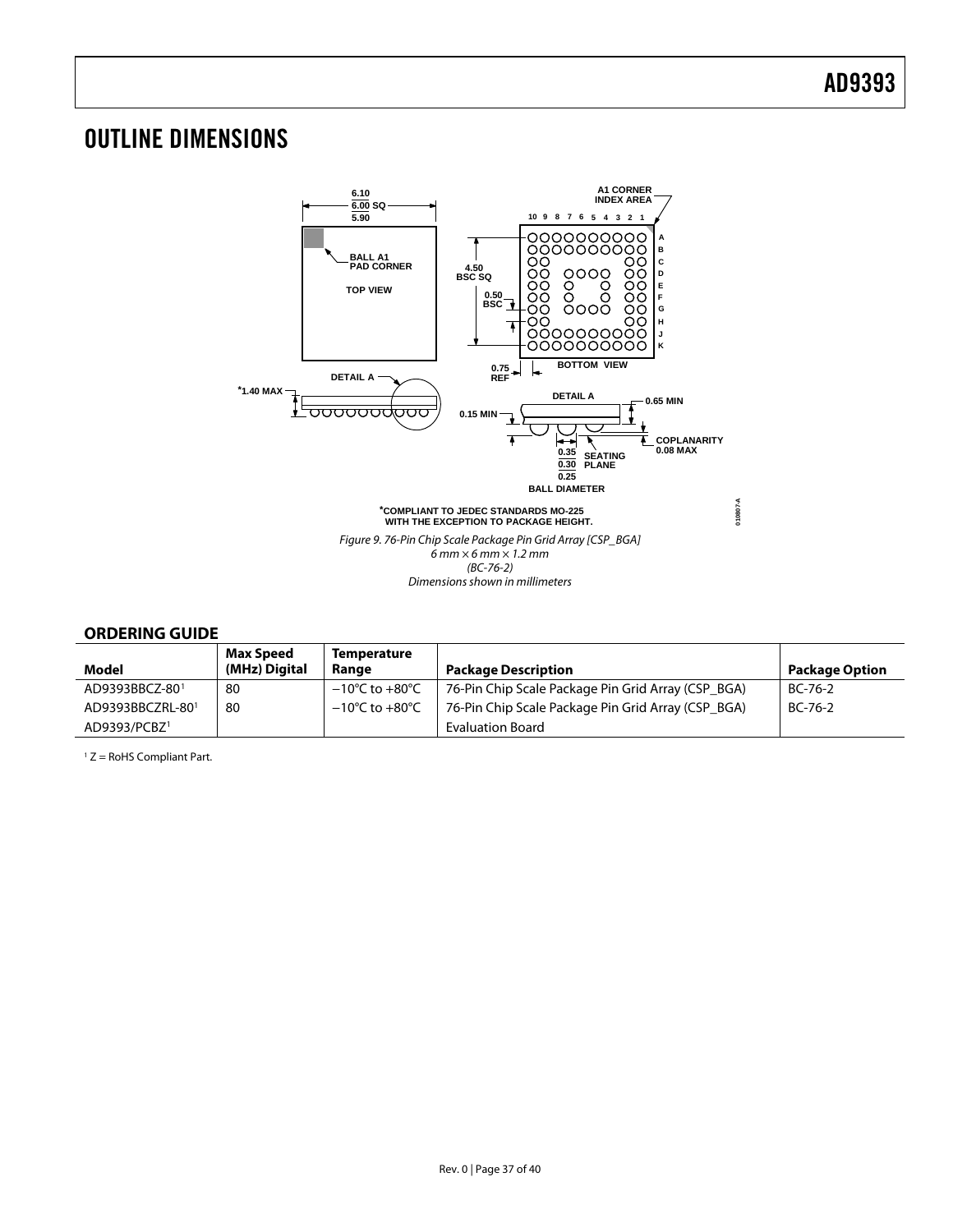# OUTLINE DIMENSIONS

*COMPLIANT TO JEDEC STANDARDS MO-225 WITH THE EXCEPTION TO PACKAGE HEIGHT.

*Figure 9. 76-Pin Chip Scale Package Pin Grid Array [CSP_BGA]*
*6 mm × 6 mm × 1.2 mm*
*(BC-76-2)*
*Dimensions shown in millimeters*

## ORDERING GUIDE

| Model | Max Speed (MHz) Digital | Temperature Range | Package Description | Package Option |
|---|---|---|---|---|
| AD9393BBCZ-80[1] | 80 | −10°C to +80°C | 76-Pin Chip Scale Package Pin Grid Array (CSP_BGA) | BC-76-2 |
| AD9393BBCZRL-80[1] | 80 | −10°C to +80°C | 76-Pin Chip Scale Package Pin Grid Array (CSP_BGA) | BC-76-2 |
| AD9393/PCBZ[1] | | | Evaluation Board | |

[1] Z = RoHS Compliant Part.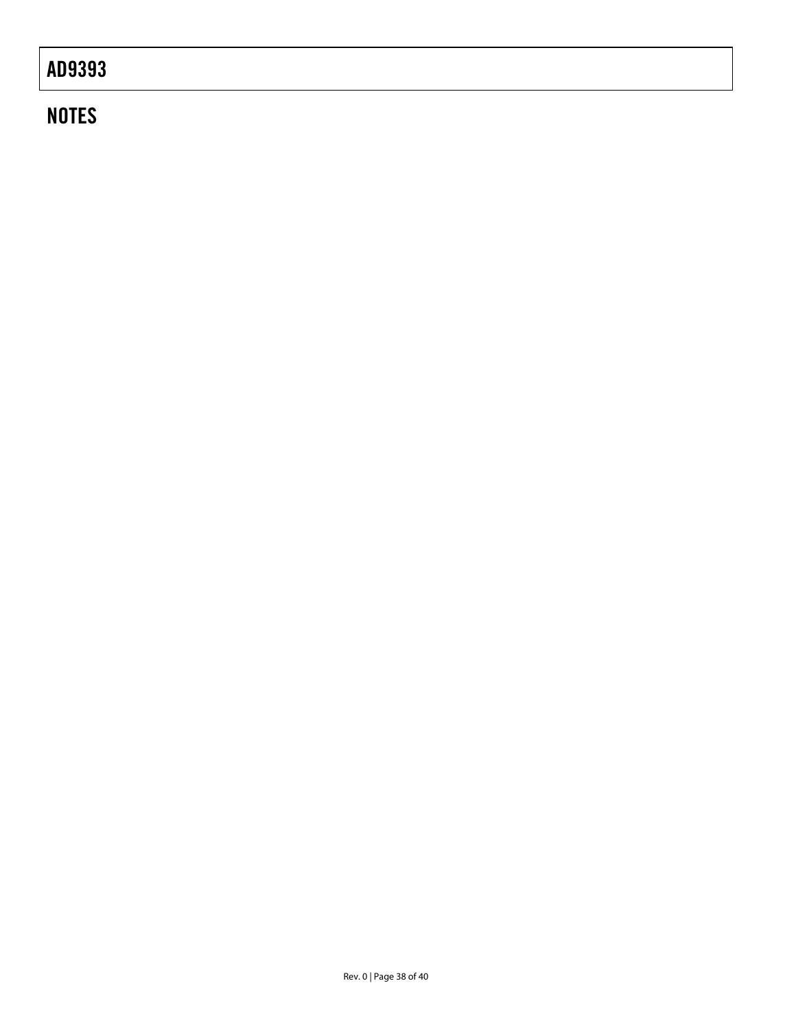## NOTES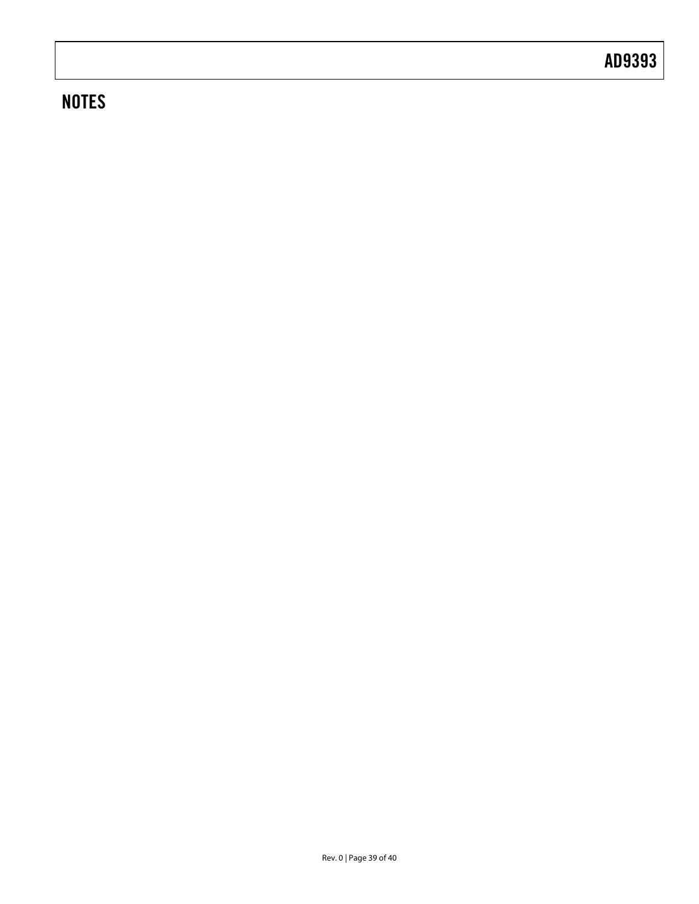## NOTES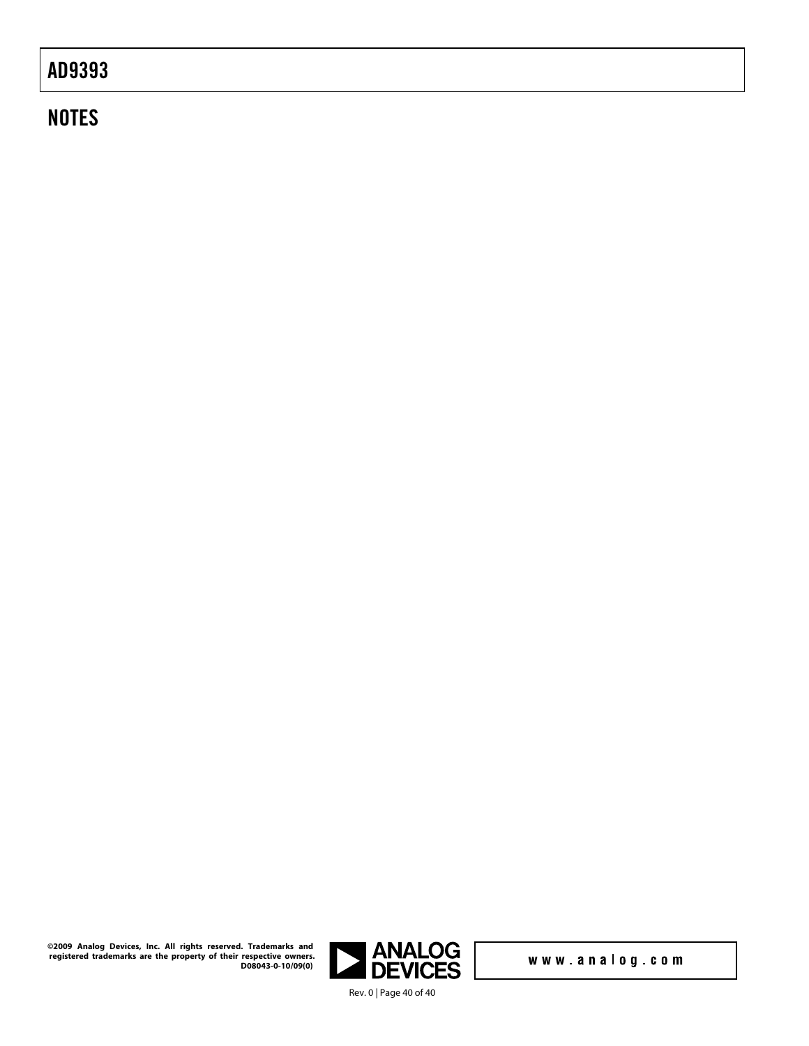## NOTES

©2009 Analog Devices, Inc. All rights reserved. Trademarks and registered trademarks are the property of their respective owners.
D08043-0-10/09(0)

www.analog.com